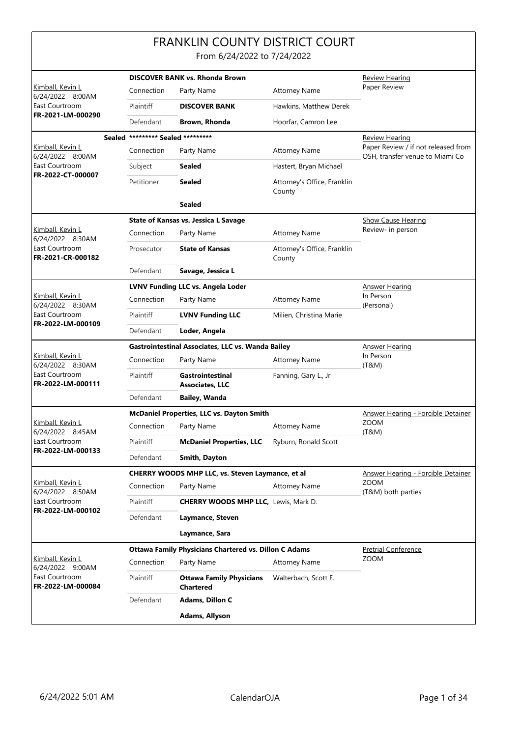# FRANKLIN COUNTY DISTRICT COURT

From 6/24/2022 to 7/24/2022

| Judge / Date / Location / Case | Case Title | | | Hearing |
|---|---|---|---|---|
| Kimball, Kevin L<br>6/24/2022 8:00AM<br>East Courtroom<br>**FR-2021-LM-000290** | **DISCOVER BANK vs. Rhonda Brown** | | | Review Hearing<br>Paper Review |
| | Connection | Party Name | Attorney Name | |
| | Plaintiff | **DISCOVER BANK** | Hawkins, Matthew Derek | |
| | Defendant | **Brown, Rhonda** | Hoorfar, Camron Lee | |
| Kimball, Kevin L<br>6/24/2022 8:00AM<br>East Courtroom<br>**FR-2022-CT-000007** | **Sealed ********* Sealed ********* | | | Review Hearing<br>Paper Review / if not released from OSH, transfer venue to Miami Co |
| | Connection | Party Name | Attorney Name | |
| | Subject | **Sealed** | Hastert, Bryan Michael | |
| | Petitioner | **Sealed** | Attorney's Office, Franklin County | |
| | | **Sealed** | | |
| Kimball, Kevin L<br>6/24/2022 8:30AM<br>East Courtroom<br>**FR-2021-CR-000182** | **State of Kansas vs. Jessica L Savage** | | | Show Cause Hearing<br>Review- in person |
| | Connection | Party Name | Attorney Name | |
| | Prosecutor | **State of Kansas** | Attorney's Office, Franklin County | |
| | Defendant | **Savage, Jessica L** | | |
| Kimball, Kevin L<br>6/24/2022 8:30AM<br>East Courtroom<br>**FR-2022-LM-000109** | **LVNV Funding LLC vs. Angela Loder** | | | Answer Hearing<br>In Person<br>(Personal) |
| | Connection | Party Name | Attorney Name | |
| | Plaintiff | **LVNV Funding LLC** | Milien, Christina Marie | |
| | Defendant | **Loder, Angela** | | |
| Kimball, Kevin L<br>6/24/2022 8:30AM<br>East Courtroom<br>**FR-2022-LM-000111** | **Gastrointestinal Associates, LLC vs. Wanda Bailey** | | | Answer Hearing<br>In Person<br>(T&M) |
| | Connection | Party Name | Attorney Name | |
| | Plaintiff | **Gastrointestinal Associates, LLC** | Fanning, Gary L., Jr | |
| | Defendant | **Bailey, Wanda** | | |
| Kimball, Kevin L<br>6/24/2022 8:45AM<br>East Courtroom<br>**FR-2022-LM-000133** | **McDaniel Properties, LLC vs. Dayton Smith** | | | Answer Hearing - Forcible Detainer<br>ZOOM<br>(T&M) |
| | Connection | Party Name | Attorney Name | |
| | Plaintiff | **McDaniel Properties, LLC** | Ryburn, Ronald Scott | |
| | Defendant | **Smith, Dayton** | | |
| Kimball, Kevin L<br>6/24/2022 8:50AM<br>East Courtroom<br>**FR-2022-LM-000102** | **CHERRY WOODS MHP LLC, vs. Steven Laymance, et al** | | | Answer Hearing - Forcible Detainer<br>ZOOM<br>(T&M) both parties |
| | Connection | Party Name | Attorney Name | |
| | Plaintiff | **CHERRY WOODS MHP LLC,** | Lewis, Mark D. | |
| | Defendant | **Laymance, Steven** | | |
| | | **Laymance, Sara** | | |
| Kimball, Kevin L<br>6/24/2022 9:00AM<br>East Courtroom<br>**FR-2022-LM-000084** | **Ottawa Family Physicians Chartered vs. Dillon C Adams** | | | Pretrial Conference<br>ZOOM |
| | Connection | Party Name | Attorney Name | |
| | Plaintiff | **Ottawa Family Physicians Chartered** | Walterbach, Scott F. | |
| | Defendant | **Adams, Dillon C** | | |
| | | **Adams, Allyson** | | |

6/24/2022 5:01 AM — CalendarOJA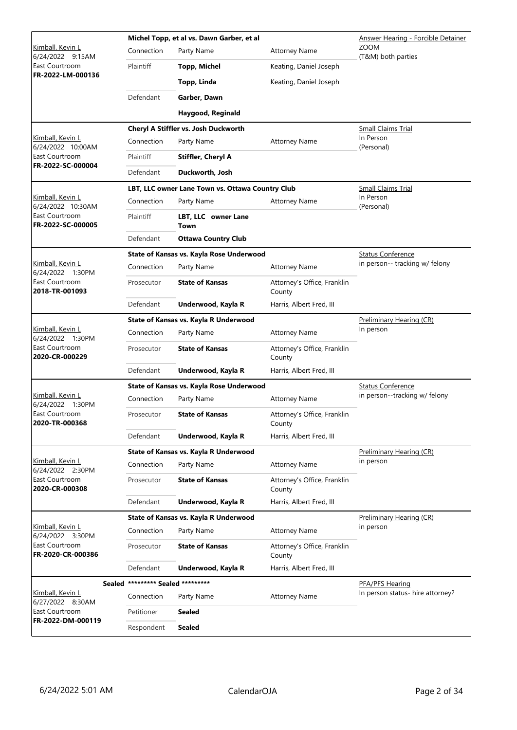| Judge / Date / Location / Case | Case Title | Connection | Party Name | Attorney Name | Hearing / Notes |
|---|---|---|---|---|---|
| Kimball, Kevin L<br>6/24/2022 9:15AM<br>East Courtroom<br>**FR-2022-LM-000136** | **Michel Topp, et al vs. Dawn Garber, et al** | Plaintiff | **Topp, Michel** | Keating, Daniel Joseph | Answer Hearing - Forcible Detainer<br>ZOOM<br>(T&M) both parties |
| | | | **Topp, Linda** | Keating, Daniel Joseph | |
| | | Defendant | **Garber, Dawn** | | |
| | | | **Haygood, Reginald** | | |
| Kimball, Kevin L<br>6/24/2022 10:00AM<br>East Courtroom<br>**FR-2022-SC-000004** | **Cheryl A Stiffler vs. Josh Duckworth** | Plaintiff | **Stiffler, Cheryl A** | | Small Claims Trial<br>In Person<br>(Personal) |
| | | Defendant | **Duckworth, Josh** | | |
| Kimball, Kevin L<br>6/24/2022 10:30AM<br>East Courtroom<br>**FR-2022-SC-000005** | **LBT, LLC owner Lane Town vs. Ottawa Country Club** | Plaintiff | **LBT, LLC owner Lane Town** | | Small Claims Trial<br>In Person<br>(Personal) |
| | | Defendant | **Ottawa Country Club** | | |
| Kimball, Kevin L<br>6/24/2022 1:30PM<br>East Courtroom<br>**2018-TR-001093** | **State of Kansas vs. Kayla Rose Underwood** | Prosecutor | **State of Kansas** | Attorney's Office, Franklin County | Status Conference<br>in person-- tracking w/ felony |
| | | Defendant | **Underwood, Kayla R** | Harris, Albert Fred, III | |
| Kimball, Kevin L<br>6/24/2022 1:30PM<br>East Courtroom<br>**2020-CR-000229** | **State of Kansas vs. Kayla R Underwood** | Prosecutor | **State of Kansas** | Attorney's Office, Franklin County | Preliminary Hearing (CR)<br>In person |
| | | Defendant | **Underwood, Kayla R** | Harris, Albert Fred, III | |
| Kimball, Kevin L<br>6/24/2022 1:30PM<br>East Courtroom<br>**2020-TR-000368** | **State of Kansas vs. Kayla Rose Underwood** | Prosecutor | **State of Kansas** | Attorney's Office, Franklin County | Status Conference<br>in person--tracking w/ felony |
| | | Defendant | **Underwood, Kayla R** | Harris, Albert Fred, III | |
| Kimball, Kevin L<br>6/24/2022 2:30PM<br>East Courtroom<br>**2020-CR-000308** | **State of Kansas vs. Kayla R Underwood** | Prosecutor | **State of Kansas** | Attorney's Office, Franklin County | Preliminary Hearing (CR)<br>in person |
| | | Defendant | **Underwood, Kayla R** | Harris, Albert Fred, III | |
| Kimball, Kevin L<br>6/24/2022 3:30PM<br>East Courtroom<br>**FR-2020-CR-000386** | **State of Kansas vs. Kayla R Underwood** | Prosecutor | **State of Kansas** | Attorney's Office, Franklin County | Preliminary Hearing (CR)<br>in person |
| | | Defendant | **Underwood, Kayla R** | Harris, Albert Fred, III | |
| Kimball, Kevin L<br>6/27/2022 8:30AM<br>East Courtroom<br>**FR-2022-DM-000119** | **Sealed \*\*\*\*\*\*\*\*\* Sealed \*\*\*\*\*\*\*\*\*** | Petitioner | **Sealed** | | PFA/PFS Hearing<br>In person status- hire attorney? |
| | | Respondent | **Sealed** | | |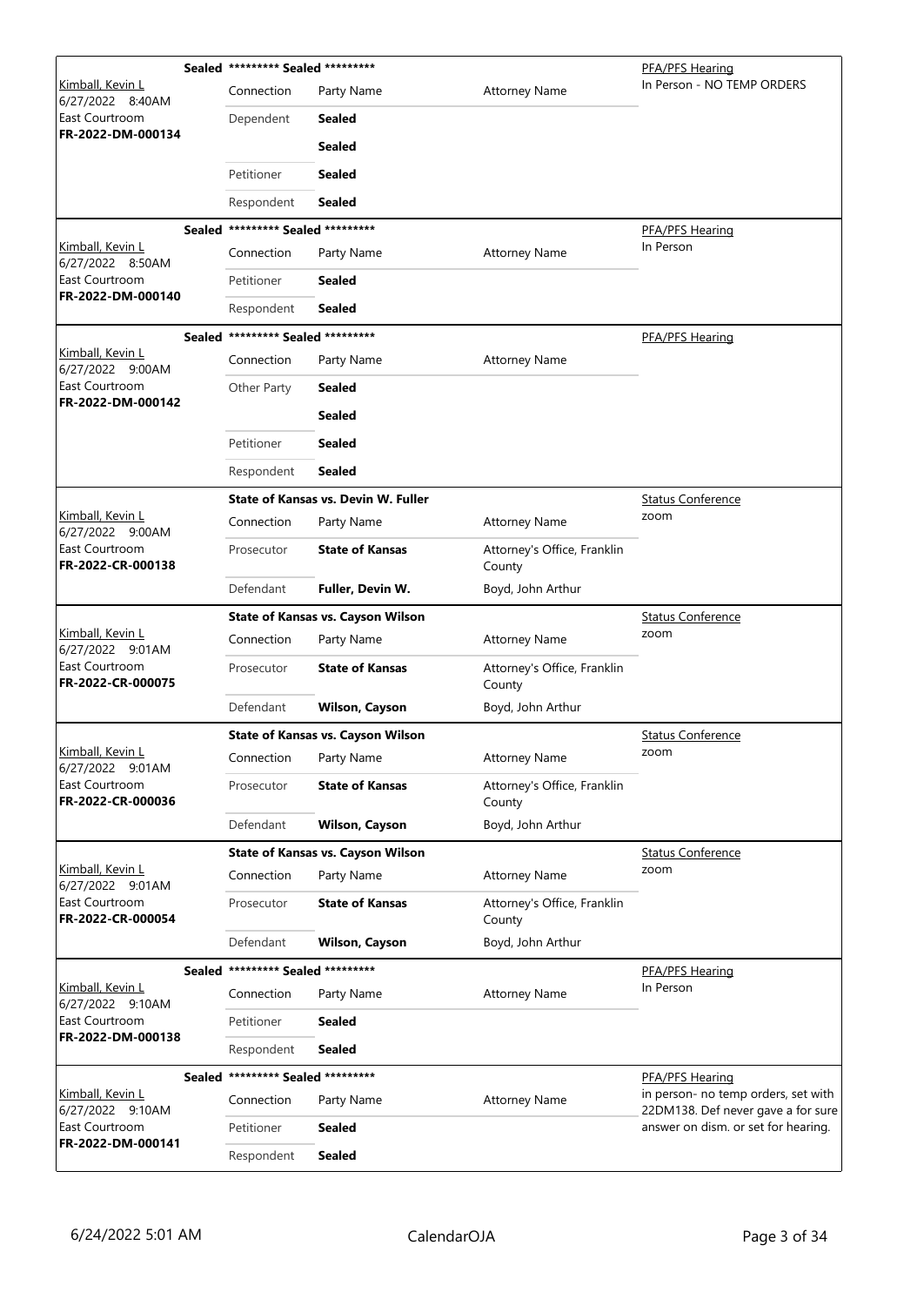**Sealed** ********* Sealed *********

| Kimball, Kevin L<br>6/27/2022 8:40AM<br>East Courtroom<br>**FR-2022-DM-000134** | Connection | Party Name | Attorney Name | PFA/PFS Hearing<br>In Person - NO TEMP ORDERS |
|---|---|---|---|---|
| | Dependent | **Sealed** | | |
| | | **Sealed** | | |
| | Petitioner | **Sealed** | | |
| | Respondent | **Sealed** | | |

**Sealed** ********* Sealed *********

| Kimball, Kevin L<br>6/27/2022 8:50AM<br>East Courtroom<br>**FR-2022-DM-000140** | Connection | Party Name | Attorney Name | PFA/PFS Hearing<br>In Person |
|---|---|---|---|---|
| | Petitioner | **Sealed** | | |
| | Respondent | **Sealed** | | |

**Sealed** ********* Sealed *********

| Kimball, Kevin L<br>6/27/2022 9:00AM<br>East Courtroom<br>**FR-2022-DM-000142** | Connection | Party Name | Attorney Name | PFA/PFS Hearing |
|---|---|---|---|---|
| | Other Party | **Sealed** | | |
| | | **Sealed** | | |
| | Petitioner | **Sealed** | | |
| | Respondent | **Sealed** | | |

**State of Kansas vs. Devin W. Fuller**

| Kimball, Kevin L<br>6/27/2022 9:00AM<br>East Courtroom<br>**FR-2022-CR-000138** | Connection | Party Name | Attorney Name | Status Conference<br>zoom |
|---|---|---|---|---|
| | Prosecutor | **State of Kansas** | Attorney's Office, Franklin County | |
| | Defendant | **Fuller, Devin W.** | Boyd, John Arthur | |

**State of Kansas vs. Cayson Wilson**

| Kimball, Kevin L<br>6/27/2022 9:01AM<br>East Courtroom<br>**FR-2022-CR-000075** | Connection | Party Name | Attorney Name | Status Conference<br>zoom |
|---|---|---|---|---|
| | Prosecutor | **State of Kansas** | Attorney's Office, Franklin County | |
| | Defendant | **Wilson, Cayson** | Boyd, John Arthur | |

**State of Kansas vs. Cayson Wilson**

| Kimball, Kevin L<br>6/27/2022 9:01AM<br>East Courtroom<br>**FR-2022-CR-000036** | Connection | Party Name | Attorney Name | Status Conference<br>zoom |
|---|---|---|---|---|
| | Prosecutor | **State of Kansas** | Attorney's Office, Franklin County | |
| | Defendant | **Wilson, Cayson** | Boyd, John Arthur | |

**State of Kansas vs. Cayson Wilson**

| Kimball, Kevin L<br>6/27/2022 9:01AM<br>East Courtroom<br>**FR-2022-CR-000054** | Connection | Party Name | Attorney Name | Status Conference<br>zoom |
|---|---|---|---|---|
| | Prosecutor | **State of Kansas** | Attorney's Office, Franklin County | |
| | Defendant | **Wilson, Cayson** | Boyd, John Arthur | |

**Sealed** ********* Sealed *********

| Kimball, Kevin L<br>6/27/2022 9:10AM<br>East Courtroom<br>**FR-2022-DM-000138** | Connection | Party Name | Attorney Name | PFA/PFS Hearing<br>In Person |
|---|---|---|---|---|
| | Petitioner | **Sealed** | | |
| | Respondent | **Sealed** | | |

**Sealed** ********* Sealed *********

| Kimball, Kevin L<br>6/27/2022 9:10AM<br>East Courtroom<br>**FR-2022-DM-000141** | Connection | Party Name | Attorney Name | PFA/PFS Hearing<br>in person- no temp orders, set with 22DM138. Def never gave a for sure answer on dism. or set for hearing. |
|---|---|---|---|---|
| | Petitioner | **Sealed** | | |
| | Respondent | **Sealed** | | |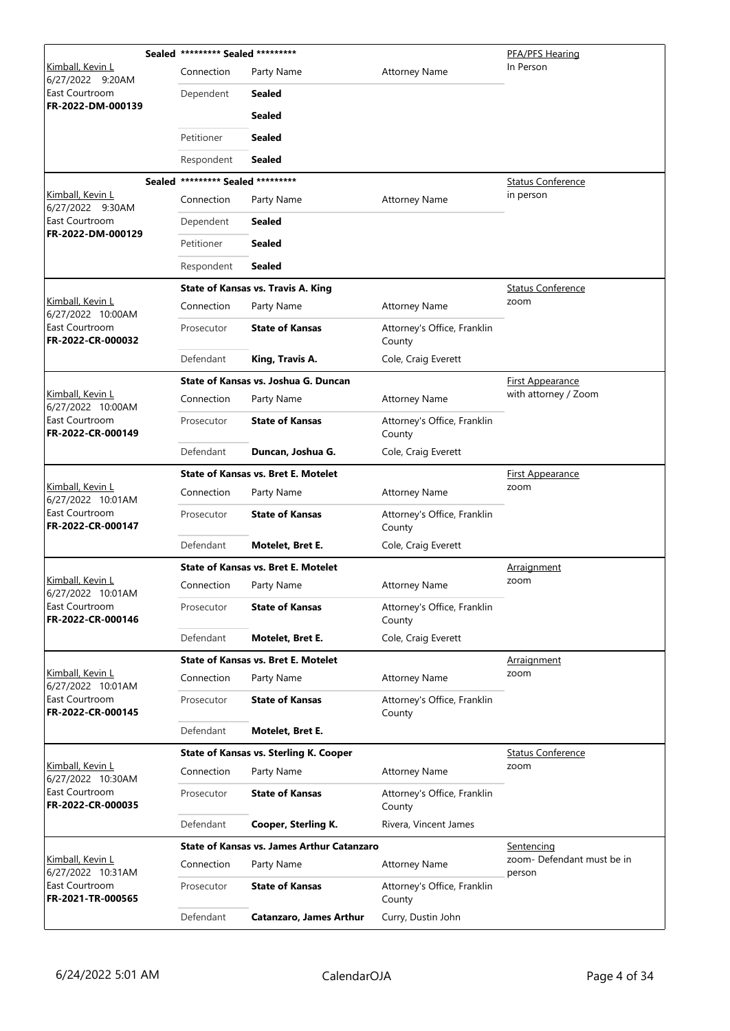| Judge / Date / Courtroom / Case | Case Title | Connection | Party Name | Attorney Name | Hearing Type / Notes |
|---|---|---|---|---|---|
| Kimball, Kevin L<br>6/27/2022 9:20AM<br>East Courtroom<br>**FR-2022-DM-000139** | Sealed ********* Sealed ********* | Dependent | **Sealed** | | PFA/PFS Hearing<br>In Person |
| | | | **Sealed** | | |
| | | Petitioner | **Sealed** | | |
| | | Respondent | **Sealed** | | |
| Kimball, Kevin L<br>6/27/2022 9:30AM<br>East Courtroom<br>**FR-2022-DM-000129** | Sealed ********* Sealed ********* | Dependent | **Sealed** | | Status Conference<br>in person |
| | | Petitioner | **Sealed** | | |
| | | Respondent | **Sealed** | | |
| Kimball, Kevin L<br>6/27/2022 10:00AM<br>East Courtroom<br>**FR-2022-CR-000032** | **State of Kansas vs. Travis A. King** | Prosecutor | **State of Kansas** | Attorney's Office, Franklin County | Status Conference<br>zoom |
| | | Defendant | **King, Travis A.** | Cole, Craig Everett | |
| Kimball, Kevin L<br>6/27/2022 10:00AM<br>East Courtroom<br>**FR-2022-CR-000149** | **State of Kansas vs. Joshua G. Duncan** | Prosecutor | **State of Kansas** | Attorney's Office, Franklin County | First Appearance<br>with attorney / Zoom |
| | | Defendant | **Duncan, Joshua G.** | Cole, Craig Everett | |
| Kimball, Kevin L<br>6/27/2022 10:01AM<br>East Courtroom<br>**FR-2022-CR-000147** | **State of Kansas vs. Bret E. Motelet** | Prosecutor | **State of Kansas** | Attorney's Office, Franklin County | First Appearance<br>zoom |
| | | Defendant | **Motelet, Bret E.** | Cole, Craig Everett | |
| Kimball, Kevin L<br>6/27/2022 10:01AM<br>East Courtroom<br>**FR-2022-CR-000146** | **State of Kansas vs. Bret E. Motelet** | Prosecutor | **State of Kansas** | Attorney's Office, Franklin County | Arraignment<br>zoom |
| | | Defendant | **Motelet, Bret E.** | Cole, Craig Everett | |
| Kimball, Kevin L<br>6/27/2022 10:01AM<br>East Courtroom<br>**FR-2022-CR-000145** | **State of Kansas vs. Bret E. Motelet** | Prosecutor | **State of Kansas** | Attorney's Office, Franklin County | Arraignment<br>zoom |
| | | Defendant | **Motelet, Bret E.** | | |
| Kimball, Kevin L<br>6/27/2022 10:30AM<br>East Courtroom<br>**FR-2022-CR-000035** | **State of Kansas vs. Sterling K. Cooper** | Prosecutor | **State of Kansas** | Attorney's Office, Franklin County | Status Conference<br>zoom |
| | | Defendant | **Cooper, Sterling K.** | Rivera, Vincent James | |
| Kimball, Kevin L<br>6/27/2022 10:31AM<br>East Courtroom<br>**FR-2021-TR-000565** | **State of Kansas vs. James Arthur Catanzaro** | Prosecutor | **State of Kansas** | Attorney's Office, Franklin County | Sentencing<br>zoom- Defendant must be in person |
| | | Defendant | **Catanzaro, James Arthur** | Curry, Dustin John | |

6/24/2022 5:01 AM CalendarOJA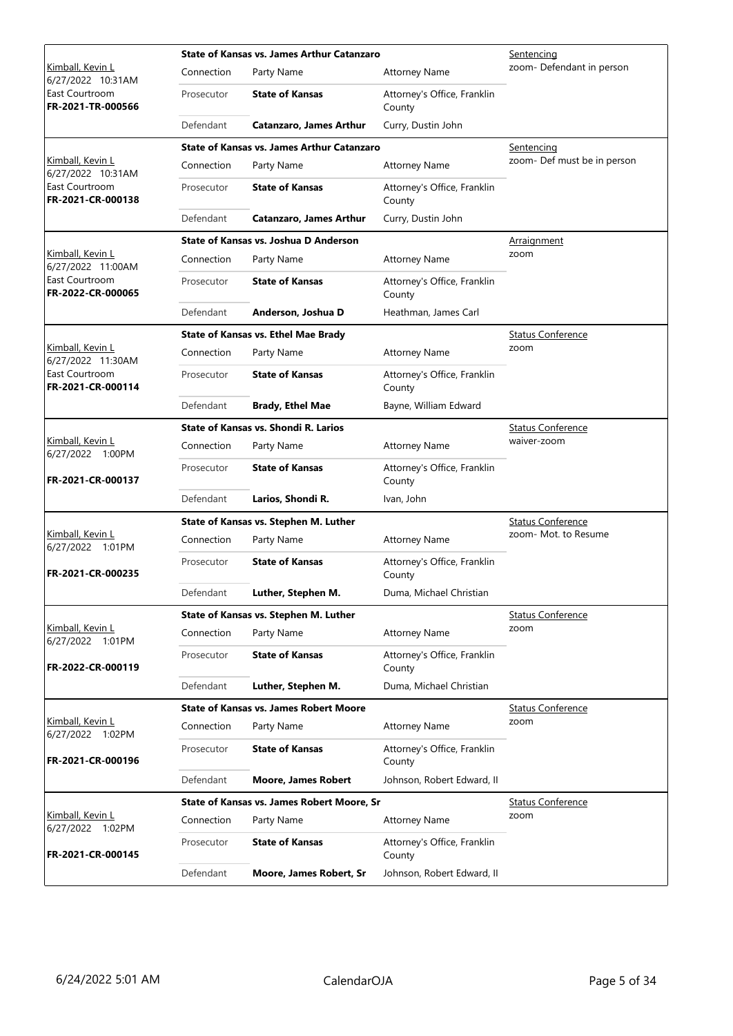| Judge / Date / Location / Case | Connection | Party Name | Attorney Name | Hearing |
|---|---|---|---|---|
| **State of Kansas vs. James Arthur Catanzaro** | | | | Sentencing |
| Kimball, Kevin L<br>6/27/2022 10:31AM<br>East Courtroom<br>**FR-2021-TR-000566** | Connection | Party Name | Attorney Name | zoom- Defendant in person |
| | Prosecutor | **State of Kansas** | Attorney's Office, Franklin County | |
| | Defendant | **Catanzaro, James Arthur** | Curry, Dustin John | |
| **State of Kansas vs. James Arthur Catanzaro** | | | | Sentencing |
| Kimball, Kevin L<br>6/27/2022 10:31AM<br>East Courtroom<br>**FR-2021-CR-000138** | Connection | Party Name | Attorney Name | zoom- Def must be in person |
| | Prosecutor | **State of Kansas** | Attorney's Office, Franklin County | |
| | Defendant | **Catanzaro, James Arthur** | Curry, Dustin John | |
| **State of Kansas vs. Joshua D Anderson** | | | | Arraignment |
| Kimball, Kevin L<br>6/27/2022 11:00AM<br>East Courtroom<br>**FR-2022-CR-000065** | Connection | Party Name | Attorney Name | zoom |
| | Prosecutor | **State of Kansas** | Attorney's Office, Franklin County | |
| | Defendant | **Anderson, Joshua D** | Heathman, James Carl | |
| **State of Kansas vs. Ethel Mae Brady** | | | | Status Conference |
| Kimball, Kevin L<br>6/27/2022 11:30AM<br>East Courtroom<br>**FR-2021-CR-000114** | Connection | Party Name | Attorney Name | zoom |
| | Prosecutor | **State of Kansas** | Attorney's Office, Franklin County | |
| | Defendant | **Brady, Ethel Mae** | Bayne, William Edward | |
| **State of Kansas vs. Shondi R. Larios** | | | | Status Conference |
| Kimball, Kevin L<br>6/27/2022 1:00PM<br>**FR-2021-CR-000137** | Connection | Party Name | Attorney Name | waiver-zoom |
| | Prosecutor | **State of Kansas** | Attorney's Office, Franklin County | |
| | Defendant | **Larios, Shondi R.** | Ivan, John | |
| **State of Kansas vs. Stephen M. Luther** | | | | Status Conference |
| Kimball, Kevin L<br>6/27/2022 1:01PM<br>**FR-2021-CR-000235** | Connection | Party Name | Attorney Name | zoom- Mot. to Resume |
| | Prosecutor | **State of Kansas** | Attorney's Office, Franklin County | |
| | Defendant | **Luther, Stephen M.** | Duma, Michael Christian | |
| **State of Kansas vs. Stephen M. Luther** | | | | Status Conference |
| Kimball, Kevin L<br>6/27/2022 1:01PM<br>**FR-2022-CR-000119** | Connection | Party Name | Attorney Name | zoom |
| | Prosecutor | **State of Kansas** | Attorney's Office, Franklin County | |
| | Defendant | **Luther, Stephen M.** | Duma, Michael Christian | |
| **State of Kansas vs. James Robert Moore** | | | | Status Conference |
| Kimball, Kevin L<br>6/27/2022 1:02PM<br>**FR-2021-CR-000196** | Connection | Party Name | Attorney Name | zoom |
| | Prosecutor | **State of Kansas** | Attorney's Office, Franklin County | |
| | Defendant | **Moore, James Robert** | Johnson, Robert Edward, II | |
| **State of Kansas vs. James Robert Moore, Sr** | | | | Status Conference |
| Kimball, Kevin L<br>6/27/2022 1:02PM<br>**FR-2021-CR-000145** | Connection | Party Name | Attorney Name | zoom |
| | Prosecutor | **State of Kansas** | Attorney's Office, Franklin County | |
| | Defendant | **Moore, James Robert, Sr** | Johnson, Robert Edward, II | |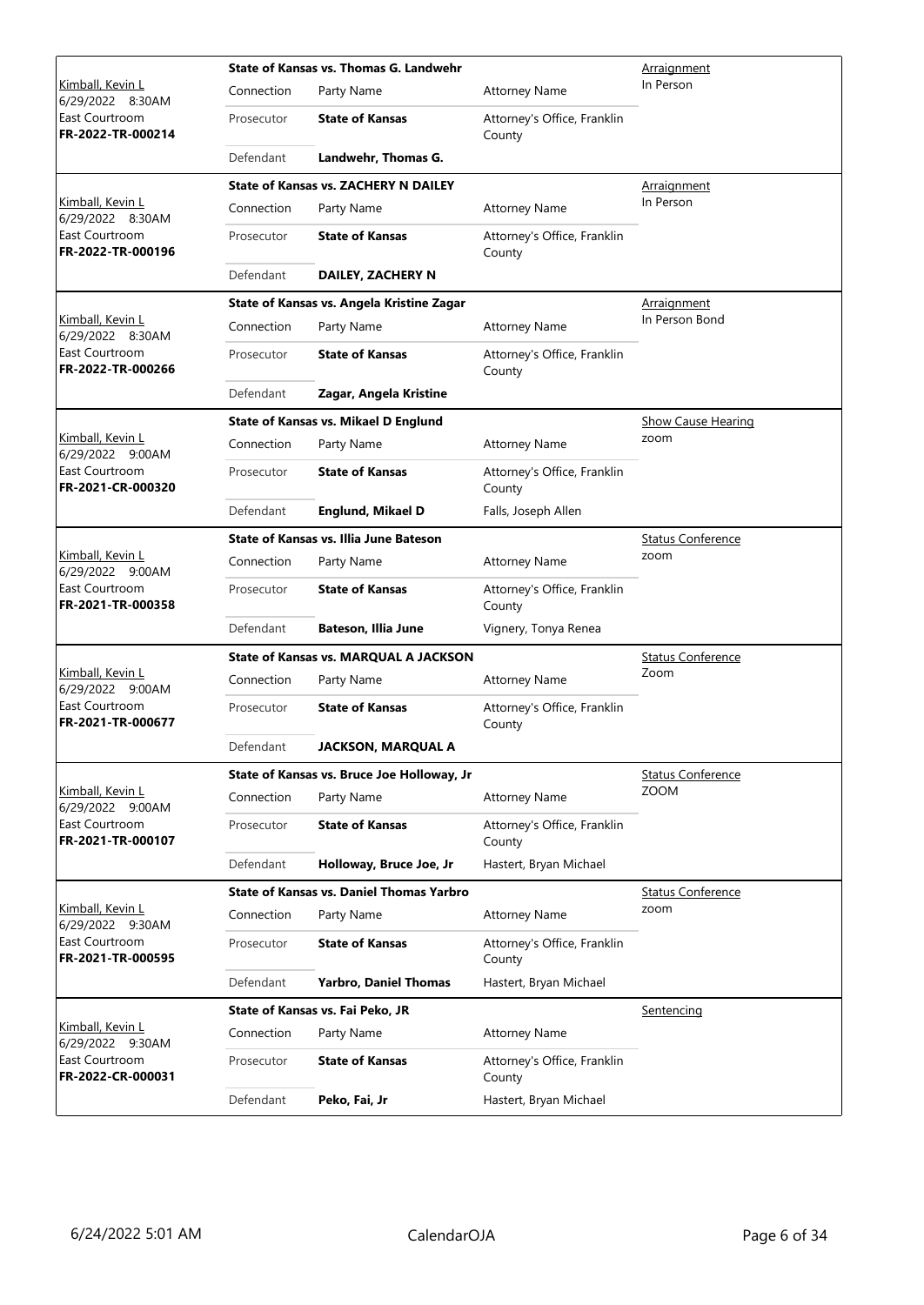| Judge / Date / Location / Case No. | Case | | | Hearing Type |
|---|---|---|---|---|
| Kimball, Kevin L<br>6/29/2022 8:30AM<br>East Courtroom<br>**FR-2022-TR-000214** | **State of Kansas vs. Thomas G. Landwehr** | | | Arraignment<br>In Person |
| | Connection | Party Name | Attorney Name | |
| | Prosecutor | **State of Kansas** | Attorney's Office, Franklin County | |
| | Defendant | **Landwehr, Thomas G.** | | |
| Kimball, Kevin L<br>6/29/2022 8:30AM<br>East Courtroom<br>**FR-2022-TR-000196** | **State of Kansas vs. ZACHERY N DAILEY** | | | Arraignment<br>In Person |
| | Connection | Party Name | Attorney Name | |
| | Prosecutor | **State of Kansas** | Attorney's Office, Franklin County | |
| | Defendant | **DAILEY, ZACHERY N** | | |
| Kimball, Kevin L<br>6/29/2022 8:30AM<br>East Courtroom<br>**FR-2022-TR-000266** | **State of Kansas vs. Angela Kristine Zagar** | | | Arraignment<br>In Person Bond |
| | Connection | Party Name | Attorney Name | |
| | Prosecutor | **State of Kansas** | Attorney's Office, Franklin County | |
| | Defendant | **Zagar, Angela Kristine** | | |
| Kimball, Kevin L<br>6/29/2022 9:00AM<br>East Courtroom<br>**FR-2021-CR-000320** | **State of Kansas vs. Mikael D Englund** | | | Show Cause Hearing<br>zoom |
| | Connection | Party Name | Attorney Name | |
| | Prosecutor | **State of Kansas** | Attorney's Office, Franklin County | |
| | Defendant | **Englund, Mikael D** | Falls, Joseph Allen | |
| Kimball, Kevin L<br>6/29/2022 9:00AM<br>East Courtroom<br>**FR-2021-TR-000358** | **State of Kansas vs. Illia June Bateson** | | | Status Conference<br>zoom |
| | Connection | Party Name | Attorney Name | |
| | Prosecutor | **State of Kansas** | Attorney's Office, Franklin County | |
| | Defendant | **Bateson, Illia June** | Vignery, Tonya Renea | |
| Kimball, Kevin L<br>6/29/2022 9:00AM<br>East Courtroom<br>**FR-2021-TR-000677** | **State of Kansas vs. MARQUAL A JACKSON** | | | Status Conference<br>Zoom |
| | Connection | Party Name | Attorney Name | |
| | Prosecutor | **State of Kansas** | Attorney's Office, Franklin County | |
| | Defendant | **JACKSON, MARQUAL A** | | |
| Kimball, Kevin L<br>6/29/2022 9:00AM<br>East Courtroom<br>**FR-2021-TR-000107** | **State of Kansas vs. Bruce Joe Holloway, Jr** | | | Status Conference<br>ZOOM |
| | Connection | Party Name | Attorney Name | |
| | Prosecutor | **State of Kansas** | Attorney's Office, Franklin County | |
| | Defendant | **Holloway, Bruce Joe, Jr** | Hastert, Bryan Michael | |
| Kimball, Kevin L<br>6/29/2022 9:30AM<br>East Courtroom<br>**FR-2021-TR-000595** | **State of Kansas vs. Daniel Thomas Yarbro** | | | Status Conference<br>zoom |
| | Connection | Party Name | Attorney Name | |
| | Prosecutor | **State of Kansas** | Attorney's Office, Franklin County | |
| | Defendant | **Yarbro, Daniel Thomas** | Hastert, Bryan Michael | |
| Kimball, Kevin L<br>6/29/2022 9:30AM<br>East Courtroom<br>**FR-2022-CR-000031** | **State of Kansas vs. Fai Peko, JR** | | | Sentencing |
| | Connection | Party Name | Attorney Name | |
| | Prosecutor | **State of Kansas** | Attorney's Office, Franklin County | |
| | Defendant | **Peko, Fai, Jr** | Hastert, Bryan Michael | |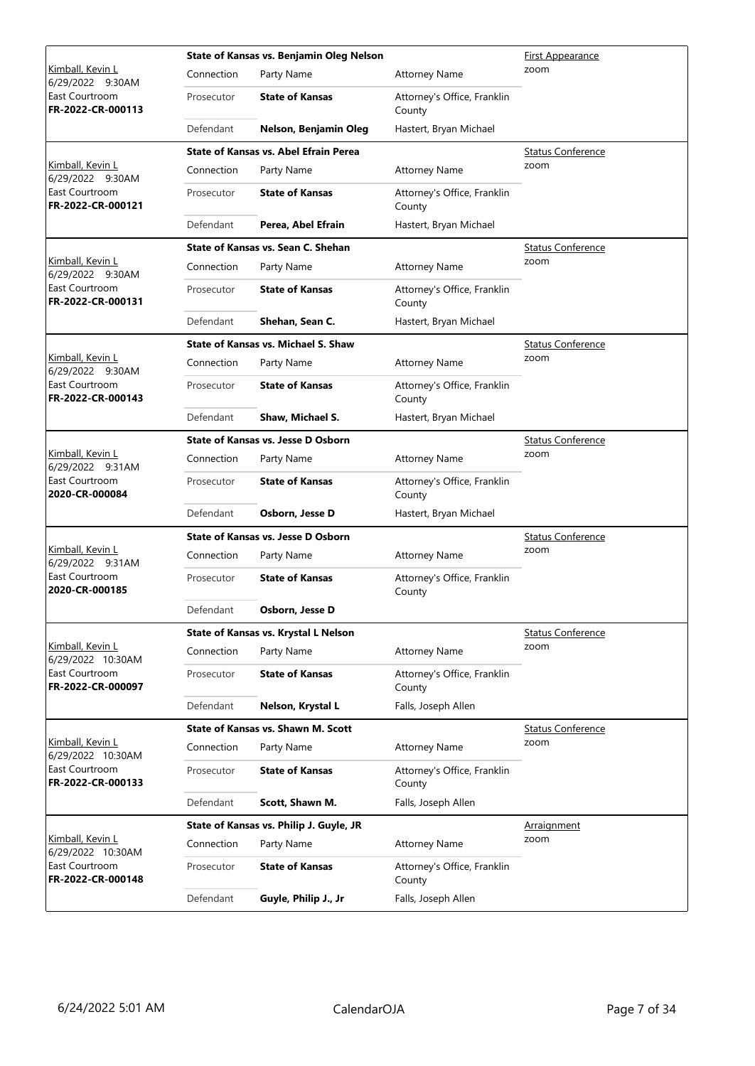| Judge / Date / Location / Case | Title | Hearing Type |
|---|---|---|
| Kimball, Kevin L<br>6/29/2022 9:30AM<br>East Courtroom<br>**FR-2022-CR-000113** | **State of Kansas vs. Benjamin Oleg Nelson** | First Appearance<br>zoom |

| Connection | Party Name | Attorney Name |
|---|---|---|
| Prosecutor | **State of Kansas** | Attorney's Office, Franklin County |
| Defendant | **Nelson, Benjamin Oleg** | Hastert, Bryan Michael |

| Judge / Date / Location / Case | Title | Hearing Type |
|---|---|---|
| Kimball, Kevin L<br>6/29/2022 9:30AM<br>East Courtroom<br>**FR-2022-CR-000121** | **State of Kansas vs. Abel Efrain Perea** | Status Conference<br>zoom |

| Connection | Party Name | Attorney Name |
|---|---|---|
| Prosecutor | **State of Kansas** | Attorney's Office, Franklin County |
| Defendant | **Perea, Abel Efrain** | Hastert, Bryan Michael |

| Judge / Date / Location / Case | Title | Hearing Type |
|---|---|---|
| Kimball, Kevin L<br>6/29/2022 9:30AM<br>East Courtroom<br>**FR-2022-CR-000131** | **State of Kansas vs. Sean C. Shehan** | Status Conference<br>zoom |

| Connection | Party Name | Attorney Name |
|---|---|---|
| Prosecutor | **State of Kansas** | Attorney's Office, Franklin County |
| Defendant | **Shehan, Sean C.** | Hastert, Bryan Michael |

| Judge / Date / Location / Case | Title | Hearing Type |
|---|---|---|
| Kimball, Kevin L<br>6/29/2022 9:30AM<br>East Courtroom<br>**FR-2022-CR-000143** | **State of Kansas vs. Michael S. Shaw** | Status Conference<br>zoom |

| Connection | Party Name | Attorney Name |
|---|---|---|
| Prosecutor | **State of Kansas** | Attorney's Office, Franklin County |
| Defendant | **Shaw, Michael S.** | Hastert, Bryan Michael |

| Judge / Date / Location / Case | Title | Hearing Type |
|---|---|---|
| Kimball, Kevin L<br>6/29/2022 9:31AM<br>East Courtroom<br>**2020-CR-000084** | **State of Kansas vs. Jesse D Osborn** | Status Conference<br>zoom |

| Connection | Party Name | Attorney Name |
|---|---|---|
| Prosecutor | **State of Kansas** | Attorney's Office, Franklin County |
| Defendant | **Osborn, Jesse D** | Hastert, Bryan Michael |

| Judge / Date / Location / Case | Title | Hearing Type |
|---|---|---|
| Kimball, Kevin L<br>6/29/2022 9:31AM<br>East Courtroom<br>**2020-CR-000185** | **State of Kansas vs. Jesse D Osborn** | Status Conference<br>zoom |

| Connection | Party Name | Attorney Name |
|---|---|---|
| Prosecutor | **State of Kansas** | Attorney's Office, Franklin County |
| Defendant | **Osborn, Jesse D** | |

| Judge / Date / Location / Case | Title | Hearing Type |
|---|---|---|
| Kimball, Kevin L<br>6/29/2022 10:30AM<br>East Courtroom<br>**FR-2022-CR-000097** | **State of Kansas vs. Krystal L Nelson** | Status Conference<br>zoom |

| Connection | Party Name | Attorney Name |
|---|---|---|
| Prosecutor | **State of Kansas** | Attorney's Office, Franklin County |
| Defendant | **Nelson, Krystal L** | Falls, Joseph Allen |

| Judge / Date / Location / Case | Title | Hearing Type |
|---|---|---|
| Kimball, Kevin L<br>6/29/2022 10:30AM<br>East Courtroom<br>**FR-2022-CR-000133** | **State of Kansas vs. Shawn M. Scott** | Status Conference<br>zoom |

| Connection | Party Name | Attorney Name |
|---|---|---|
| Prosecutor | **State of Kansas** | Attorney's Office, Franklin County |
| Defendant | **Scott, Shawn M.** | Falls, Joseph Allen |

| Judge / Date / Location / Case | Title | Hearing Type |
|---|---|---|
| Kimball, Kevin L<br>6/29/2022 10:30AM<br>East Courtroom<br>**FR-2022-CR-000148** | **State of Kansas vs. Philip J. Guyle, JR** | Arraignment<br>zoom |

| Connection | Party Name | Attorney Name |
|---|---|---|
| Prosecutor | **State of Kansas** | Attorney's Office, Franklin County |
| Defendant | **Guyle, Philip J., Jr** | Falls, Joseph Allen |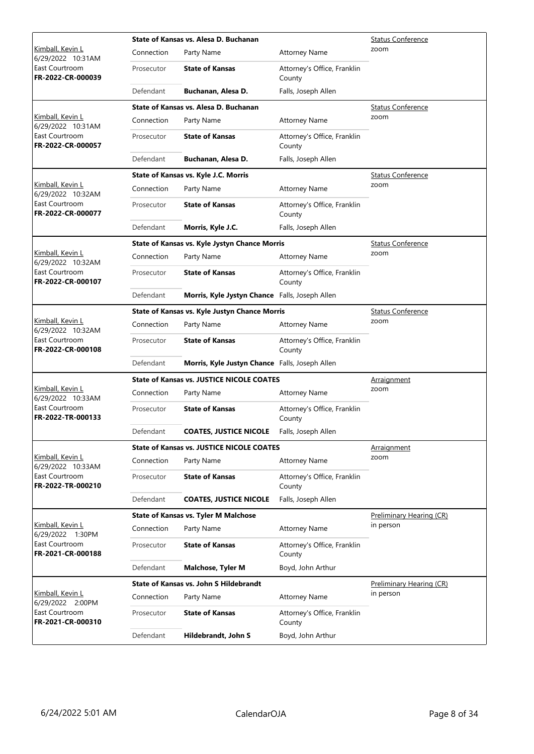| | State of Kansas vs. Alesa D. Buchanan | | | Status Conference |
|---|---|---|---|---|
| Kimball, Kevin L<br>6/29/2022 10:31AM<br>East Courtroom<br>**FR-2022-CR-000039** | Connection | Party Name | Attorney Name | zoom |
| | Prosecutor | **State of Kansas** | Attorney's Office, Franklin County | |
| | Defendant | **Buchanan, Alesa D.** | Falls, Joseph Allen | |

| | State of Kansas vs. Alesa D. Buchanan | | | Status Conference |
|---|---|---|---|---|
| Kimball, Kevin L<br>6/29/2022 10:31AM<br>East Courtroom<br>**FR-2022-CR-000057** | Connection | Party Name | Attorney Name | zoom |
| | Prosecutor | **State of Kansas** | Attorney's Office, Franklin County | |
| | Defendant | **Buchanan, Alesa D.** | Falls, Joseph Allen | |

| | State of Kansas vs. Kyle J.C. Morris | | | Status Conference |
|---|---|---|---|---|
| Kimball, Kevin L<br>6/29/2022 10:32AM<br>East Courtroom<br>**FR-2022-CR-000077** | Connection | Party Name | Attorney Name | zoom |
| | Prosecutor | **State of Kansas** | Attorney's Office, Franklin County | |
| | Defendant | **Morris, Kyle J.C.** | Falls, Joseph Allen | |

| | State of Kansas vs. Kyle Jystyn Chance Morris | | | Status Conference |
|---|---|---|---|---|
| Kimball, Kevin L<br>6/29/2022 10:32AM<br>East Courtroom<br>**FR-2022-CR-000107** | Connection | Party Name | Attorney Name | zoom |
| | Prosecutor | **State of Kansas** | Attorney's Office, Franklin County | |
| | Defendant | **Morris, Kyle Jystyn Chance** | Falls, Joseph Allen | |

| | State of Kansas vs. Kyle Justyn Chance Morris | | | Status Conference |
|---|---|---|---|---|
| Kimball, Kevin L<br>6/29/2022 10:32AM<br>East Courtroom<br>**FR-2022-CR-000108** | Connection | Party Name | Attorney Name | zoom |
| | Prosecutor | **State of Kansas** | Attorney's Office, Franklin County | |
| | Defendant | **Morris, Kyle Justyn Chance** | Falls, Joseph Allen | |

| | State of Kansas vs. JUSTICE NICOLE COATES | | | Arraignment |
|---|---|---|---|---|
| Kimball, Kevin L<br>6/29/2022 10:33AM<br>East Courtroom<br>**FR-2022-TR-000133** | Connection | Party Name | Attorney Name | zoom |
| | Prosecutor | **State of Kansas** | Attorney's Office, Franklin County | |
| | Defendant | **COATES, JUSTICE NICOLE** | Falls, Joseph Allen | |

| | State of Kansas vs. JUSTICE NICOLE COATES | | | Arraignment |
|---|---|---|---|---|
| Kimball, Kevin L<br>6/29/2022 10:33AM<br>East Courtroom<br>**FR-2022-TR-000210** | Connection | Party Name | Attorney Name | zoom |
| | Prosecutor | **State of Kansas** | Attorney's Office, Franklin County | |
| | Defendant | **COATES, JUSTICE NICOLE** | Falls, Joseph Allen | |

| | State of Kansas vs. Tyler M Malchose | | | Preliminary Hearing (CR) |
|---|---|---|---|---|
| Kimball, Kevin L<br>6/29/2022 1:30PM<br>East Courtroom<br>**FR-2021-CR-000188** | Connection | Party Name | Attorney Name | in person |
| | Prosecutor | **State of Kansas** | Attorney's Office, Franklin County | |
| | Defendant | **Malchose, Tyler M** | Boyd, John Arthur | |

| | State of Kansas vs. John S Hildebrandt | | | Preliminary Hearing (CR) |
|---|---|---|---|---|
| Kimball, Kevin L<br>6/29/2022 2:00PM<br>East Courtroom<br>**FR-2021-CR-000310** | Connection | Party Name | Attorney Name | in person |
| | Prosecutor | **State of Kansas** | Attorney's Office, Franklin County | |
| | Defendant | **Hildebrandt, John S** | Boyd, John Arthur | |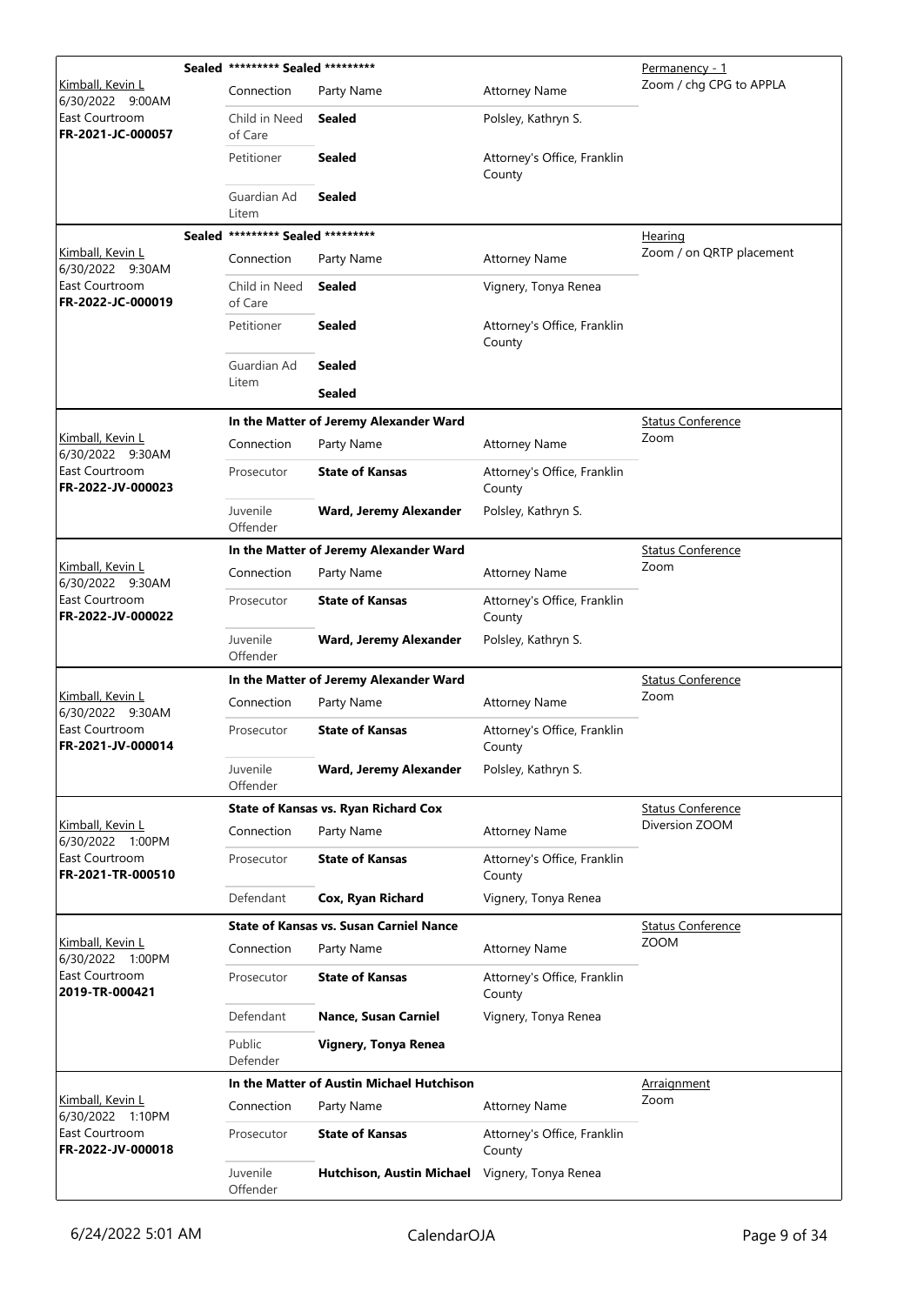| Judge / Date / Location / Case | Case Title | Connection | Party Name | Attorney Name | Hearing Type / Notes |
|---|---|---|---|---|---|
| Kimball, Kevin L<br>6/30/2022 9:00AM<br>East Courtroom<br>**FR-2021-JC-000057** | Sealed ********* Sealed ********* | Child in Need of Care | **Sealed** | Polsley, Kathryn S. | Permanency - 1<br>Zoom / chg CPG to APPLA |
| | | Petitioner | **Sealed** | Attorney's Office, Franklin County | |
| | | Guardian Ad Litem | **Sealed** | | |
| Kimball, Kevin L<br>6/30/2022 9:30AM<br>East Courtroom<br>**FR-2022-JC-000019** | Sealed ********* Sealed ********* | Child in Need of Care | **Sealed** | Vignery, Tonya Renea | Hearing<br>Zoom / on QRTP placement |
| | | Petitioner | **Sealed** | Attorney's Office, Franklin County | |
| | | Guardian Ad Litem | **Sealed** | | |
| | | | **Sealed** | | |
| Kimball, Kevin L<br>6/30/2022 9:30AM<br>East Courtroom<br>**FR-2022-JV-000023** | **In the Matter of Jeremy Alexander Ward** | Prosecutor | **State of Kansas** | Attorney's Office, Franklin County | Status Conference<br>Zoom |
| | | Juvenile Offender | **Ward, Jeremy Alexander** | Polsley, Kathryn S. | |
| Kimball, Kevin L<br>6/30/2022 9:30AM<br>East Courtroom<br>**FR-2022-JV-000022** | **In the Matter of Jeremy Alexander Ward** | Prosecutor | **State of Kansas** | Attorney's Office, Franklin County | Status Conference<br>Zoom |
| | | Juvenile Offender | **Ward, Jeremy Alexander** | Polsley, Kathryn S. | |
| Kimball, Kevin L<br>6/30/2022 9:30AM<br>East Courtroom<br>**FR-2021-JV-000014** | **In the Matter of Jeremy Alexander Ward** | Prosecutor | **State of Kansas** | Attorney's Office, Franklin County | Status Conference<br>Zoom |
| | | Juvenile Offender | **Ward, Jeremy Alexander** | Polsley, Kathryn S. | |
| Kimball, Kevin L<br>6/30/2022 1:00PM<br>East Courtroom<br>**FR-2021-TR-000510** | **State of Kansas vs. Ryan Richard Cox** | Prosecutor | **State of Kansas** | Attorney's Office, Franklin County | Status Conference<br>Diversion ZOOM |
| | | Defendant | **Cox, Ryan Richard** | Vignery, Tonya Renea | |
| Kimball, Kevin L<br>6/30/2022 1:00PM<br>East Courtroom<br>**2019-TR-000421** | **State of Kansas vs. Susan Carniel Nance** | Prosecutor | **State of Kansas** | Attorney's Office, Franklin County | Status Conference<br>ZOOM |
| | | Defendant | **Nance, Susan Carniel** | Vignery, Tonya Renea | |
| | | Public Defender | **Vignery, Tonya Renea** | | |
| Kimball, Kevin L<br>6/30/2022 1:10PM<br>East Courtroom<br>**FR-2022-JV-000018** | **In the Matter of Austin Michael Hutchison** | Prosecutor | **State of Kansas** | Attorney's Office, Franklin County | Arraignment<br>Zoom |
| | | Juvenile Offender | **Hutchison, Austin Michael** | Vignery, Tonya Renea | |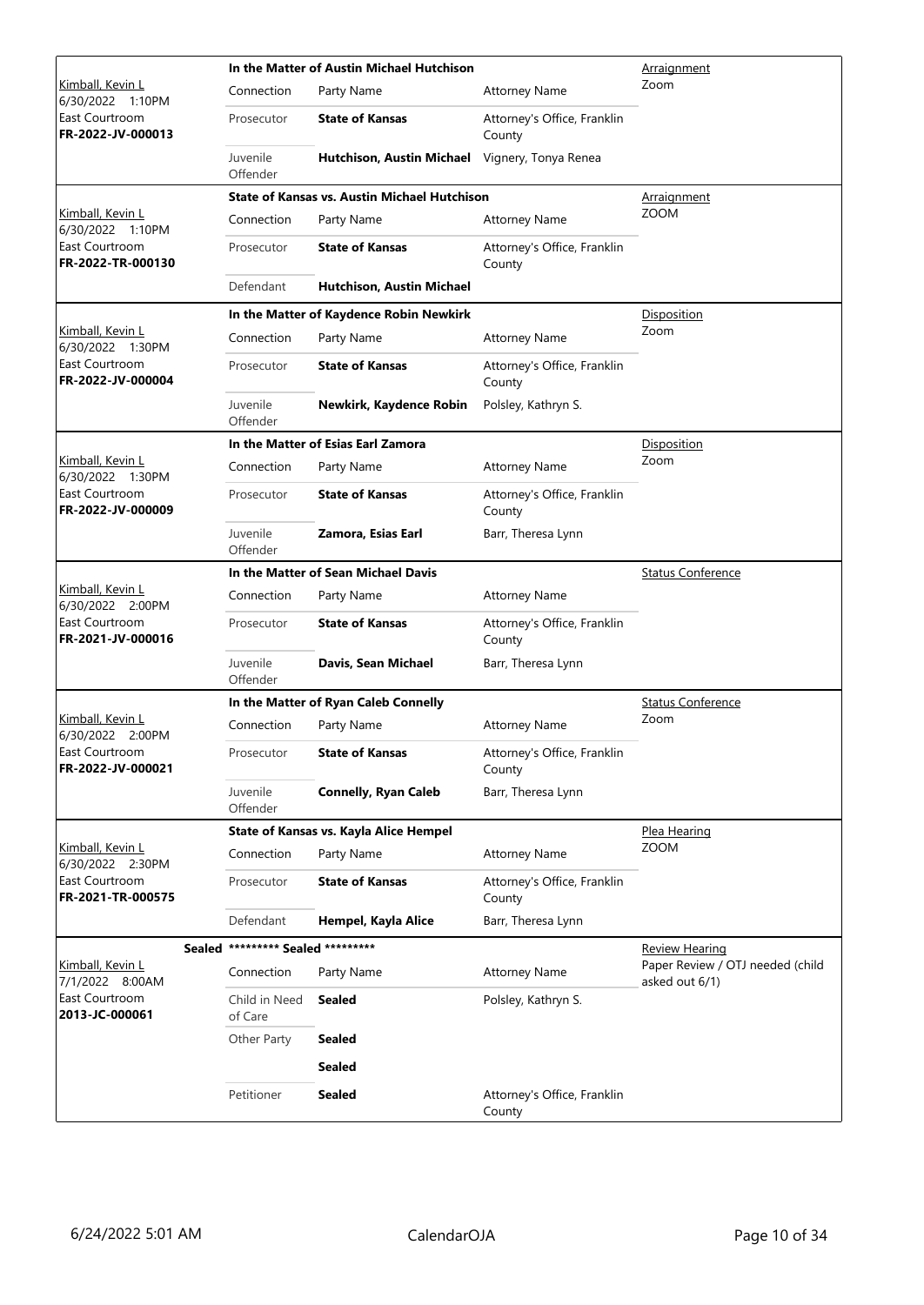| Judge / Date / Location / Case | Case Title | | | Hearing |
|---|---|---|---|---|
| Kimball, Kevin L<br>6/30/2022 1:10PM<br>East Courtroom<br>**FR-2022-JV-000013** | **In the Matter of Austin Michael Hutchison** | | | Arraignment<br>Zoom |
| | Connection | Party Name | Attorney Name | |
| | Prosecutor | **State of Kansas** | Attorney's Office, Franklin County | |
| | Juvenile Offender | **Hutchison, Austin Michael** | Vignery, Tonya Renea | |
| Kimball, Kevin L<br>6/30/2022 1:10PM<br>East Courtroom<br>**FR-2022-TR-000130** | **State of Kansas vs. Austin Michael Hutchison** | | | Arraignment<br>ZOOM |
| | Connection | Party Name | Attorney Name | |
| | Prosecutor | **State of Kansas** | Attorney's Office, Franklin County | |
| | Defendant | **Hutchison, Austin Michael** | | |
| Kimball, Kevin L<br>6/30/2022 1:30PM<br>East Courtroom<br>**FR-2022-JV-000004** | **In the Matter of Kaydence Robin Newkirk** | | | Disposition<br>Zoom |
| | Connection | Party Name | Attorney Name | |
| | Prosecutor | **State of Kansas** | Attorney's Office, Franklin County | |
| | Juvenile Offender | **Newkirk, Kaydence Robin** | Polsley, Kathryn S. | |
| Kimball, Kevin L<br>6/30/2022 1:30PM<br>East Courtroom<br>**FR-2022-JV-000009** | **In the Matter of Esias Earl Zamora** | | | Disposition<br>Zoom |
| | Connection | Party Name | Attorney Name | |
| | Prosecutor | **State of Kansas** | Attorney's Office, Franklin County | |
| | Juvenile Offender | **Zamora, Esias Earl** | Barr, Theresa Lynn | |
| Kimball, Kevin L<br>6/30/2022 2:00PM<br>East Courtroom<br>**FR-2021-JV-000016** | **In the Matter of Sean Michael Davis** | | | Status Conference |
| | Connection | Party Name | Attorney Name | |
| | Prosecutor | **State of Kansas** | Attorney's Office, Franklin County | |
| | Juvenile Offender | **Davis, Sean Michael** | Barr, Theresa Lynn | |
| Kimball, Kevin L<br>6/30/2022 2:00PM<br>East Courtroom<br>**FR-2022-JV-000021** | **In the Matter of Ryan Caleb Connelly** | | | Status Conference<br>Zoom |
| | Connection | Party Name | Attorney Name | |
| | Prosecutor | **State of Kansas** | Attorney's Office, Franklin County | |
| | Juvenile Offender | **Connelly, Ryan Caleb** | Barr, Theresa Lynn | |
| Kimball, Kevin L<br>6/30/2022 2:30PM<br>East Courtroom<br>**FR-2021-TR-000575** | **State of Kansas vs. Kayla Alice Hempel** | | | Plea Hearing<br>ZOOM |
| | Connection | Party Name | Attorney Name | |
| | Prosecutor | **State of Kansas** | Attorney's Office, Franklin County | |
| | Defendant | **Hempel, Kayla Alice** | Barr, Theresa Lynn | |
| Sealed<br>Kimball, Kevin L<br>7/1/2022 8:00AM<br>East Courtroom<br>**2013-JC-000061** | **\*\*\*\*\*\*\*\*\* Sealed \*\*\*\*\*\*\*\*\*** | | | Review Hearing<br>Paper Review / OTJ needed (child asked out 6/1) |
| | Connection | Party Name | Attorney Name | |
| | Child in Need of Care | **Sealed** | Polsley, Kathryn S. | |
| | Other Party | **Sealed** | | |
| | | **Sealed** | | |
| | Petitioner | **Sealed** | Attorney's Office, Franklin County | |

6/24/2022 5:01 AM CalendarOJA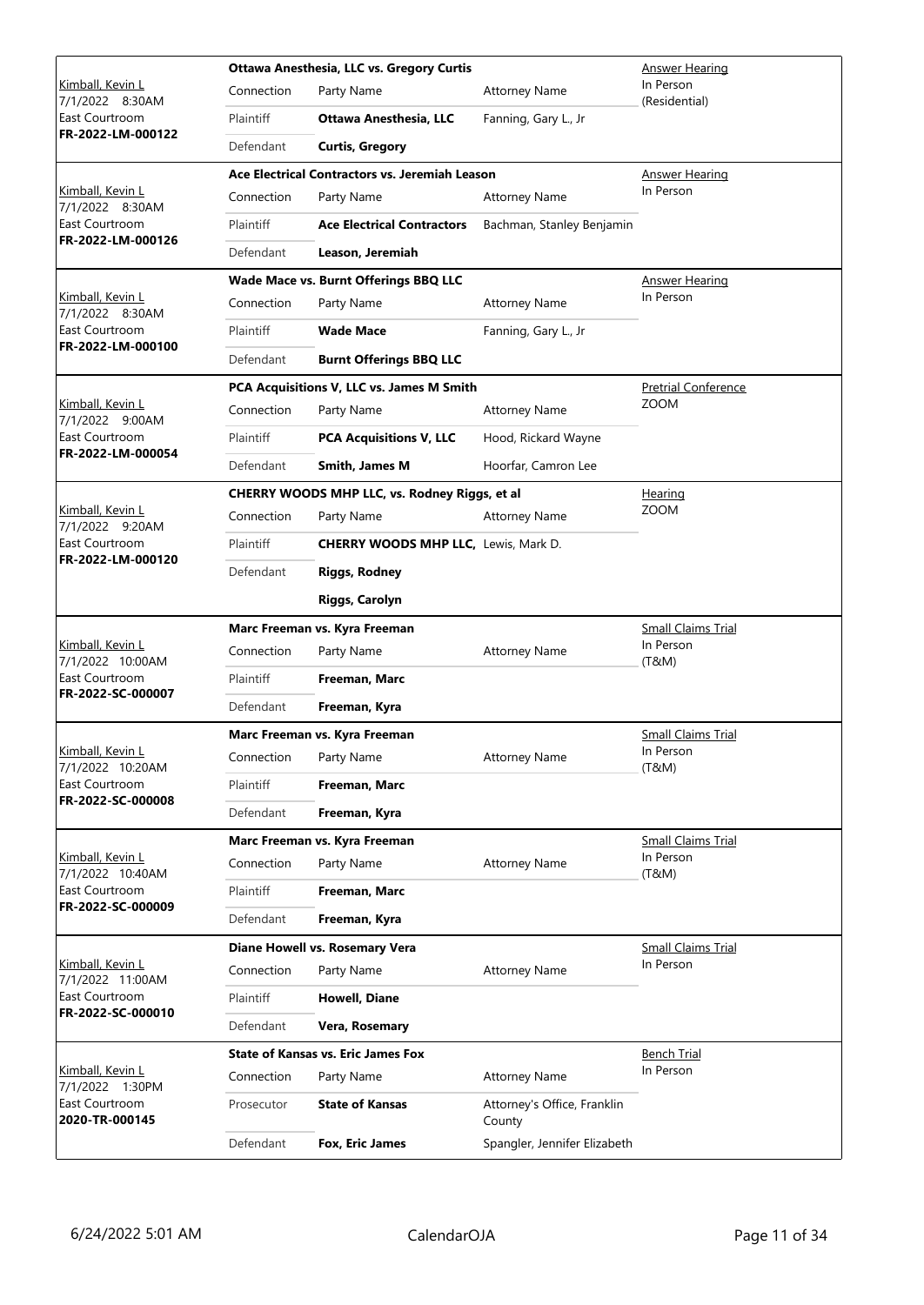| Judge / Date / Location / Case | Case Title | | | Type / Method |
|---|---|---|---|---|
| Kimball, Kevin L<br>7/1/2022 8:30AM<br>East Courtroom<br>**FR-2022-LM-000122** | **Ottawa Anesthesia, LLC vs. Gregory Curtis** | | | Answer Hearing<br>In Person (Residential) |
| | Connection | Party Name | Attorney Name | |
| | Plaintiff | **Ottawa Anesthesia, LLC** | Fanning, Gary L., Jr | |
| | Defendant | **Curtis, Gregory** | | |
| Kimball, Kevin L<br>7/1/2022 8:30AM<br>East Courtroom<br>**FR-2022-LM-000126** | **Ace Electrical Contractors vs. Jeremiah Leason** | | | Answer Hearing<br>In Person |
| | Connection | Party Name | Attorney Name | |
| | Plaintiff | **Ace Electrical Contractors** | Bachman, Stanley Benjamin | |
| | Defendant | **Leason, Jeremiah** | | |
| Kimball, Kevin L<br>7/1/2022 8:30AM<br>East Courtroom<br>**FR-2022-LM-000100** | **Wade Mace vs. Burnt Offerings BBQ LLC** | | | Answer Hearing<br>In Person |
| | Connection | Party Name | Attorney Name | |
| | Plaintiff | **Wade Mace** | Fanning, Gary L., Jr | |
| | Defendant | **Burnt Offerings BBQ LLC** | | |
| Kimball, Kevin L<br>7/1/2022 9:00AM<br>East Courtroom<br>**FR-2022-LM-000054** | **PCA Acquisitions V, LLC vs. James M Smith** | | | Pretrial Conference<br>ZOOM |
| | Connection | Party Name | Attorney Name | |
| | Plaintiff | **PCA Acquisitions V, LLC** | Hood, Rickard Wayne | |
| | Defendant | **Smith, James M** | Hoorfar, Camron Lee | |
| Kimball, Kevin L<br>7/1/2022 9:20AM<br>East Courtroom<br>**FR-2022-LM-000120** | **CHERRY WOODS MHP LLC, vs. Rodney Riggs, et al** | | | Hearing<br>ZOOM |
| | Connection | Party Name | Attorney Name | |
| | Plaintiff | **CHERRY WOODS MHP LLC,** | Lewis, Mark D. | |
| | Defendant | **Riggs, Rodney** | | |
| | | **Riggs, Carolyn** | | |
| Kimball, Kevin L<br>7/1/2022 10:00AM<br>East Courtroom<br>**FR-2022-SC-000007** | **Marc Freeman vs. Kyra Freeman** | | | Small Claims Trial<br>In Person (T&M) |
| | Connection | Party Name | Attorney Name | |
| | Plaintiff | **Freeman, Marc** | | |
| | Defendant | **Freeman, Kyra** | | |
| Kimball, Kevin L<br>7/1/2022 10:20AM<br>East Courtroom<br>**FR-2022-SC-000008** | **Marc Freeman vs. Kyra Freeman** | | | Small Claims Trial<br>In Person (T&M) |
| | Connection | Party Name | Attorney Name | |
| | Plaintiff | **Freeman, Marc** | | |
| | Defendant | **Freeman, Kyra** | | |
| Kimball, Kevin L<br>7/1/2022 10:40AM<br>East Courtroom<br>**FR-2022-SC-000009** | **Marc Freeman vs. Kyra Freeman** | | | Small Claims Trial<br>In Person (T&M) |
| | Connection | Party Name | Attorney Name | |
| | Plaintiff | **Freeman, Marc** | | |
| | Defendant | **Freeman, Kyra** | | |
| Kimball, Kevin L<br>7/1/2022 11:00AM<br>East Courtroom<br>**FR-2022-SC-000010** | **Diane Howell vs. Rosemary Vera** | | | Small Claims Trial<br>In Person |
| | Connection | Party Name | Attorney Name | |
| | Plaintiff | **Howell, Diane** | | |
| | Defendant | **Vera, Rosemary** | | |
| Kimball, Kevin L<br>7/1/2022 1:30PM<br>East Courtroom<br>**2020-TR-000145** | **State of Kansas vs. Eric James Fox** | | | Bench Trial<br>In Person |
| | Connection | Party Name | Attorney Name | |
| | Prosecutor | **State of Kansas** | Attorney's Office, Franklin County | |
| | Defendant | **Fox, Eric James** | Spangler, Jennifer Elizabeth | |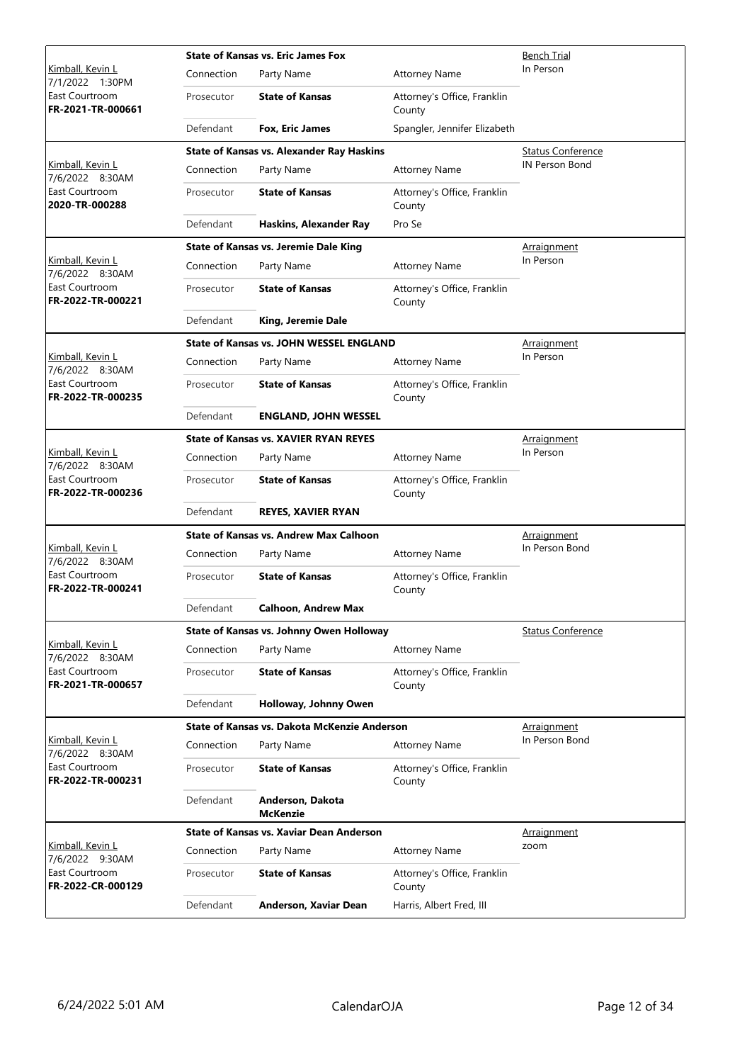| Judge / Date / Location / Case | Connection | Party Name | Attorney Name | Hearing Type |
|---|---|---|---|---|
| **State of Kansas vs. Eric James Fox** | | | | Bench Trial |
| Kimball, Kevin L<br>7/1/2022 1:30PM<br>East Courtroom<br>**FR-2021-TR-000661** | Connection | Party Name | Attorney Name | In Person |
| | Prosecutor | **State of Kansas** | Attorney's Office, Franklin County | |
| | Defendant | **Fox, Eric James** | Spangler, Jennifer Elizabeth | |
| **State of Kansas vs. Alexander Ray Haskins** | | | | Status Conference |
| Kimball, Kevin L<br>7/6/2022 8:30AM<br>East Courtroom<br>**2020-TR-000288** | Connection | Party Name | Attorney Name | IN Person Bond |
| | Prosecutor | **State of Kansas** | Attorney's Office, Franklin County | |
| | Defendant | **Haskins, Alexander Ray** | Pro Se | |
| **State of Kansas vs. Jeremie Dale King** | | | | Arraignment |
| Kimball, Kevin L<br>7/6/2022 8:30AM<br>East Courtroom<br>**FR-2022-TR-000221** | Connection | Party Name | Attorney Name | In Person |
| | Prosecutor | **State of Kansas** | Attorney's Office, Franklin County | |
| | Defendant | **King, Jeremie Dale** | | |
| **State of Kansas vs. JOHN WESSEL ENGLAND** | | | | Arraignment |
| Kimball, Kevin L<br>7/6/2022 8:30AM<br>East Courtroom<br>**FR-2022-TR-000235** | Connection | Party Name | Attorney Name | In Person |
| | Prosecutor | **State of Kansas** | Attorney's Office, Franklin County | |
| | Defendant | **ENGLAND, JOHN WESSEL** | | |
| **State of Kansas vs. XAVIER RYAN REYES** | | | | Arraignment |
| Kimball, Kevin L<br>7/6/2022 8:30AM<br>East Courtroom<br>**FR-2022-TR-000236** | Connection | Party Name | Attorney Name | In Person |
| | Prosecutor | **State of Kansas** | Attorney's Office, Franklin County | |
| | Defendant | **REYES, XAVIER RYAN** | | |
| **State of Kansas vs. Andrew Max Calhoon** | | | | Arraignment |
| Kimball, Kevin L<br>7/6/2022 8:30AM<br>East Courtroom<br>**FR-2022-TR-000241** | Connection | Party Name | Attorney Name | In Person Bond |
| | Prosecutor | **State of Kansas** | Attorney's Office, Franklin County | |
| | Defendant | **Calhoon, Andrew Max** | | |
| **State of Kansas vs. Johnny Owen Holloway** | | | | Status Conference |
| Kimball, Kevin L<br>7/6/2022 8:30AM<br>East Courtroom<br>**FR-2021-TR-000657** | Connection | Party Name | Attorney Name | |
| | Prosecutor | **State of Kansas** | Attorney's Office, Franklin County | |
| | Defendant | **Holloway, Johnny Owen** | | |
| **State of Kansas vs. Dakota McKenzie Anderson** | | | | Arraignment |
| Kimball, Kevin L<br>7/6/2022 8:30AM<br>East Courtroom<br>**FR-2022-TR-000231** | Connection | Party Name | Attorney Name | In Person Bond |
| | Prosecutor | **State of Kansas** | Attorney's Office, Franklin County | |
| | Defendant | **Anderson, Dakota McKenzie** | | |
| **State of Kansas vs. Xaviar Dean Anderson** | | | | Arraignment |
| Kimball, Kevin L<br>7/6/2022 9:30AM<br>East Courtroom<br>**FR-2022-CR-000129** | Connection | Party Name | Attorney Name | zoom |
| | Prosecutor | **State of Kansas** | Attorney's Office, Franklin County | |
| | Defendant | **Anderson, Xaviar Dean** | Harris, Albert Fred, III | |

6/24/2022 5:01 AM CalendarOJA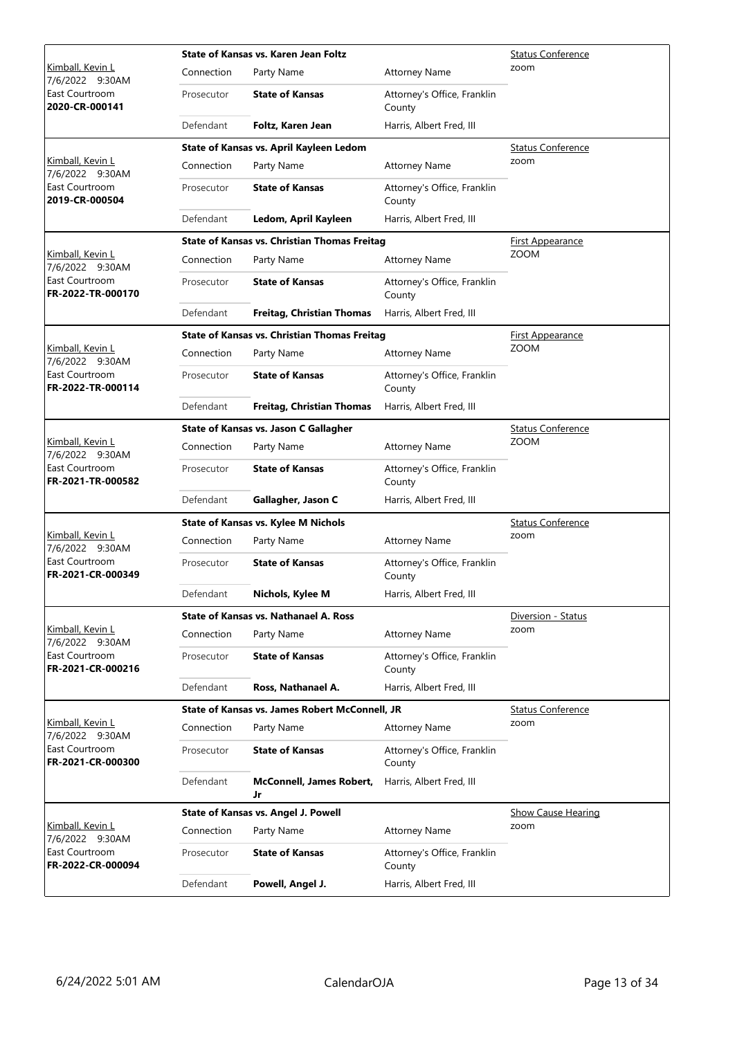| Judge / Date / Location / Case | Case Title | | | Hearing Type |
|---|---|---|---|---|
| Kimball, Kevin L<br>7/6/2022 9:30AM<br>East Courtroom<br>**2020-CR-000141** | **State of Kansas vs. Karen Jean Foltz** | | | Status Conference<br>zoom |
| | Connection | Party Name | Attorney Name | |
| | Prosecutor | **State of Kansas** | Attorney's Office, Franklin County | |
| | Defendant | **Foltz, Karen Jean** | Harris, Albert Fred, III | |
| Kimball, Kevin L<br>7/6/2022 9:30AM<br>East Courtroom<br>**2019-CR-000504** | **State of Kansas vs. April Kayleen Ledom** | | | Status Conference<br>zoom |
| | Connection | Party Name | Attorney Name | |
| | Prosecutor | **State of Kansas** | Attorney's Office, Franklin County | |
| | Defendant | **Ledom, April Kayleen** | Harris, Albert Fred, III | |
| Kimball, Kevin L<br>7/6/2022 9:30AM<br>East Courtroom<br>**FR-2022-TR-000170** | **State of Kansas vs. Christian Thomas Freitag** | | | First Appearance<br>ZOOM |
| | Connection | Party Name | Attorney Name | |
| | Prosecutor | **State of Kansas** | Attorney's Office, Franklin County | |
| | Defendant | **Freitag, Christian Thomas** | Harris, Albert Fred, III | |
| Kimball, Kevin L<br>7/6/2022 9:30AM<br>East Courtroom<br>**FR-2022-TR-000114** | **State of Kansas vs. Christian Thomas Freitag** | | | First Appearance<br>ZOOM |
| | Connection | Party Name | Attorney Name | |
| | Prosecutor | **State of Kansas** | Attorney's Office, Franklin County | |
| | Defendant | **Freitag, Christian Thomas** | Harris, Albert Fred, III | |
| Kimball, Kevin L<br>7/6/2022 9:30AM<br>East Courtroom<br>**FR-2021-TR-000582** | **State of Kansas vs. Jason C Gallagher** | | | Status Conference<br>ZOOM |
| | Connection | Party Name | Attorney Name | |
| | Prosecutor | **State of Kansas** | Attorney's Office, Franklin County | |
| | Defendant | **Gallagher, Jason C** | Harris, Albert Fred, III | |
| Kimball, Kevin L<br>7/6/2022 9:30AM<br>East Courtroom<br>**FR-2021-CR-000349** | **State of Kansas vs. Kylee M Nichols** | | | Status Conference<br>zoom |
| | Connection | Party Name | Attorney Name | |
| | Prosecutor | **State of Kansas** | Attorney's Office, Franklin County | |
| | Defendant | **Nichols, Kylee M** | Harris, Albert Fred, III | |
| Kimball, Kevin L<br>7/6/2022 9:30AM<br>East Courtroom<br>**FR-2021-CR-000216** | **State of Kansas vs. Nathanael A. Ross** | | | Diversion - Status<br>zoom |
| | Connection | Party Name | Attorney Name | |
| | Prosecutor | **State of Kansas** | Attorney's Office, Franklin County | |
| | Defendant | **Ross, Nathanael A.** | Harris, Albert Fred, III | |
| Kimball, Kevin L<br>7/6/2022 9:30AM<br>East Courtroom<br>**FR-2021-CR-000300** | **State of Kansas vs. James Robert McConnell, JR** | | | Status Conference<br>zoom |
| | Connection | Party Name | Attorney Name | |
| | Prosecutor | **State of Kansas** | Attorney's Office, Franklin County | |
| | Defendant | **McConnell, James Robert, Jr** | Harris, Albert Fred, III | |
| Kimball, Kevin L<br>7/6/2022 9:30AM<br>East Courtroom<br>**FR-2022-CR-000094** | **State of Kansas vs. Angel J. Powell** | | | Show Cause Hearing<br>zoom |
| | Connection | Party Name | Attorney Name | |
| | Prosecutor | **State of Kansas** | Attorney's Office, Franklin County | |
| | Defendant | **Powell, Angel J.** | Harris, Albert Fred, III | |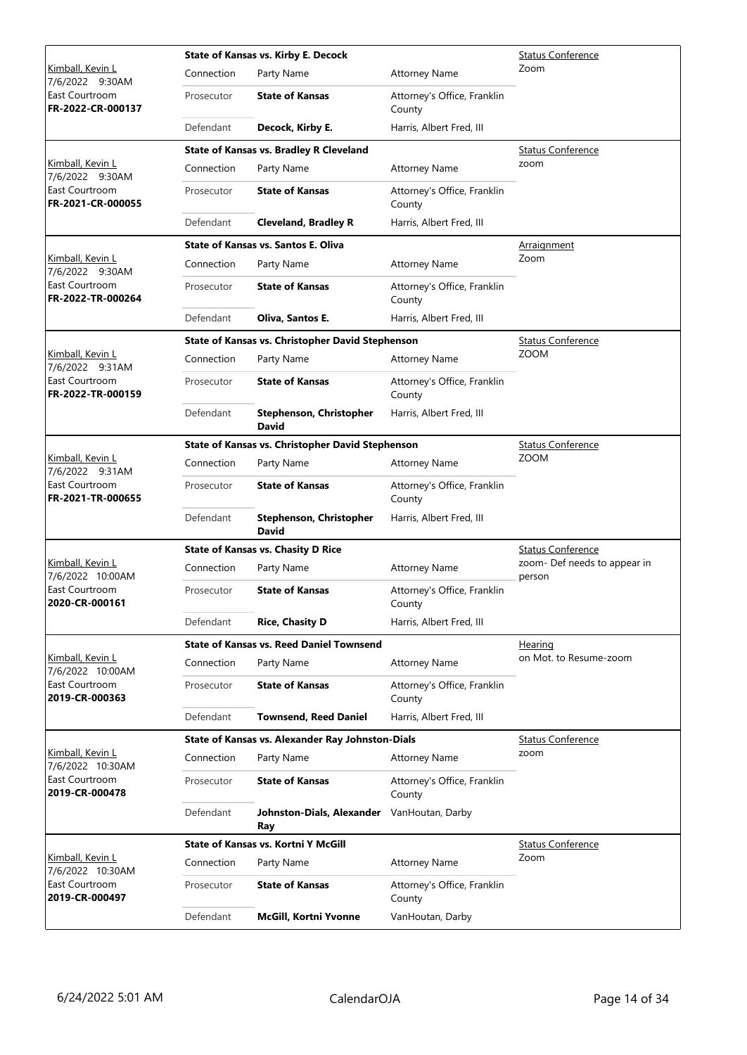| Judge / Date / Location / Case | Case Title | Connection | Party Name | Attorney Name | Hearing Type / Notes |
|---|---|---|---|---|---|
| Kimball, Kevin L<br>7/6/2022 9:30AM<br>East Courtroom<br>**FR-2022-CR-000137** | **State of Kansas vs. Kirby E. Decock** | Connection | Party Name | Attorney Name | Status Conference<br>Zoom |
| | | Prosecutor | **State of Kansas** | Attorney's Office, Franklin County | |
| | | Defendant | **Decock, Kirby E.** | Harris, Albert Fred, III | |
| Kimball, Kevin L<br>7/6/2022 9:30AM<br>East Courtroom<br>**FR-2021-CR-000055** | **State of Kansas vs. Bradley R Cleveland** | Connection | Party Name | Attorney Name | Status Conference<br>zoom |
| | | Prosecutor | **State of Kansas** | Attorney's Office, Franklin County | |
| | | Defendant | **Cleveland, Bradley R** | Harris, Albert Fred, III | |
| Kimball, Kevin L<br>7/6/2022 9:30AM<br>East Courtroom<br>**FR-2022-TR-000264** | **State of Kansas vs. Santos E. Oliva** | Connection | Party Name | Attorney Name | Arraignment<br>Zoom |
| | | Prosecutor | **State of Kansas** | Attorney's Office, Franklin County | |
| | | Defendant | **Oliva, Santos E.** | Harris, Albert Fred, III | |
| Kimball, Kevin L<br>7/6/2022 9:31AM<br>East Courtroom<br>**FR-2022-TR-000159** | **State of Kansas vs. Christopher David Stephenson** | Connection | Party Name | Attorney Name | Status Conference<br>ZOOM |
| | | Prosecutor | **State of Kansas** | Attorney's Office, Franklin County | |
| | | Defendant | **Stephenson, Christopher David** | Harris, Albert Fred, III | |
| Kimball, Kevin L<br>7/6/2022 9:31AM<br>East Courtroom<br>**FR-2021-TR-000655** | **State of Kansas vs. Christopher David Stephenson** | Connection | Party Name | Attorney Name | Status Conference<br>ZOOM |
| | | Prosecutor | **State of Kansas** | Attorney's Office, Franklin County | |
| | | Defendant | **Stephenson, Christopher David** | Harris, Albert Fred, III | |
| Kimball, Kevin L<br>7/6/2022 10:00AM<br>East Courtroom<br>**2020-CR-000161** | **State of Kansas vs. Chasity D Rice** | Connection | Party Name | Attorney Name | Status Conference<br>zoom- Def needs to appear in person |
| | | Prosecutor | **State of Kansas** | Attorney's Office, Franklin County | |
| | | Defendant | **Rice, Chasity D** | Harris, Albert Fred, III | |
| Kimball, Kevin L<br>7/6/2022 10:00AM<br>East Courtroom<br>**2019-CR-000363** | **State of Kansas vs. Reed Daniel Townsend** | Connection | Party Name | Attorney Name | Hearing<br>on Mot. to Resume-zoom |
| | | Prosecutor | **State of Kansas** | Attorney's Office, Franklin County | |
| | | Defendant | **Townsend, Reed Daniel** | Harris, Albert Fred, III | |
| Kimball, Kevin L<br>7/6/2022 10:30AM<br>East Courtroom<br>**2019-CR-000478** | **State of Kansas vs. Alexander Ray Johnston-Dials** | Connection | Party Name | Attorney Name | Status Conference<br>zoom |
| | | Prosecutor | **State of Kansas** | Attorney's Office, Franklin County | |
| | | Defendant | **Johnston-Dials, Alexander Ray** | VanHoutan, Darby | |
| Kimball, Kevin L<br>7/6/2022 10:30AM<br>East Courtroom<br>**2019-CR-000497** | **State of Kansas vs. Kortni Y McGill** | Connection | Party Name | Attorney Name | Status Conference<br>Zoom |
| | | Prosecutor | **State of Kansas** | Attorney's Office, Franklin County | |
| | | Defendant | **McGill, Kortni Yvonne** | VanHoutan, Darby | |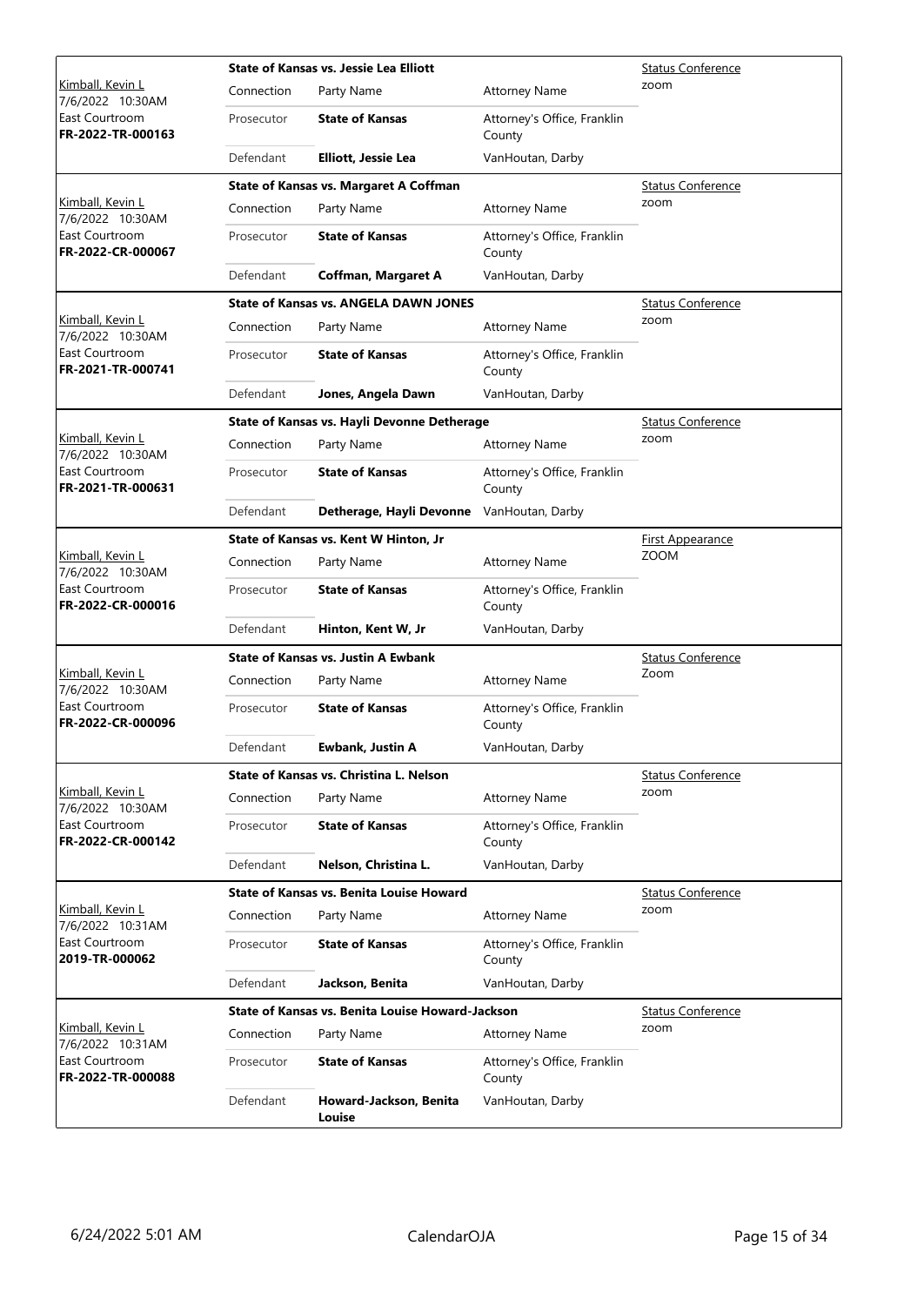| Judge / Date / Location / Case | Connection | Party Name | Attorney Name | Hearing |
|---|---|---|---|---|
| Kimball, Kevin L<br>7/6/2022 10:30AM<br>East Courtroom<br>**FR-2022-TR-000163** | **State of Kansas vs. Jessie Lea Elliott** | | | Status Conference<br>zoom |
| | Connection | Party Name | Attorney Name | |
| | Prosecutor | **State of Kansas** | Attorney's Office, Franklin County | |
| | Defendant | **Elliott, Jessie Lea** | VanHoutan, Darby | |
| Kimball, Kevin L<br>7/6/2022 10:30AM<br>East Courtroom<br>**FR-2022-CR-000067** | **State of Kansas vs. Margaret A Coffman** | | | Status Conference<br>zoom |
| | Connection | Party Name | Attorney Name | |
| | Prosecutor | **State of Kansas** | Attorney's Office, Franklin County | |
| | Defendant | **Coffman, Margaret A** | VanHoutan, Darby | |
| Kimball, Kevin L<br>7/6/2022 10:30AM<br>East Courtroom<br>**FR-2021-TR-000741** | **State of Kansas vs. ANGELA DAWN JONES** | | | Status Conference<br>zoom |
| | Connection | Party Name | Attorney Name | |
| | Prosecutor | **State of Kansas** | Attorney's Office, Franklin County | |
| | Defendant | **Jones, Angela Dawn** | VanHoutan, Darby | |
| Kimball, Kevin L<br>7/6/2022 10:30AM<br>East Courtroom<br>**FR-2021-TR-000631** | **State of Kansas vs. Hayli Devonne Detherage** | | | Status Conference<br>zoom |
| | Connection | Party Name | Attorney Name | |
| | Prosecutor | **State of Kansas** | Attorney's Office, Franklin County | |
| | Defendant | **Detherage, Hayli Devonne** | VanHoutan, Darby | |
| Kimball, Kevin L<br>7/6/2022 10:30AM<br>East Courtroom<br>**FR-2022-CR-000016** | **State of Kansas vs. Kent W Hinton, Jr** | | | First Appearance<br>ZOOM |
| | Connection | Party Name | Attorney Name | |
| | Prosecutor | **State of Kansas** | Attorney's Office, Franklin County | |
| | Defendant | **Hinton, Kent W, Jr** | VanHoutan, Darby | |
| Kimball, Kevin L<br>7/6/2022 10:30AM<br>East Courtroom<br>**FR-2022-CR-000096** | **State of Kansas vs. Justin A Ewbank** | | | Status Conference<br>Zoom |
| | Connection | Party Name | Attorney Name | |
| | Prosecutor | **State of Kansas** | Attorney's Office, Franklin County | |
| | Defendant | **Ewbank, Justin A** | VanHoutan, Darby | |
| Kimball, Kevin L<br>7/6/2022 10:30AM<br>East Courtroom<br>**FR-2022-CR-000142** | **State of Kansas vs. Christina L. Nelson** | | | Status Conference<br>zoom |
| | Connection | Party Name | Attorney Name | |
| | Prosecutor | **State of Kansas** | Attorney's Office, Franklin County | |
| | Defendant | **Nelson, Christina L.** | VanHoutan, Darby | |
| Kimball, Kevin L<br>7/6/2022 10:31AM<br>East Courtroom<br>**2019-TR-000062** | **State of Kansas vs. Benita Louise Howard** | | | Status Conference<br>zoom |
| | Connection | Party Name | Attorney Name | |
| | Prosecutor | **State of Kansas** | Attorney's Office, Franklin County | |
| | Defendant | **Jackson, Benita** | VanHoutan, Darby | |
| Kimball, Kevin L<br>7/6/2022 10:31AM<br>East Courtroom<br>**FR-2022-TR-000088** | **State of Kansas vs. Benita Louise Howard-Jackson** | | | Status Conference<br>zoom |
| | Connection | Party Name | Attorney Name | |
| | Prosecutor | **State of Kansas** | Attorney's Office, Franklin County | |
| | Defendant | **Howard-Jackson, Benita Louise** | VanHoutan, Darby | |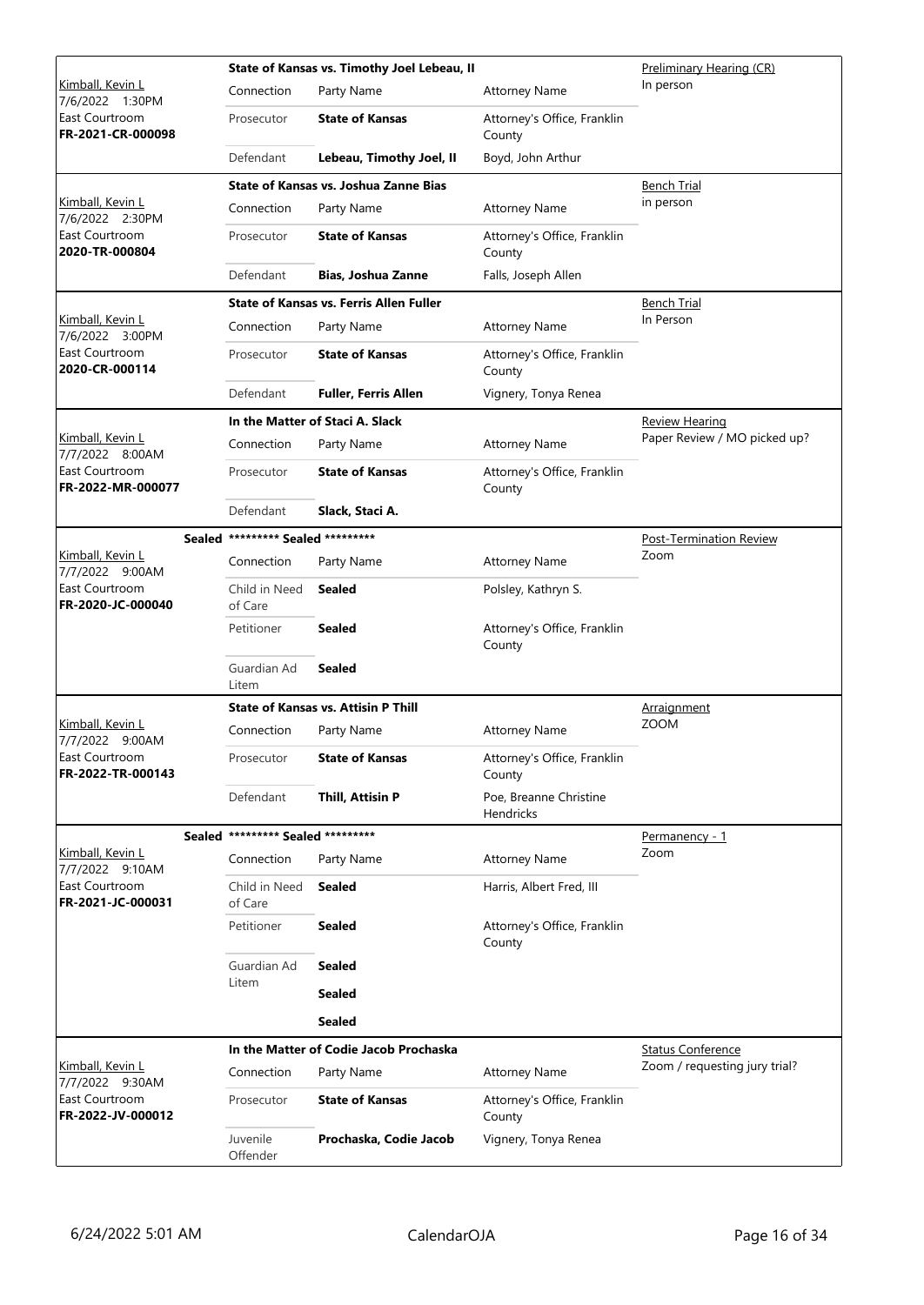| Judge / Date / Location / Case | Case Title | Connection | Party Name | Attorney Name | Hearing Type / Notes |
|---|---|---|---|---|---|
| Kimball, Kevin L<br>7/6/2022 1:30PM<br>East Courtroom<br>**FR-2021-CR-000098** | **State of Kansas vs. Timothy Joel Lebeau, II** | Prosecutor | **State of Kansas** | Attorney's Office, Franklin County | Preliminary Hearing (CR)<br>In person |
| | | Defendant | **Lebeau, Timothy Joel, II** | Boyd, John Arthur | |
| Kimball, Kevin L<br>7/6/2022 2:30PM<br>East Courtroom<br>**2020-TR-000804** | **State of Kansas vs. Joshua Zanne Bias** | Prosecutor | **State of Kansas** | Attorney's Office, Franklin County | Bench Trial<br>in person |
| | | Defendant | **Bias, Joshua Zanne** | Falls, Joseph Allen | |
| Kimball, Kevin L<br>7/6/2022 3:00PM<br>East Courtroom<br>**2020-CR-000114** | **State of Kansas vs. Ferris Allen Fuller** | Prosecutor | **State of Kansas** | Attorney's Office, Franklin County | Bench Trial<br>In Person |
| | | Defendant | **Fuller, Ferris Allen** | Vignery, Tonya Renea | |
| Kimball, Kevin L<br>7/7/2022 8:00AM<br>East Courtroom<br>**FR-2022-MR-000077** | **In the Matter of Staci A. Slack** | Prosecutor | **State of Kansas** | Attorney's Office, Franklin County | Review Hearing<br>Paper Review / MO picked up? |
| | | Defendant | **Slack, Staci A.** | | |
| Kimball, Kevin L<br>7/7/2022 9:00AM<br>East Courtroom<br>**FR-2020-JC-000040** | Sealed **\*\*\*\*\*\*\*\*\* Sealed \*\*\*\*\*\*\*\*\*** | Child in Need of Care | **Sealed** | Polsley, Kathryn S. | Post-Termination Review<br>Zoom |
| | | Petitioner | **Sealed** | Attorney's Office, Franklin County | |
| | | Guardian Ad Litem | **Sealed** | | |
| Kimball, Kevin L<br>7/7/2022 9:00AM<br>East Courtroom<br>**FR-2022-TR-000143** | **State of Kansas vs. Attisin P Thill** | Prosecutor | **State of Kansas** | Attorney's Office, Franklin County | Arraignment<br>ZOOM |
| | | Defendant | **Thill, Attisin P** | Poe, Breanne Christine Hendricks | |
| Kimball, Kevin L<br>7/7/2022 9:10AM<br>East Courtroom<br>**FR-2021-JC-000031** | Sealed **\*\*\*\*\*\*\*\*\* Sealed \*\*\*\*\*\*\*\*\*** | Child in Need of Care | **Sealed** | Harris, Albert Fred, III | Permanency - 1<br>Zoom |
| | | Petitioner | **Sealed** | Attorney's Office, Franklin County | |
| | | Guardian Ad Litem | **Sealed** | | |
| | | | **Sealed** | | |
| | | | **Sealed** | | |
| Kimball, Kevin L<br>7/7/2022 9:30AM<br>East Courtroom<br>**FR-2022-JV-000012** | **In the Matter of Codie Jacob Prochaska** | Prosecutor | **State of Kansas** | Attorney's Office, Franklin County | Status Conference<br>Zoom / requesting jury trial? |
| | | Juvenile Offender | **Prochaska, Codie Jacob** | Vignery, Tonya Renea | |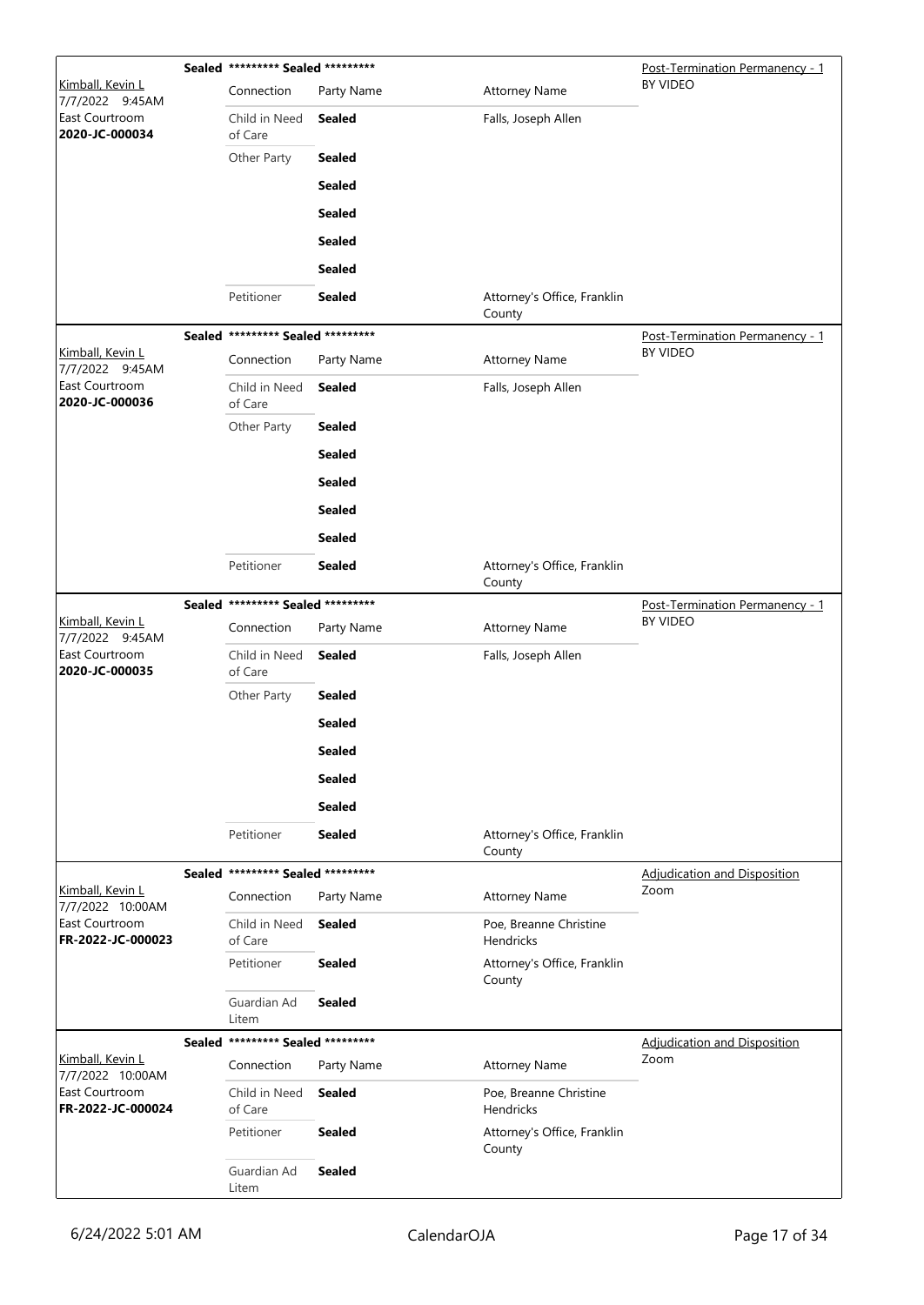| Case Info | Sealed | Connection | Party Name | Attorney Name | Hearing Type |
|---|---|---|---|---|---|
| Kimball, Kevin L<br>7/7/2022 9:45AM<br>East Courtroom<br>**2020-JC-000034** | **Sealed** | ********* **Sealed** ********* | | | Post-Termination Permanency - 1<br>BY VIDEO |
| | | Connection | Party Name | Attorney Name | |
| | | Child in Need of Care | **Sealed** | Falls, Joseph Allen | |
| | | Other Party | **Sealed** | | |
| | | | **Sealed** | | |
| | | | **Sealed** | | |
| | | | **Sealed** | | |
| | | | **Sealed** | | |
| | | Petitioner | **Sealed** | Attorney's Office, Franklin County | |
| Kimball, Kevin L<br>7/7/2022 9:45AM<br>East Courtroom<br>**2020-JC-000036** | **Sealed** | ********* **Sealed** ********* | | | Post-Termination Permanency - 1<br>BY VIDEO |
| | | Connection | Party Name | Attorney Name | |
| | | Child in Need of Care | **Sealed** | Falls, Joseph Allen | |
| | | Other Party | **Sealed** | | |
| | | | **Sealed** | | |
| | | | **Sealed** | | |
| | | | **Sealed** | | |
| | | | **Sealed** | | |
| | | Petitioner | **Sealed** | Attorney's Office, Franklin County | |
| Kimball, Kevin L<br>7/7/2022 9:45AM<br>East Courtroom<br>**2020-JC-000035** | **Sealed** | ********* **Sealed** ********* | | | Post-Termination Permanency - 1<br>BY VIDEO |
| | | Connection | Party Name | Attorney Name | |
| | | Child in Need of Care | **Sealed** | Falls, Joseph Allen | |
| | | Other Party | **Sealed** | | |
| | | | **Sealed** | | |
| | | | **Sealed** | | |
| | | | **Sealed** | | |
| | | | **Sealed** | | |
| | | Petitioner | **Sealed** | Attorney's Office, Franklin County | |
| Kimball, Kevin L<br>7/7/2022 10:00AM<br>East Courtroom<br>**FR-2022-JC-000023** | **Sealed** | ********* **Sealed** ********* | | | Adjudication and Disposition<br>Zoom |
| | | Connection | Party Name | Attorney Name | |
| | | Child in Need of Care | **Sealed** | Poe, Breanne Christine Hendricks | |
| | | Petitioner | **Sealed** | Attorney's Office, Franklin County | |
| | | Guardian Ad Litem | **Sealed** | | |
| Kimball, Kevin L<br>7/7/2022 10:00AM<br>East Courtroom<br>**FR-2022-JC-000024** | **Sealed** | ********* **Sealed** ********* | | | Adjudication and Disposition<br>Zoom |
| | | Connection | Party Name | Attorney Name | |
| | | Child in Need of Care | **Sealed** | Poe, Breanne Christine Hendricks | |
| | | Petitioner | **Sealed** | Attorney's Office, Franklin County | |
| | | Guardian Ad Litem | **Sealed** | | |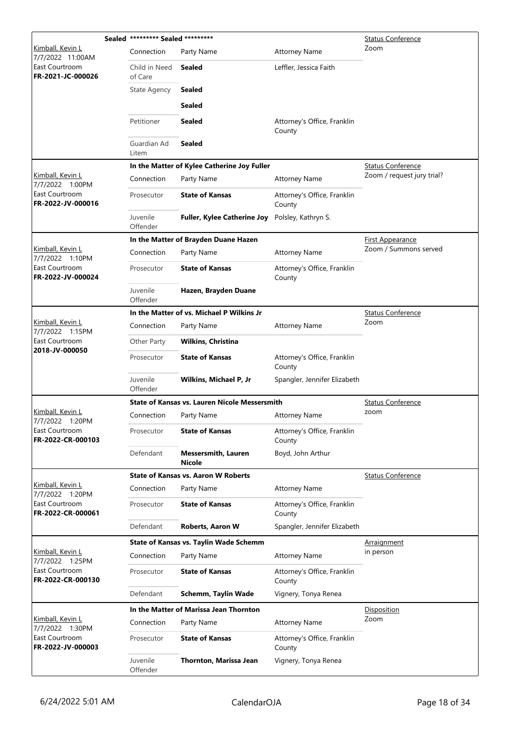| Judge / Date / Location / Case | Connection | Party Name | Attorney Name | Hearing / Notes |
|---|---|---|---|---|
| **Sealed** | ********* Sealed ********* | | | Status Conference |
| Kimball, Kevin L<br>7/7/2022 11:00AM<br>East Courtroom<br>**FR-2021-JC-000026** | Connection | Party Name | Attorney Name | Zoom |
| | Child in Need of Care | **Sealed** | Leffler, Jessica Faith | |
| | State Agency | **Sealed** | | |
| | | **Sealed** | | |
| | Petitioner | **Sealed** | Attorney's Office, Franklin County | |
| | Guardian Ad Litem | **Sealed** | | |
| | **In the Matter of Kylee Catherine Joy Fuller** | | | Status Conference |
| Kimball, Kevin L<br>7/7/2022 1:00PM<br>East Courtroom<br>**FR-2022-JV-000016** | Connection | Party Name | Attorney Name | Zoom / request jury trial? |
| | Prosecutor | **State of Kansas** | Attorney's Office, Franklin County | |
| | Juvenile Offender | **Fuller, Kylee Catherine Joy** | Polsley, Kathryn S. | |
| | **In the Matter of Brayden Duane Hazen** | | | First Appearance |
| Kimball, Kevin L<br>7/7/2022 1:10PM<br>East Courtroom<br>**FR-2022-JV-000024** | Connection | Party Name | Attorney Name | Zoom / Summons served |
| | Prosecutor | **State of Kansas** | Attorney's Office, Franklin County | |
| | Juvenile Offender | **Hazen, Brayden Duane** | | |
| | **In the Matter of vs. Michael P Wilkins Jr** | | | Status Conference |
| Kimball, Kevin L<br>7/7/2022 1:15PM<br>East Courtroom<br>**2018-JV-000050** | Connection | Party Name | Attorney Name | Zoom |
| | Other Party | **Wilkins, Christina** | | |
| | Prosecutor | **State of Kansas** | Attorney's Office, Franklin County | |
| | Juvenile Offender | **Wilkins, Michael P, Jr** | Spangler, Jennifer Elizabeth | |
| | **State of Kansas vs. Lauren Nicole Messersmith** | | | Status Conference |
| Kimball, Kevin L<br>7/7/2022 1:20PM<br>East Courtroom<br>**FR-2022-CR-000103** | Connection | Party Name | Attorney Name | zoom |
| | Prosecutor | **State of Kansas** | Attorney's Office, Franklin County | |
| | Defendant | **Messersmith, Lauren Nicole** | Boyd, John Arthur | |
| | **State of Kansas vs. Aaron W Roberts** | | | Status Conference |
| Kimball, Kevin L<br>7/7/2022 1:20PM<br>East Courtroom<br>**FR-2022-CR-000061** | Connection | Party Name | Attorney Name | |
| | Prosecutor | **State of Kansas** | Attorney's Office, Franklin County | |
| | Defendant | **Roberts, Aaron W** | Spangler, Jennifer Elizabeth | |
| | **State of Kansas vs. Taylin Wade Schemm** | | | Arraignment |
| Kimball, Kevin L<br>7/7/2022 1:25PM<br>East Courtroom<br>**FR-2022-CR-000130** | Connection | Party Name | Attorney Name | in person |
| | Prosecutor | **State of Kansas** | Attorney's Office, Franklin County | |
| | Defendant | **Schemm, Taylin Wade** | Vignery, Tonya Renea | |
| | **In the Matter of Marissa Jean Thornton** | | | Disposition |
| Kimball, Kevin L<br>7/7/2022 1:30PM<br>East Courtroom<br>**FR-2022-JV-000003** | Connection | Party Name | Attorney Name | Zoom |
| | Prosecutor | **State of Kansas** | Attorney's Office, Franklin County | |
| | Juvenile Offender | **Thornton, Marissa Jean** | Vignery, Tonya Renea | |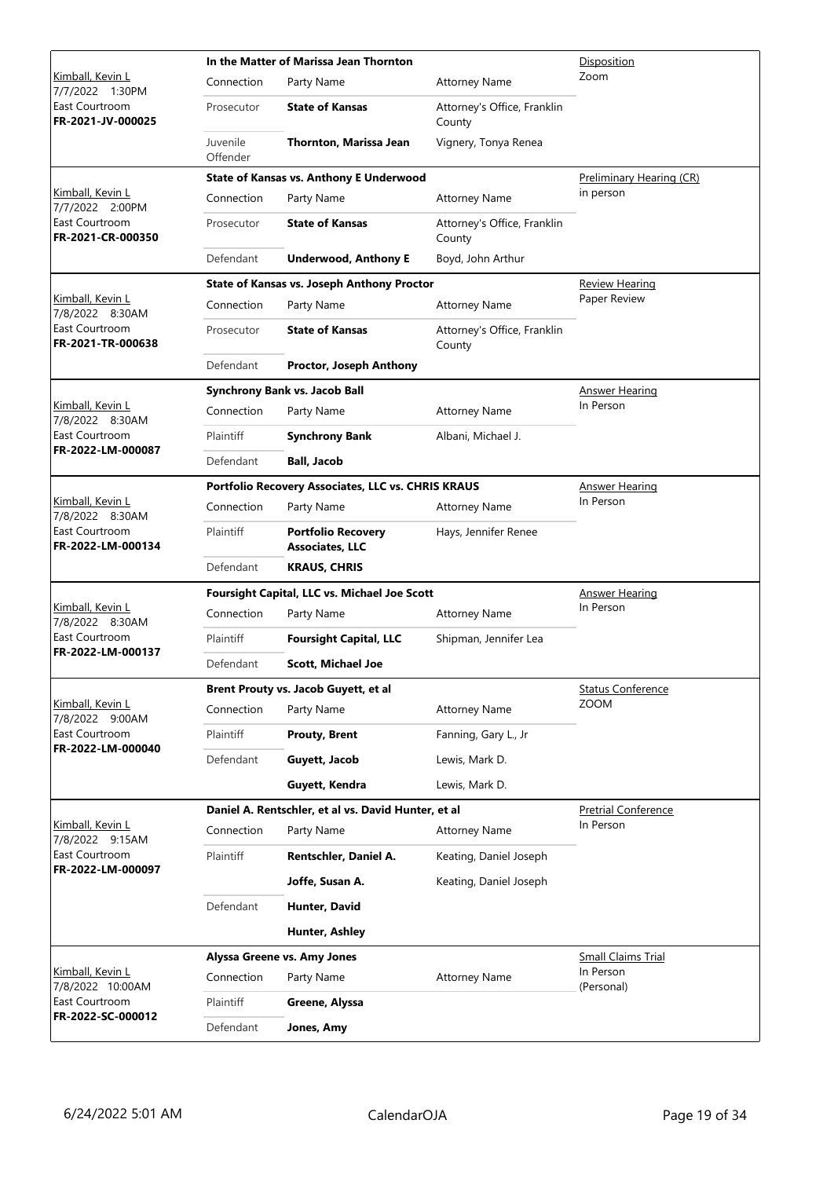| Judge / Date / Location / Case No. | Case / Connection | Party Name | Attorney Name | Hearing Type / Mode |
|---|---|---|---|---|
| Kimball, Kevin L<br>7/7/2022 1:30PM<br>East Courtroom<br>**FR-2021-JV-000025** | **In the Matter of Marissa Jean Thornton** | | | Disposition<br>Zoom |
| | Connection | Party Name | Attorney Name | |
| | Prosecutor | **State of Kansas** | Attorney's Office, Franklin County | |
| | Juvenile Offender | **Thornton, Marissa Jean** | Vignery, Tonya Renea | |
| Kimball, Kevin L<br>7/7/2022 2:00PM<br>East Courtroom<br>**FR-2021-CR-000350** | **State of Kansas vs. Anthony E Underwood** | | | Preliminary Hearing (CR)<br>in person |
| | Connection | Party Name | Attorney Name | |
| | Prosecutor | **State of Kansas** | Attorney's Office, Franklin County | |
| | Defendant | **Underwood, Anthony E** | Boyd, John Arthur | |
| Kimball, Kevin L<br>7/8/2022 8:30AM<br>East Courtroom<br>**FR-2021-TR-000638** | **State of Kansas vs. Joseph Anthony Proctor** | | | Review Hearing<br>Paper Review |
| | Connection | Party Name | Attorney Name | |
| | Prosecutor | **State of Kansas** | Attorney's Office, Franklin County | |
| | Defendant | **Proctor, Joseph Anthony** | | |
| Kimball, Kevin L<br>7/8/2022 8:30AM<br>East Courtroom<br>**FR-2022-LM-000087** | **Synchrony Bank vs. Jacob Ball** | | | Answer Hearing<br>In Person |
| | Connection | Party Name | Attorney Name | |
| | Plaintiff | **Synchrony Bank** | Albani, Michael J. | |
| | Defendant | **Ball, Jacob** | | |
| Kimball, Kevin L<br>7/8/2022 8:30AM<br>East Courtroom<br>**FR-2022-LM-000134** | **Portfolio Recovery Associates, LLC vs. CHRIS KRAUS** | | | Answer Hearing<br>In Person |
| | Connection | Party Name | Attorney Name | |
| | Plaintiff | **Portfolio Recovery Associates, LLC** | Hays, Jennifer Renee | |
| | Defendant | **KRAUS, CHRIS** | | |
| Kimball, Kevin L<br>7/8/2022 8:30AM<br>East Courtroom<br>**FR-2022-LM-000137** | **Foursight Capital, LLC vs. Michael Joe Scott** | | | Answer Hearing<br>In Person |
| | Connection | Party Name | Attorney Name | |
| | Plaintiff | **Foursight Capital, LLC** | Shipman, Jennifer Lea | |
| | Defendant | **Scott, Michael Joe** | | |
| Kimball, Kevin L<br>7/8/2022 9:00AM<br>East Courtroom<br>**FR-2022-LM-000040** | **Brent Prouty vs. Jacob Guyett, et al** | | | Status Conference<br>ZOOM |
| | Connection | Party Name | Attorney Name | |
| | Plaintiff | **Prouty, Brent** | Fanning, Gary L., Jr | |
| | Defendant | **Guyett, Jacob** | Lewis, Mark D. | |
| | | **Guyett, Kendra** | Lewis, Mark D. | |
| Kimball, Kevin L<br>7/8/2022 9:15AM<br>East Courtroom<br>**FR-2022-LM-000097** | **Daniel A. Rentschler, et al vs. David Hunter, et al** | | | Pretrial Conference<br>In Person |
| | Connection | Party Name | Attorney Name | |
| | Plaintiff | **Rentschler, Daniel A.** | Keating, Daniel Joseph | |
| | | **Joffe, Susan A.** | Keating, Daniel Joseph | |
| | Defendant | **Hunter, David** | | |
| | | **Hunter, Ashley** | | |
| Kimball, Kevin L<br>7/8/2022 10:00AM<br>East Courtroom<br>**FR-2022-SC-000012** | **Alyssa Greene vs. Amy Jones** | | | Small Claims Trial<br>In Person (Personal) |
| | Connection | Party Name | Attorney Name | |
| | Plaintiff | **Greene, Alyssa** | | |
| | Defendant | **Jones, Amy** | | |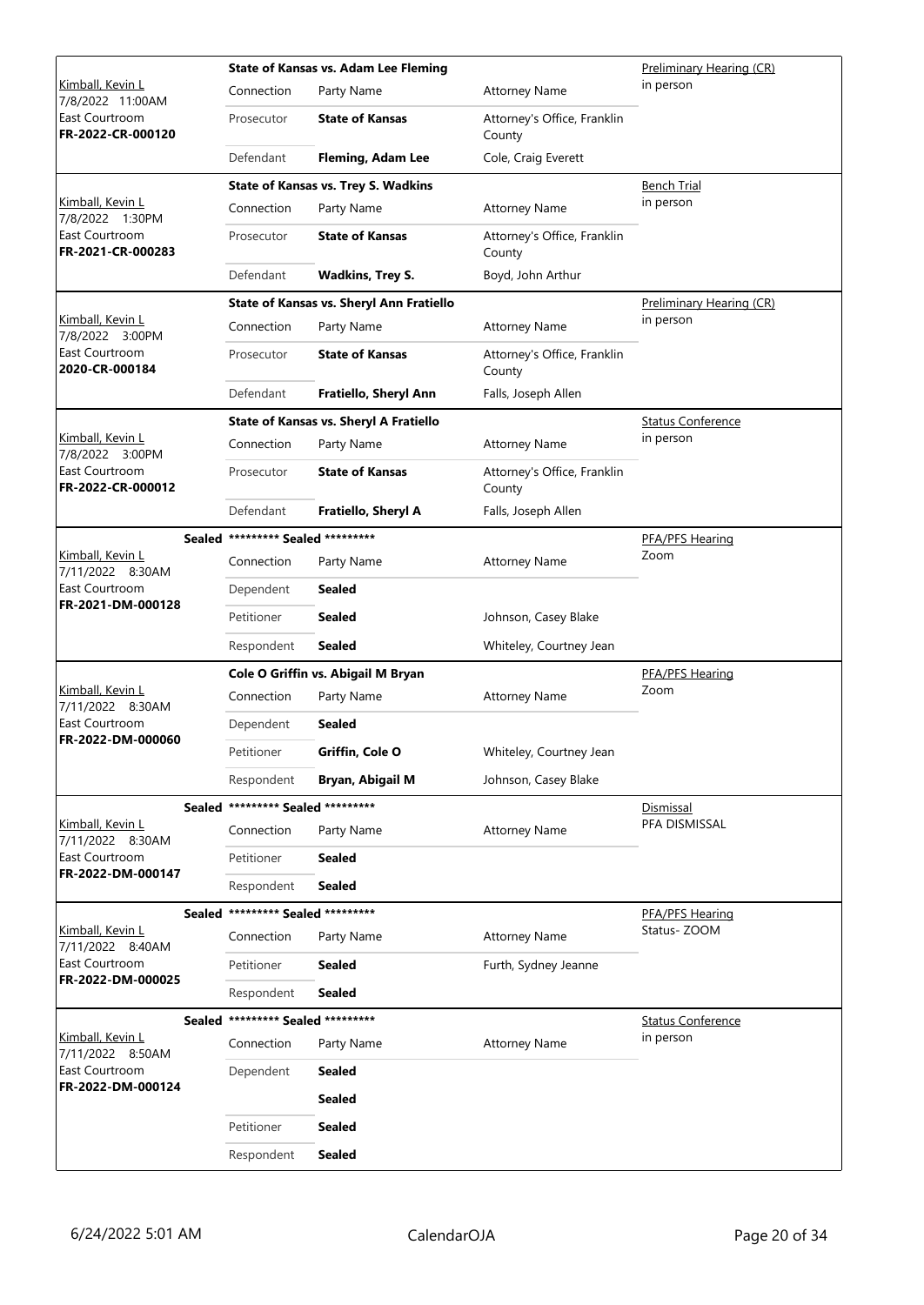| Judge / Date / Location / Case | Case Title / Connection | Party Name | Attorney Name | Hearing Type |
|---|---|---|---|---|
| Kimball, Kevin L 7/8/2022 11:00AM East Courtroom **FR-2022-CR-000120** | **State of Kansas vs. Adam Lee Fleming** | | | Preliminary Hearing (CR) in person |
| | Connection | Party Name | Attorney Name | |
| | Prosecutor | **State of Kansas** | Attorney's Office, Franklin County | |
| | Defendant | **Fleming, Adam Lee** | Cole, Craig Everett | |
| Kimball, Kevin L 7/8/2022 1:30PM East Courtroom **FR-2021-CR-000283** | **State of Kansas vs. Trey S. Wadkins** | | | Bench Trial in person |
| | Connection | Party Name | Attorney Name | |
| | Prosecutor | **State of Kansas** | Attorney's Office, Franklin County | |
| | Defendant | **Wadkins, Trey S.** | Boyd, John Arthur | |
| Kimball, Kevin L 7/8/2022 3:00PM East Courtroom **2020-CR-000184** | **State of Kansas vs. Sheryl Ann Fratiello** | | | Preliminary Hearing (CR) in person |
| | Connection | Party Name | Attorney Name | |
| | Prosecutor | **State of Kansas** | Attorney's Office, Franklin County | |
| | Defendant | **Fratiello, Sheryl Ann** | Falls, Joseph Allen | |
| Kimball, Kevin L 7/8/2022 3:00PM East Courtroom **FR-2022-CR-000012** | **State of Kansas vs. Sheryl A Fratiello** | | | Status Conference in person |
| | Connection | Party Name | Attorney Name | |
| | Prosecutor | **State of Kansas** | Attorney's Office, Franklin County | |
| | Defendant | **Fratiello, Sheryl A** | Falls, Joseph Allen | |
| Sealed Kimball, Kevin L 7/11/2022 8:30AM East Courtroom **FR-2021-DM-000128** | **\*\*\*\*\*\*\*\*\* Sealed \*\*\*\*\*\*\*\*\*** | | | PFA/PFS Hearing Zoom |
| | Connection | Party Name | Attorney Name | |
| | Dependent | **Sealed** | | |
| | Petitioner | **Sealed** | Johnson, Casey Blake | |
| | Respondent | **Sealed** | Whiteley, Courtney Jean | |
| Kimball, Kevin L 7/11/2022 8:30AM East Courtroom **FR-2022-DM-000060** | **Cole O Griffin vs. Abigail M Bryan** | | | PFA/PFS Hearing Zoom |
| | Connection | Party Name | Attorney Name | |
| | Dependent | **Sealed** | | |
| | Petitioner | **Griffin, Cole O** | Whiteley, Courtney Jean | |
| | Respondent | **Bryan, Abigail M** | Johnson, Casey Blake | |
| Sealed Kimball, Kevin L 7/11/2022 8:30AM East Courtroom **FR-2022-DM-000147** | **\*\*\*\*\*\*\*\*\* Sealed \*\*\*\*\*\*\*\*\*** | | | Dismissal PFA DISMISSAL |
| | Connection | Party Name | Attorney Name | |
| | Petitioner | **Sealed** | | |
| | Respondent | **Sealed** | | |
| Sealed Kimball, Kevin L 7/11/2022 8:40AM East Courtroom **FR-2022-DM-000025** | **\*\*\*\*\*\*\*\*\* Sealed \*\*\*\*\*\*\*\*\*** | | | PFA/PFS Hearing Status- ZOOM |
| | Connection | Party Name | Attorney Name | |
| | Petitioner | **Sealed** | Furth, Sydney Jeanne | |
| | Respondent | **Sealed** | | |
| Sealed Kimball, Kevin L 7/11/2022 8:50AM East Courtroom **FR-2022-DM-000124** | **\*\*\*\*\*\*\*\*\* Sealed \*\*\*\*\*\*\*\*\*** | | | Status Conference in person |
| | Connection | Party Name | Attorney Name | |
| | Dependent | **Sealed** | | |
| | | **Sealed** | | |
| | Petitioner | **Sealed** | | |
| | Respondent | **Sealed** | | |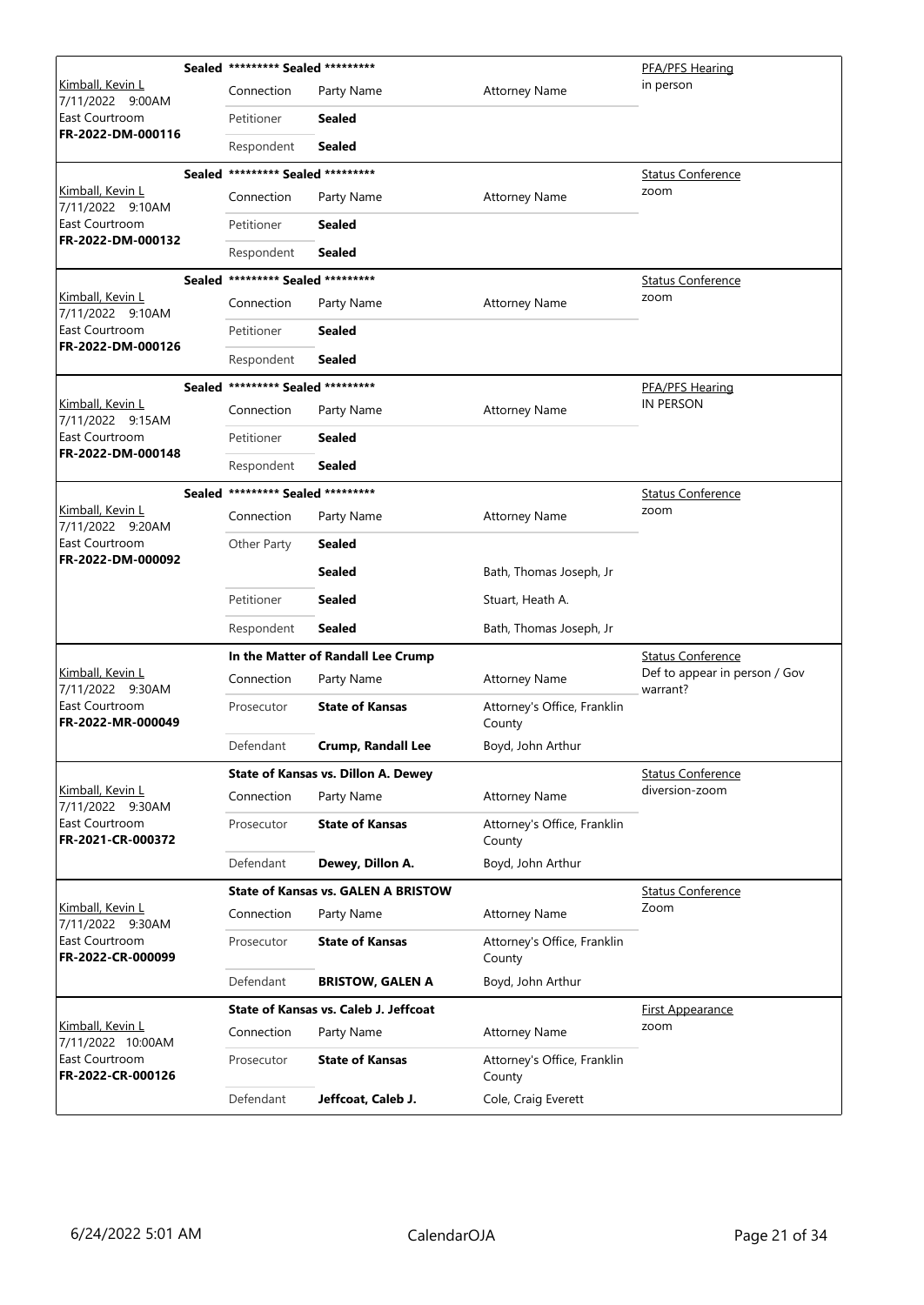| Judge / Date / Location / Case | Case Title | | | Hearing Type / Notes |
|---|---|---|---|---|
| Kimball, Kevin L<br>7/11/2022 9:00AM<br>East Courtroom<br>**FR-2022-DM-000116** | **Sealed** ********* Sealed ********* | | | PFA/PFS Hearing<br>in person |
| | Connection | Party Name | Attorney Name | |
| | Petitioner | **Sealed** | | |
| | Respondent | **Sealed** | | |
| Kimball, Kevin L<br>7/11/2022 9:10AM<br>East Courtroom<br>**FR-2022-DM-000132** | **Sealed** ********* Sealed ********* | | | Status Conference<br>zoom |
| | Connection | Party Name | Attorney Name | |
| | Petitioner | **Sealed** | | |
| | Respondent | **Sealed** | | |
| Kimball, Kevin L<br>7/11/2022 9:10AM<br>East Courtroom<br>**FR-2022-DM-000126** | **Sealed** ********* Sealed ********* | | | Status Conference<br>zoom |
| | Connection | Party Name | Attorney Name | |
| | Petitioner | **Sealed** | | |
| | Respondent | **Sealed** | | |
| Kimball, Kevin L<br>7/11/2022 9:15AM<br>East Courtroom<br>**FR-2022-DM-000148** | **Sealed** ********* Sealed ********* | | | PFA/PFS Hearing<br>IN PERSON |
| | Connection | Party Name | Attorney Name | |
| | Petitioner | **Sealed** | | |
| | Respondent | **Sealed** | | |
| Kimball, Kevin L<br>7/11/2022 9:20AM<br>East Courtroom<br>**FR-2022-DM-000092** | **Sealed** ********* Sealed ********* | | | Status Conference<br>zoom |
| | Connection | Party Name | Attorney Name | |
| | Other Party | **Sealed** | | |
| | | **Sealed** | Bath, Thomas Joseph, Jr | |
| | Petitioner | **Sealed** | Stuart, Heath A. | |
| | Respondent | **Sealed** | Bath, Thomas Joseph, Jr | |
| Kimball, Kevin L<br>7/11/2022 9:30AM<br>East Courtroom<br>**FR-2022-MR-000049** | **In the Matter of Randall Lee Crump** | | | Status Conference<br>Def to appear in person / Gov warrant? |
| | Connection | Party Name | Attorney Name | |
| | Prosecutor | **State of Kansas** | Attorney's Office, Franklin County | |
| | Defendant | **Crump, Randall Lee** | Boyd, John Arthur | |
| Kimball, Kevin L<br>7/11/2022 9:30AM<br>East Courtroom<br>**FR-2021-CR-000372** | **State of Kansas vs. Dillon A. Dewey** | | | Status Conference<br>diversion-zoom |
| | Connection | Party Name | Attorney Name | |
| | Prosecutor | **State of Kansas** | Attorney's Office, Franklin County | |
| | Defendant | **Dewey, Dillon A.** | Boyd, John Arthur | |
| Kimball, Kevin L<br>7/11/2022 9:30AM<br>East Courtroom<br>**FR-2022-CR-000099** | **State of Kansas vs. GALEN A BRISTOW** | | | Status Conference<br>Zoom |
| | Connection | Party Name | Attorney Name | |
| | Prosecutor | **State of Kansas** | Attorney's Office, Franklin County | |
| | Defendant | **BRISTOW, GALEN A** | Boyd, John Arthur | |
| Kimball, Kevin L<br>7/11/2022 10:00AM<br>East Courtroom<br>**FR-2022-CR-000126** | **State of Kansas vs. Caleb J. Jeffcoat** | | | First Appearance<br>zoom |
| | Connection | Party Name | Attorney Name | |
| | Prosecutor | **State of Kansas** | Attorney's Office, Franklin County | |
| | Defendant | **Jeffcoat, Caleb J.** | Cole, Craig Everett | |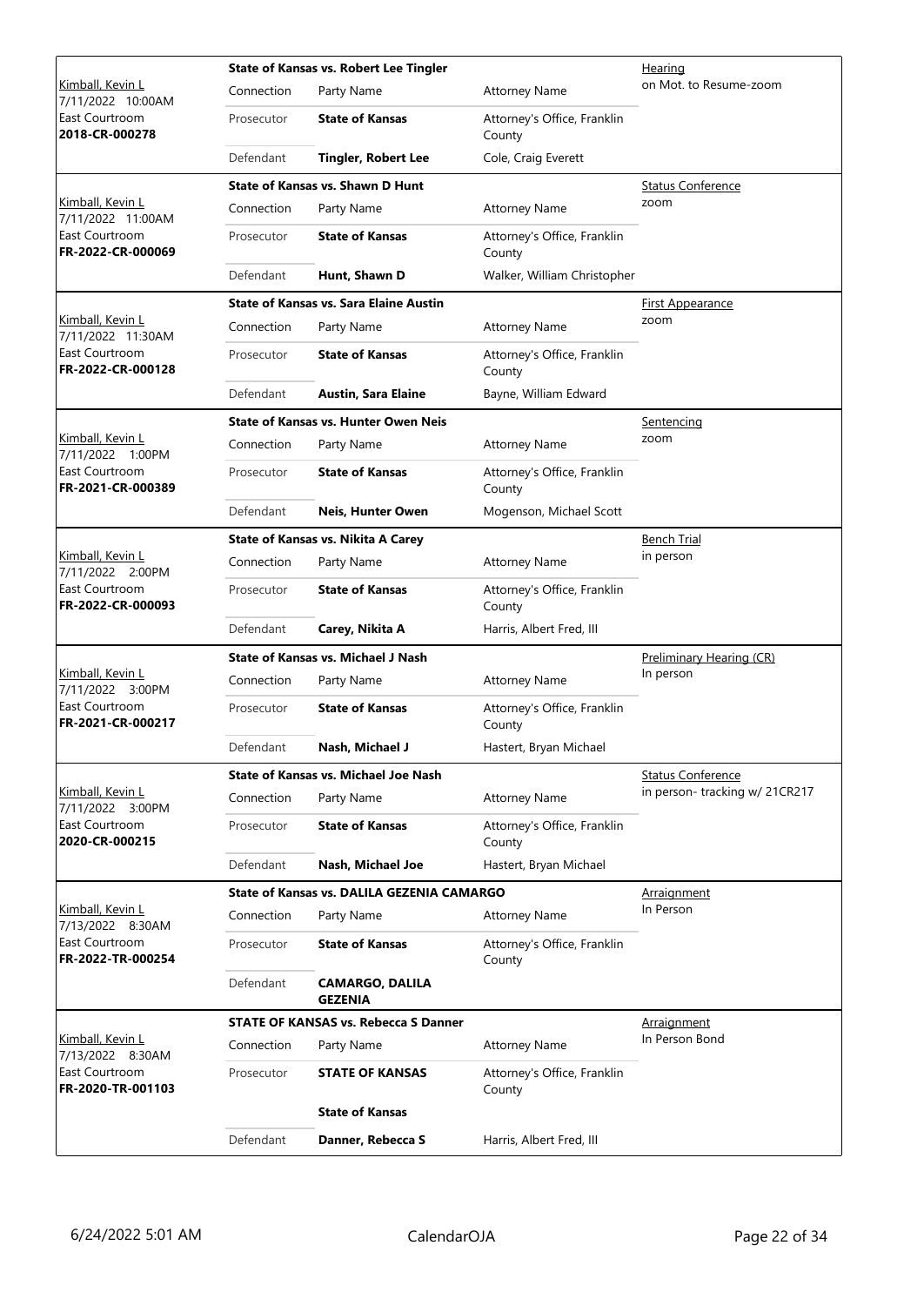| Judge / Date / Location / Case | Case Title | Connection | Party Name | Attorney Name | Hearing |
|---|---|---|---|---|---|
| Kimball, Kevin L 7/11/2022 10:00AM East Courtroom **2018-CR-000278** | **State of Kansas vs. Robert Lee Tingler** | Connection | Party Name | Attorney Name | Hearing on Mot. to Resume-zoom |
| | | Prosecutor | **State of Kansas** | Attorney's Office, Franklin County | |
| | | Defendant | **Tingler, Robert Lee** | Cole, Craig Everett | |
| Kimball, Kevin L 7/11/2022 11:00AM East Courtroom **FR-2022-CR-000069** | **State of Kansas vs. Shawn D Hunt** | Connection | Party Name | Attorney Name | Status Conference zoom |
| | | Prosecutor | **State of Kansas** | Attorney's Office, Franklin County | |
| | | Defendant | **Hunt, Shawn D** | Walker, William Christopher | |
| Kimball, Kevin L 7/11/2022 11:30AM East Courtroom **FR-2022-CR-000128** | **State of Kansas vs. Sara Elaine Austin** | Connection | Party Name | Attorney Name | First Appearance zoom |
| | | Prosecutor | **State of Kansas** | Attorney's Office, Franklin County | |
| | | Defendant | **Austin, Sara Elaine** | Bayne, William Edward | |
| Kimball, Kevin L 7/11/2022 1:00PM East Courtroom **FR-2021-CR-000389** | **State of Kansas vs. Hunter Owen Neis** | Connection | Party Name | Attorney Name | Sentencing zoom |
| | | Prosecutor | **State of Kansas** | Attorney's Office, Franklin County | |
| | | Defendant | **Neis, Hunter Owen** | Mogenson, Michael Scott | |
| Kimball, Kevin L 7/11/2022 2:00PM East Courtroom **FR-2022-CR-000093** | **State of Kansas vs. Nikita A Carey** | Connection | Party Name | Attorney Name | Bench Trial in person |
| | | Prosecutor | **State of Kansas** | Attorney's Office, Franklin County | |
| | | Defendant | **Carey, Nikita A** | Harris, Albert Fred, III | |
| Kimball, Kevin L 7/11/2022 3:00PM East Courtroom **FR-2021-CR-000217** | **State of Kansas vs. Michael J Nash** | Connection | Party Name | Attorney Name | Preliminary Hearing (CR) In person |
| | | Prosecutor | **State of Kansas** | Attorney's Office, Franklin County | |
| | | Defendant | **Nash, Michael J** | Hastert, Bryan Michael | |
| Kimball, Kevin L 7/11/2022 3:00PM East Courtroom **2020-CR-000215** | **State of Kansas vs. Michael Joe Nash** | Connection | Party Name | Attorney Name | Status Conference in person- tracking w/ 21CR217 |
| | | Prosecutor | **State of Kansas** | Attorney's Office, Franklin County | |
| | | Defendant | **Nash, Michael Joe** | Hastert, Bryan Michael | |
| Kimball, Kevin L 7/13/2022 8:30AM East Courtroom **FR-2022-TR-000254** | **State of Kansas vs. DALILA GEZENIA CAMARGO** | Connection | Party Name | Attorney Name | Arraignment In Person |
| | | Prosecutor | **State of Kansas** | Attorney's Office, Franklin County | |
| | | Defendant | **CAMARGO, DALILA GEZENIA** | | |
| Kimball, Kevin L 7/13/2022 8:30AM East Courtroom **FR-2020-TR-001103** | **STATE OF KANSAS vs. Rebecca S Danner** | Connection | Party Name | Attorney Name | Arraignment In Person Bond |
| | | Prosecutor | **STATE OF KANSAS** | Attorney's Office, Franklin County | |
| | | | **State of Kansas** | | |
| | | Defendant | **Danner, Rebecca S** | Harris, Albert Fred, III | |

6/24/2022 5:01 AM CalendarOJA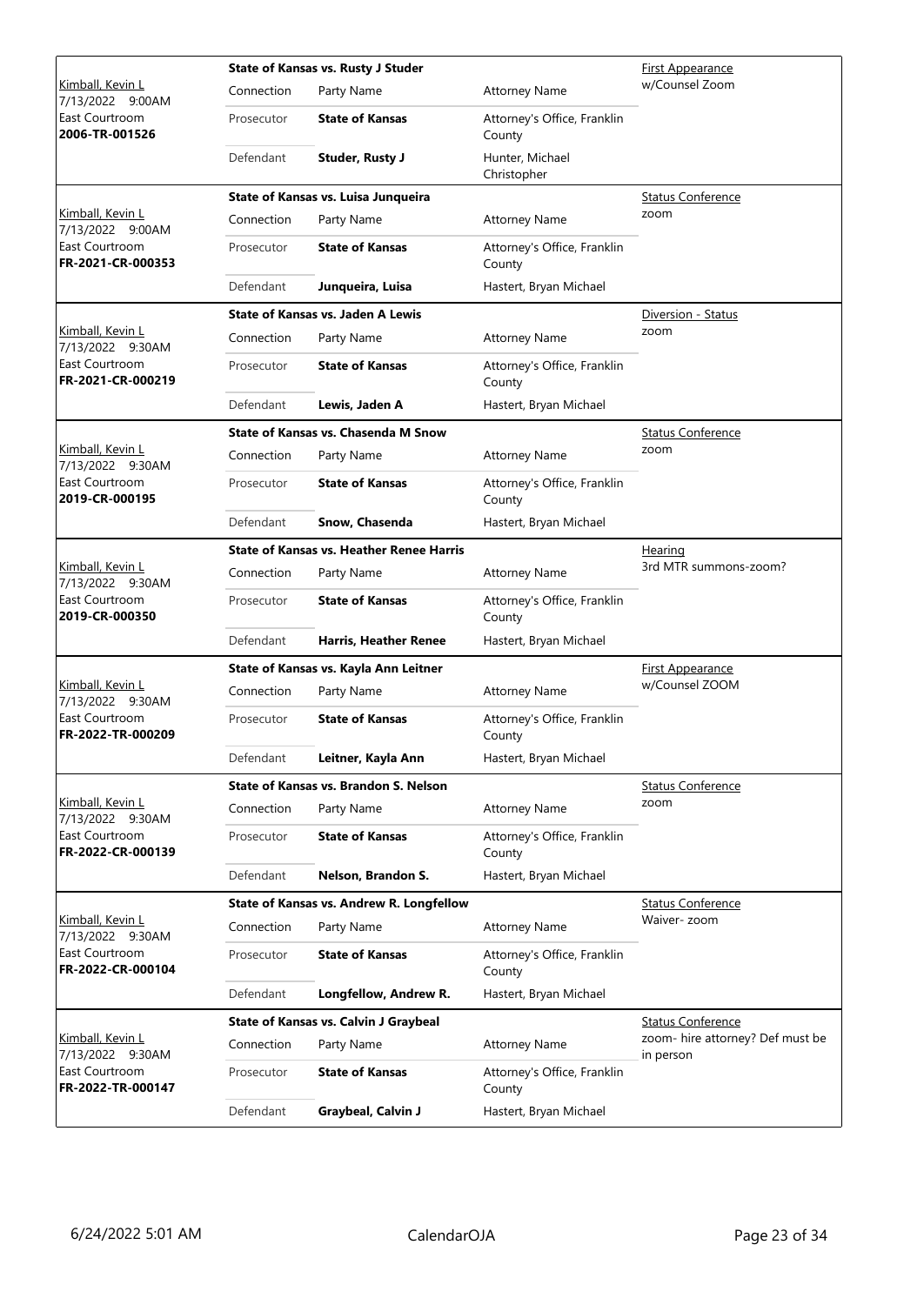| Judge / Date / Location / Case | Case Title | Connection | Party Name | Attorney Name | Hearing Type / Notes |
|---|---|---|---|---|---|
| Kimball, Kevin L<br>7/13/2022 9:00AM<br>East Courtroom<br>**2006-TR-001526** | **State of Kansas vs. Rusty J Studer** | Prosecutor | **State of Kansas** | Attorney's Office, Franklin County | First Appearance<br>w/Counsel Zoom |
| | | Defendant | **Studer, Rusty J** | Hunter, Michael Christopher | |
| Kimball, Kevin L<br>7/13/2022 9:00AM<br>East Courtroom<br>**FR-2021-CR-000353** | **State of Kansas vs. Luisa Junqueira** | Prosecutor | **State of Kansas** | Attorney's Office, Franklin County | Status Conference<br>zoom |
| | | Defendant | **Junqueira, Luisa** | Hastert, Bryan Michael | |
| Kimball, Kevin L<br>7/13/2022 9:30AM<br>East Courtroom<br>**FR-2021-CR-000219** | **State of Kansas vs. Jaden A Lewis** | Prosecutor | **State of Kansas** | Attorney's Office, Franklin County | Diversion - Status<br>zoom |
| | | Defendant | **Lewis, Jaden A** | Hastert, Bryan Michael | |
| Kimball, Kevin L<br>7/13/2022 9:30AM<br>East Courtroom<br>**2019-CR-000195** | **State of Kansas vs. Chasenda M Snow** | Prosecutor | **State of Kansas** | Attorney's Office, Franklin County | Status Conference<br>zoom |
| | | Defendant | **Snow, Chasenda** | Hastert, Bryan Michael | |
| Kimball, Kevin L<br>7/13/2022 9:30AM<br>East Courtroom<br>**2019-CR-000350** | **State of Kansas vs. Heather Renee Harris** | Prosecutor | **State of Kansas** | Attorney's Office, Franklin County | Hearing<br>3rd MTR summons-zoom? |
| | | Defendant | **Harris, Heather Renee** | Hastert, Bryan Michael | |
| Kimball, Kevin L<br>7/13/2022 9:30AM<br>East Courtroom<br>**FR-2022-TR-000209** | **State of Kansas vs. Kayla Ann Leitner** | Prosecutor | **State of Kansas** | Attorney's Office, Franklin County | First Appearance<br>w/Counsel ZOOM |
| | | Defendant | **Leitner, Kayla Ann** | Hastert, Bryan Michael | |
| Kimball, Kevin L<br>7/13/2022 9:30AM<br>East Courtroom<br>**FR-2022-CR-000139** | **State of Kansas vs. Brandon S. Nelson** | Prosecutor | **State of Kansas** | Attorney's Office, Franklin County | Status Conference<br>zoom |
| | | Defendant | **Nelson, Brandon S.** | Hastert, Bryan Michael | |
| Kimball, Kevin L<br>7/13/2022 9:30AM<br>East Courtroom<br>**FR-2022-CR-000104** | **State of Kansas vs. Andrew R. Longfellow** | Prosecutor | **State of Kansas** | Attorney's Office, Franklin County | Status Conference<br>Waiver- zoom |
| | | Defendant | **Longfellow, Andrew R.** | Hastert, Bryan Michael | |
| Kimball, Kevin L<br>7/13/2022 9:30AM<br>East Courtroom<br>**FR-2022-TR-000147** | **State of Kansas vs. Calvin J Graybeal** | Prosecutor | **State of Kansas** | Attorney's Office, Franklin County | Status Conference<br>zoom- hire attorney? Def must be in person |
| | | Defendant | **Graybeal, Calvin J** | Hastert, Bryan Michael | |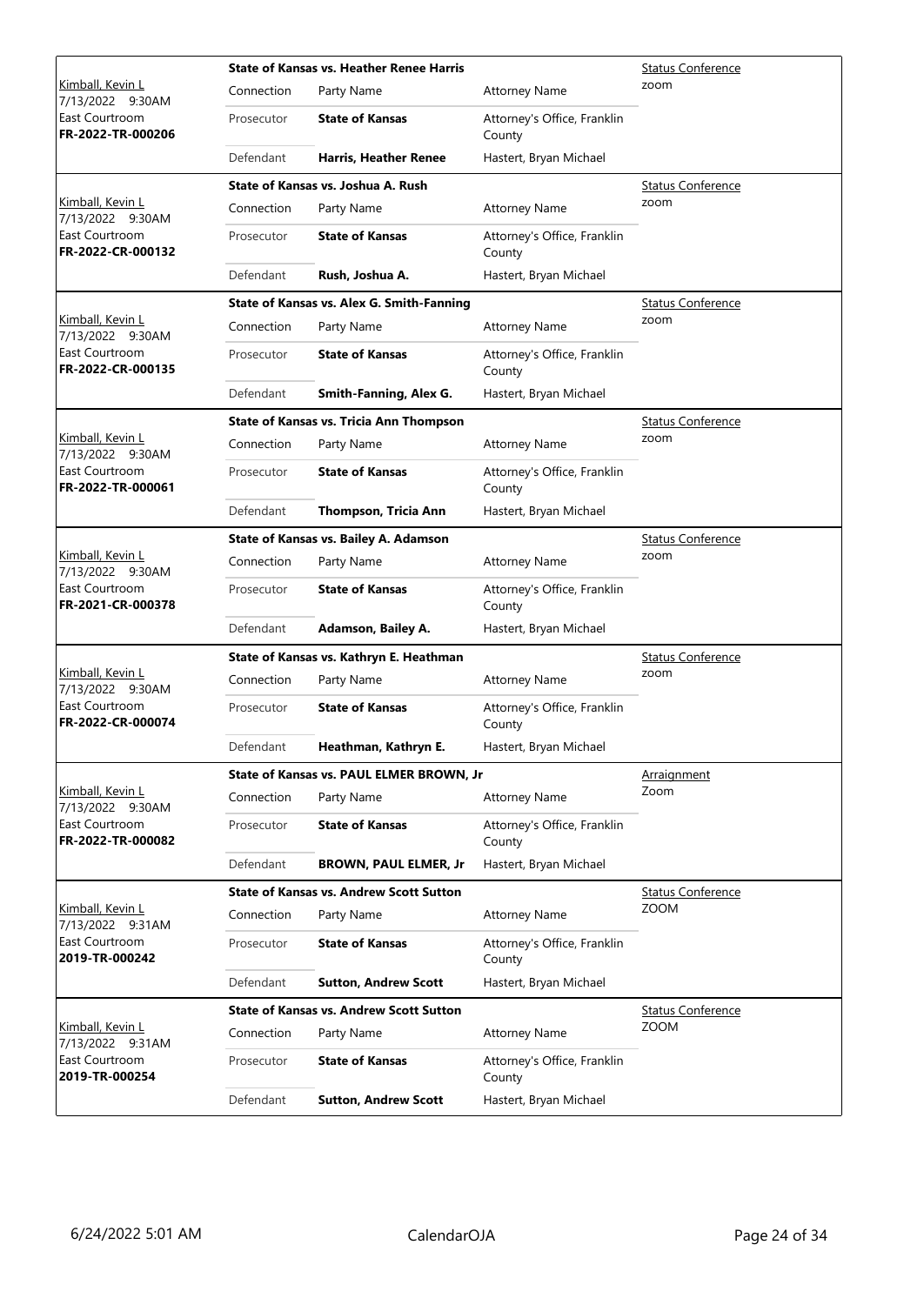| Judge / Date / Location / Case | Connection | Party Name | Attorney Name | Hearing |
|---|---|---|---|---|
| Kimball, Kevin L<br>7/13/2022 9:30AM<br>East Courtroom<br>**FR-2022-TR-000206** | **State of Kansas vs. Heather Renee Harris** | | | Status Conference<br>zoom |
| | Connection | Party Name | Attorney Name | |
| | Prosecutor | **State of Kansas** | Attorney's Office, Franklin County | |
| | Defendant | **Harris, Heather Renee** | Hastert, Bryan Michael | |
| Kimball, Kevin L<br>7/13/2022 9:30AM<br>East Courtroom<br>**FR-2022-CR-000132** | **State of Kansas vs. Joshua A. Rush** | | | Status Conference<br>zoom |
| | Connection | Party Name | Attorney Name | |
| | Prosecutor | **State of Kansas** | Attorney's Office, Franklin County | |
| | Defendant | **Rush, Joshua A.** | Hastert, Bryan Michael | |
| Kimball, Kevin L<br>7/13/2022 9:30AM<br>East Courtroom<br>**FR-2022-CR-000135** | **State of Kansas vs. Alex G. Smith-Fanning** | | | Status Conference<br>zoom |
| | Connection | Party Name | Attorney Name | |
| | Prosecutor | **State of Kansas** | Attorney's Office, Franklin County | |
| | Defendant | **Smith-Fanning, Alex G.** | Hastert, Bryan Michael | |
| Kimball, Kevin L<br>7/13/2022 9:30AM<br>East Courtroom<br>**FR-2022-TR-000061** | **State of Kansas vs. Tricia Ann Thompson** | | | Status Conference<br>zoom |
| | Connection | Party Name | Attorney Name | |
| | Prosecutor | **State of Kansas** | Attorney's Office, Franklin County | |
| | Defendant | **Thompson, Tricia Ann** | Hastert, Bryan Michael | |
| Kimball, Kevin L<br>7/13/2022 9:30AM<br>East Courtroom<br>**FR-2021-CR-000378** | **State of Kansas vs. Bailey A. Adamson** | | | Status Conference<br>zoom |
| | Connection | Party Name | Attorney Name | |
| | Prosecutor | **State of Kansas** | Attorney's Office, Franklin County | |
| | Defendant | **Adamson, Bailey A.** | Hastert, Bryan Michael | |
| Kimball, Kevin L<br>7/13/2022 9:30AM<br>East Courtroom<br>**FR-2022-CR-000074** | **State of Kansas vs. Kathryn E. Heathman** | | | Status Conference<br>zoom |
| | Connection | Party Name | Attorney Name | |
| | Prosecutor | **State of Kansas** | Attorney's Office, Franklin County | |
| | Defendant | **Heathman, Kathryn E.** | Hastert, Bryan Michael | |
| Kimball, Kevin L<br>7/13/2022 9:30AM<br>East Courtroom<br>**FR-2022-TR-000082** | **State of Kansas vs. PAUL ELMER BROWN, Jr** | | | Arraignment<br>Zoom |
| | Connection | Party Name | Attorney Name | |
| | Prosecutor | **State of Kansas** | Attorney's Office, Franklin County | |
| | Defendant | **BROWN, PAUL ELMER, Jr** | Hastert, Bryan Michael | |
| Kimball, Kevin L<br>7/13/2022 9:31AM<br>East Courtroom<br>**2019-TR-000242** | **State of Kansas vs. Andrew Scott Sutton** | | | Status Conference<br>ZOOM |
| | Connection | Party Name | Attorney Name | |
| | Prosecutor | **State of Kansas** | Attorney's Office, Franklin County | |
| | Defendant | **Sutton, Andrew Scott** | Hastert, Bryan Michael | |
| Kimball, Kevin L<br>7/13/2022 9:31AM<br>East Courtroom<br>**2019-TR-000254** | **State of Kansas vs. Andrew Scott Sutton** | | | Status Conference<br>ZOOM |
| | Connection | Party Name | Attorney Name | |
| | Prosecutor | **State of Kansas** | Attorney's Office, Franklin County | |
| | Defendant | **Sutton, Andrew Scott** | Hastert, Bryan Michael | |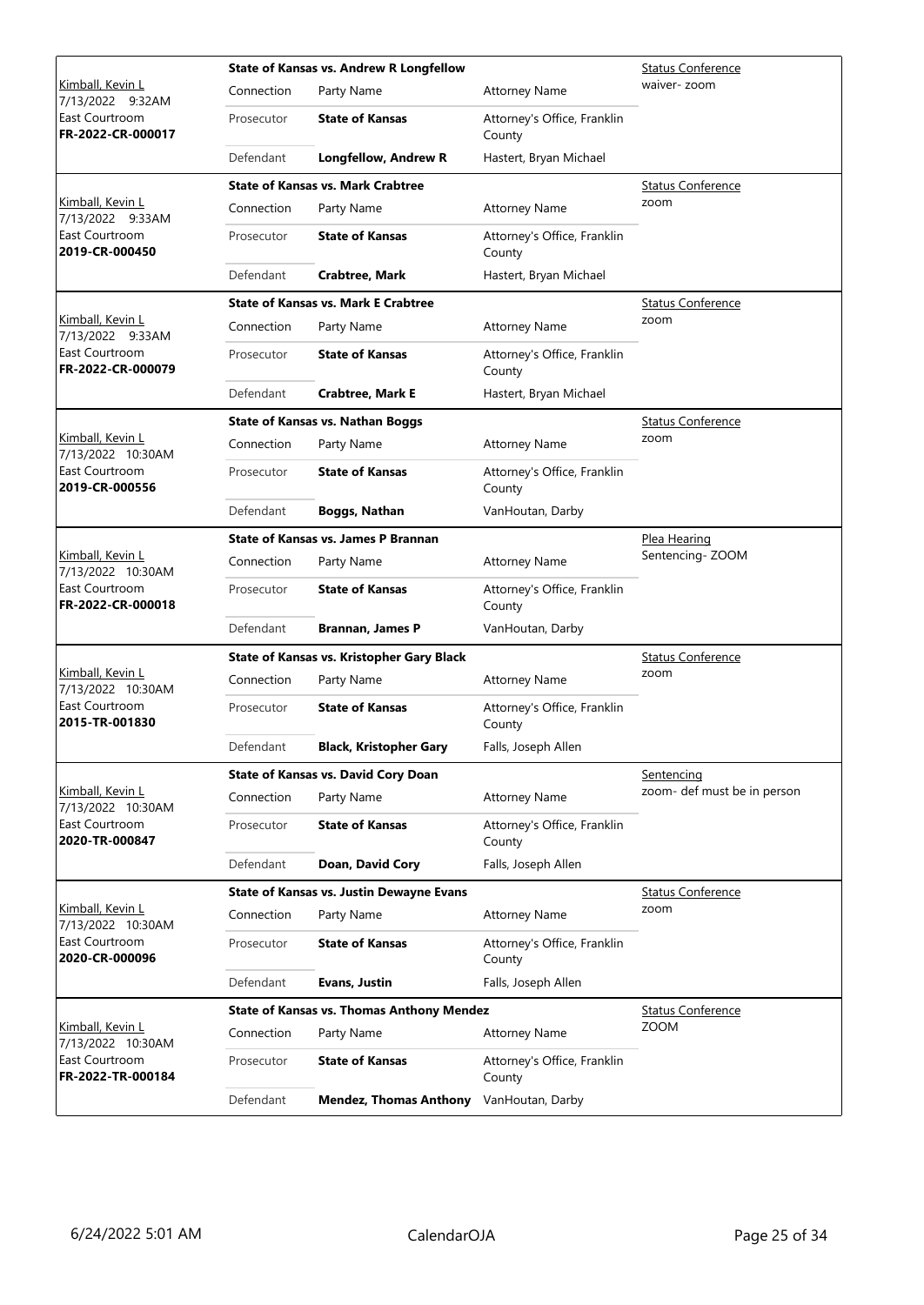| Judge / Date / Location / Case | Case Title | Connection | Party Name | Attorney Name | Hearing Type / Notes |
|---|---|---|---|---|---|
| Kimball, Kevin L<br>7/13/2022 9:32AM<br>East Courtroom<br>**FR-2022-CR-000017** | **State of Kansas vs. Andrew R Longfellow** | Prosecutor | **State of Kansas** | Attorney's Office, Franklin County | Status Conference<br>waiver- zoom |
| | | Defendant | **Longfellow, Andrew R** | Hastert, Bryan Michael | |
| Kimball, Kevin L<br>7/13/2022 9:33AM<br>East Courtroom<br>**2019-CR-000450** | **State of Kansas vs. Mark Crabtree** | Prosecutor | **State of Kansas** | Attorney's Office, Franklin County | Status Conference<br>zoom |
| | | Defendant | **Crabtree, Mark** | Hastert, Bryan Michael | |
| Kimball, Kevin L<br>7/13/2022 9:33AM<br>East Courtroom<br>**FR-2022-CR-000079** | **State of Kansas vs. Mark E Crabtree** | Prosecutor | **State of Kansas** | Attorney's Office, Franklin County | Status Conference<br>zoom |
| | | Defendant | **Crabtree, Mark E** | Hastert, Bryan Michael | |
| Kimball, Kevin L<br>7/13/2022 10:30AM<br>East Courtroom<br>**2019-CR-000556** | **State of Kansas vs. Nathan Boggs** | Prosecutor | **State of Kansas** | Attorney's Office, Franklin County | Status Conference<br>zoom |
| | | Defendant | **Boggs, Nathan** | VanHoutan, Darby | |
| Kimball, Kevin L<br>7/13/2022 10:30AM<br>East Courtroom<br>**FR-2022-CR-000018** | **State of Kansas vs. James P Brannan** | Prosecutor | **State of Kansas** | Attorney's Office, Franklin County | Plea Hearing<br>Sentencing- ZOOM |
| | | Defendant | **Brannan, James P** | VanHoutan, Darby | |
| Kimball, Kevin L<br>7/13/2022 10:30AM<br>East Courtroom<br>**2015-TR-001830** | **State of Kansas vs. Kristopher Gary Black** | Prosecutor | **State of Kansas** | Attorney's Office, Franklin County | Status Conference<br>zoom |
| | | Defendant | **Black, Kristopher Gary** | Falls, Joseph Allen | |
| Kimball, Kevin L<br>7/13/2022 10:30AM<br>East Courtroom<br>**2020-TR-000847** | **State of Kansas vs. David Cory Doan** | Prosecutor | **State of Kansas** | Attorney's Office, Franklin County | Sentencing<br>zoom- def must be in person |
| | | Defendant | **Doan, David Cory** | Falls, Joseph Allen | |
| Kimball, Kevin L<br>7/13/2022 10:30AM<br>East Courtroom<br>**2020-CR-000096** | **State of Kansas vs. Justin Dewayne Evans** | Prosecutor | **State of Kansas** | Attorney's Office, Franklin County | Status Conference<br>zoom |
| | | Defendant | **Evans, Justin** | Falls, Joseph Allen | |
| Kimball, Kevin L<br>7/13/2022 10:30AM<br>East Courtroom<br>**FR-2022-TR-000184** | **State of Kansas vs. Thomas Anthony Mendez** | Prosecutor | **State of Kansas** | Attorney's Office, Franklin County | Status Conference<br>ZOOM |
| | | Defendant | **Mendez, Thomas Anthony** | VanHoutan, Darby | |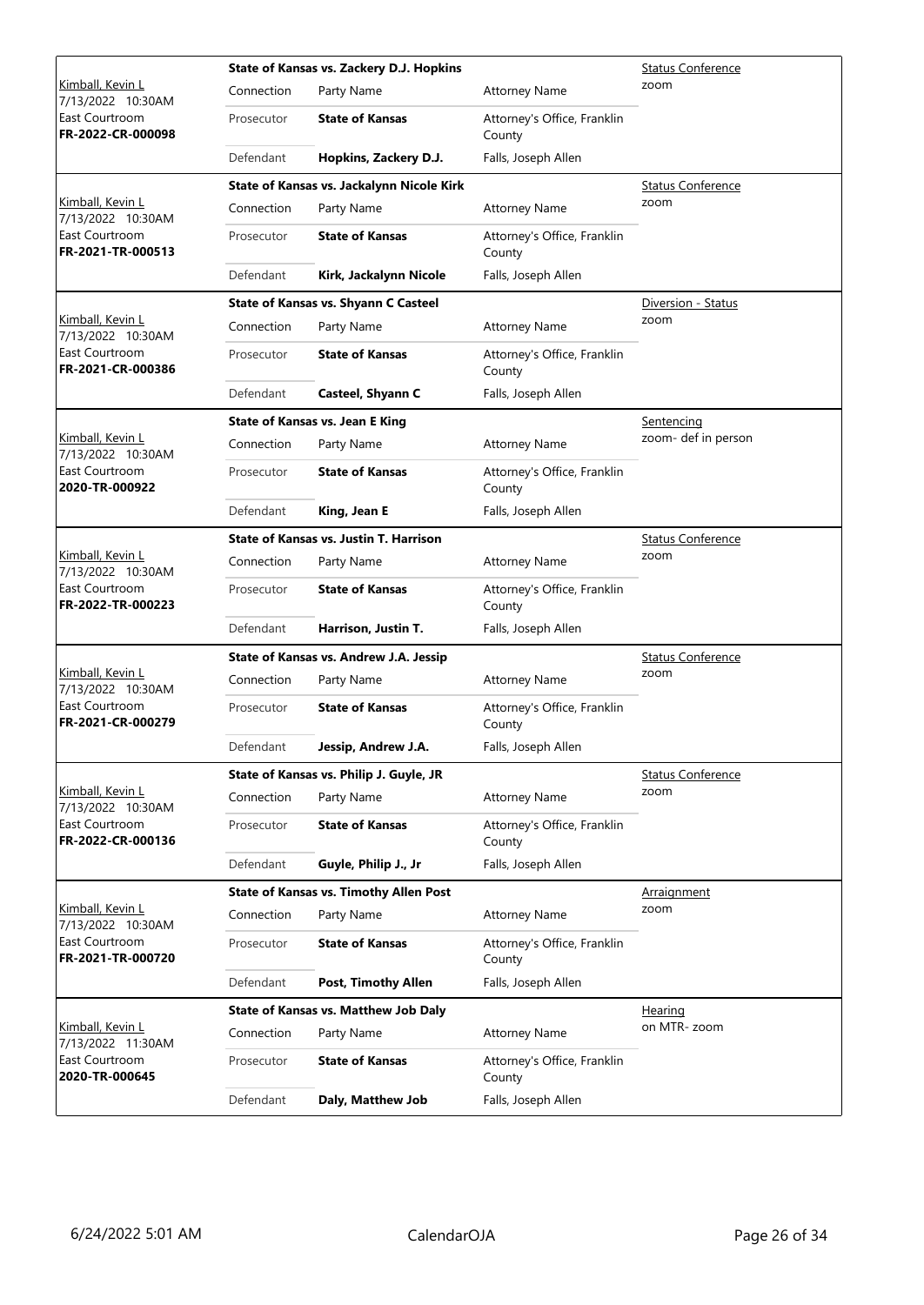| Judge / Date / Location / Case | Case Title | | | Hearing Type / Notes |
|---|---|---|---|---|
| Kimball, Kevin L<br>7/13/2022 10:30AM<br>East Courtroom<br>**FR-2022-CR-000098** | **State of Kansas vs. Zackery D.J. Hopkins** | | | Status Conference<br>zoom |
| | Connection | Party Name | Attorney Name | |
| | Prosecutor | **State of Kansas** | Attorney's Office, Franklin County | |
| | Defendant | **Hopkins, Zackery D.J.** | Falls, Joseph Allen | |
| Kimball, Kevin L<br>7/13/2022 10:30AM<br>East Courtroom<br>**FR-2021-TR-000513** | **State of Kansas vs. Jackalynn Nicole Kirk** | | | Status Conference<br>zoom |
| | Connection | Party Name | Attorney Name | |
| | Prosecutor | **State of Kansas** | Attorney's Office, Franklin County | |
| | Defendant | **Kirk, Jackalynn Nicole** | Falls, Joseph Allen | |
| Kimball, Kevin L<br>7/13/2022 10:30AM<br>East Courtroom<br>**FR-2021-CR-000386** | **State of Kansas vs. Shyann C Casteel** | | | Diversion - Status<br>zoom |
| | Connection | Party Name | Attorney Name | |
| | Prosecutor | **State of Kansas** | Attorney's Office, Franklin County | |
| | Defendant | **Casteel, Shyann C** | Falls, Joseph Allen | |
| Kimball, Kevin L<br>7/13/2022 10:30AM<br>East Courtroom<br>**2020-TR-000922** | **State of Kansas vs. Jean E King** | | | Sentencing<br>zoom- def in person |
| | Connection | Party Name | Attorney Name | |
| | Prosecutor | **State of Kansas** | Attorney's Office, Franklin County | |
| | Defendant | **King, Jean E** | Falls, Joseph Allen | |
| Kimball, Kevin L<br>7/13/2022 10:30AM<br>East Courtroom<br>**FR-2022-TR-000223** | **State of Kansas vs. Justin T. Harrison** | | | Status Conference<br>zoom |
| | Connection | Party Name | Attorney Name | |
| | Prosecutor | **State of Kansas** | Attorney's Office, Franklin County | |
| | Defendant | **Harrison, Justin T.** | Falls, Joseph Allen | |
| Kimball, Kevin L<br>7/13/2022 10:30AM<br>East Courtroom<br>**FR-2021-CR-000279** | **State of Kansas vs. Andrew J.A. Jessip** | | | Status Conference<br>zoom |
| | Connection | Party Name | Attorney Name | |
| | Prosecutor | **State of Kansas** | Attorney's Office, Franklin County | |
| | Defendant | **Jessip, Andrew J.A.** | Falls, Joseph Allen | |
| Kimball, Kevin L<br>7/13/2022 10:30AM<br>East Courtroom<br>**FR-2022-CR-000136** | **State of Kansas vs. Philip J. Guyle, JR** | | | Status Conference<br>zoom |
| | Connection | Party Name | Attorney Name | |
| | Prosecutor | **State of Kansas** | Attorney's Office, Franklin County | |
| | Defendant | **Guyle, Philip J., Jr** | Falls, Joseph Allen | |
| Kimball, Kevin L<br>7/13/2022 10:30AM<br>East Courtroom<br>**FR-2021-TR-000720** | **State of Kansas vs. Timothy Allen Post** | | | Arraignment<br>zoom |
| | Connection | Party Name | Attorney Name | |
| | Prosecutor | **State of Kansas** | Attorney's Office, Franklin County | |
| | Defendant | **Post, Timothy Allen** | Falls, Joseph Allen | |
| Kimball, Kevin L<br>7/13/2022 11:30AM<br>East Courtroom<br>**2020-TR-000645** | **State of Kansas vs. Matthew Job Daly** | | | Hearing<br>on MTR- zoom |
| | Connection | Party Name | Attorney Name | |
| | Prosecutor | **State of Kansas** | Attorney's Office, Franklin County | |
| | Defendant | **Daly, Matthew Job** | Falls, Joseph Allen | |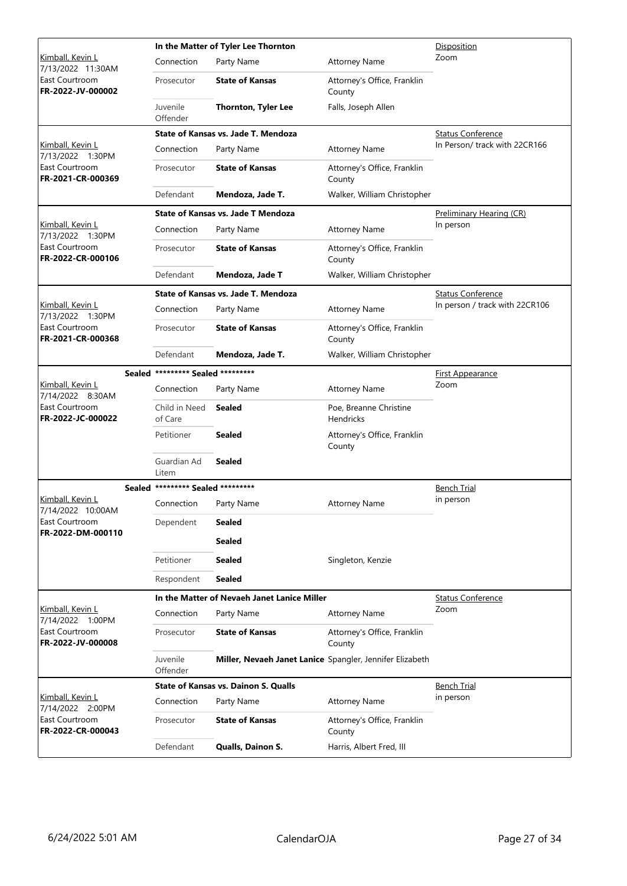| Judge / Date / Courtroom / Case | Connection | Party Name | Attorney Name | Hearing Type / Notes |
|---|---|---|---|---|
| **In the Matter of Tyler Lee Thornton** | | | | |
| Kimball, Kevin L<br>7/13/2022 11:30AM<br>East Courtroom<br>**FR-2022-JV-000002** | Connection | Party Name | Attorney Name | Disposition<br>Zoom |
| | Prosecutor | **State of Kansas** | Attorney's Office, Franklin County | |
| | Juvenile Offender | **Thornton, Tyler Lee** | Falls, Joseph Allen | |
| **State of Kansas vs. Jade T. Mendoza** | | | | |
| Kimball, Kevin L<br>7/13/2022 1:30PM<br>East Courtroom<br>**FR-2021-CR-000369** | Connection | Party Name | Attorney Name | Status Conference<br>In Person/ track with 22CR166 |
| | Prosecutor | **State of Kansas** | Attorney's Office, Franklin County | |
| | Defendant | **Mendoza, Jade T.** | Walker, William Christopher | |
| **State of Kansas vs. Jade T Mendoza** | | | | |
| Kimball, Kevin L<br>7/13/2022 1:30PM<br>East Courtroom<br>**FR-2022-CR-000106** | Connection | Party Name | Attorney Name | Preliminary Hearing (CR)<br>In person |
| | Prosecutor | **State of Kansas** | Attorney's Office, Franklin County | |
| | Defendant | **Mendoza, Jade T** | Walker, William Christopher | |
| **State of Kansas vs. Jade T. Mendoza** | | | | |
| Kimball, Kevin L<br>7/13/2022 1:30PM<br>East Courtroom<br>**FR-2021-CR-000368** | Connection | Party Name | Attorney Name | Status Conference<br>In person / track with 22CR106 |
| | Prosecutor | **State of Kansas** | Attorney's Office, Franklin County | |
| | Defendant | **Mendoza, Jade T.** | Walker, William Christopher | |
| **Sealed \*\*\*\*\*\*\*\*\* Sealed \*\*\*\*\*\*\*\*\*** | | | | |
| Kimball, Kevin L<br>7/14/2022 8:30AM<br>East Courtroom<br>**FR-2022-JC-000022** | Connection | Party Name | Attorney Name | First Appearance<br>Zoom |
| | Child in Need of Care | **Sealed** | Poe, Breanne Christine Hendricks | |
| | Petitioner | **Sealed** | Attorney's Office, Franklin County | |
| | Guardian Ad Litem | **Sealed** | | |
| **Sealed \*\*\*\*\*\*\*\*\* Sealed \*\*\*\*\*\*\*\*\*** | | | | |
| Kimball, Kevin L<br>7/14/2022 10:00AM<br>East Courtroom<br>**FR-2022-DM-000110** | Connection | Party Name | Attorney Name | Bench Trial<br>in person |
| | Dependent | **Sealed** | | |
| | | **Sealed** | | |
| | Petitioner | **Sealed** | Singleton, Kenzie | |
| | Respondent | **Sealed** | | |
| **In the Matter of Nevaeh Janet Lanice Miller** | | | | |
| Kimball, Kevin L<br>7/14/2022 1:00PM<br>East Courtroom<br>**FR-2022-JV-000008** | Connection | Party Name | Attorney Name | Status Conference<br>Zoom |
| | Prosecutor | **State of Kansas** | Attorney's Office, Franklin County | |
| | Juvenile Offender | **Miller, Nevaeh Janet Lanice** | Spangler, Jennifer Elizabeth | |
| **State of Kansas vs. Dainon S. Qualls** | | | | |
| Kimball, Kevin L<br>7/14/2022 2:00PM<br>East Courtroom<br>**FR-2022-CR-000043** | Connection | Party Name | Attorney Name | Bench Trial<br>in person |
| | Prosecutor | **State of Kansas** | Attorney's Office, Franklin County | |
| | Defendant | **Qualls, Dainon S.** | Harris, Albert Fred, III | |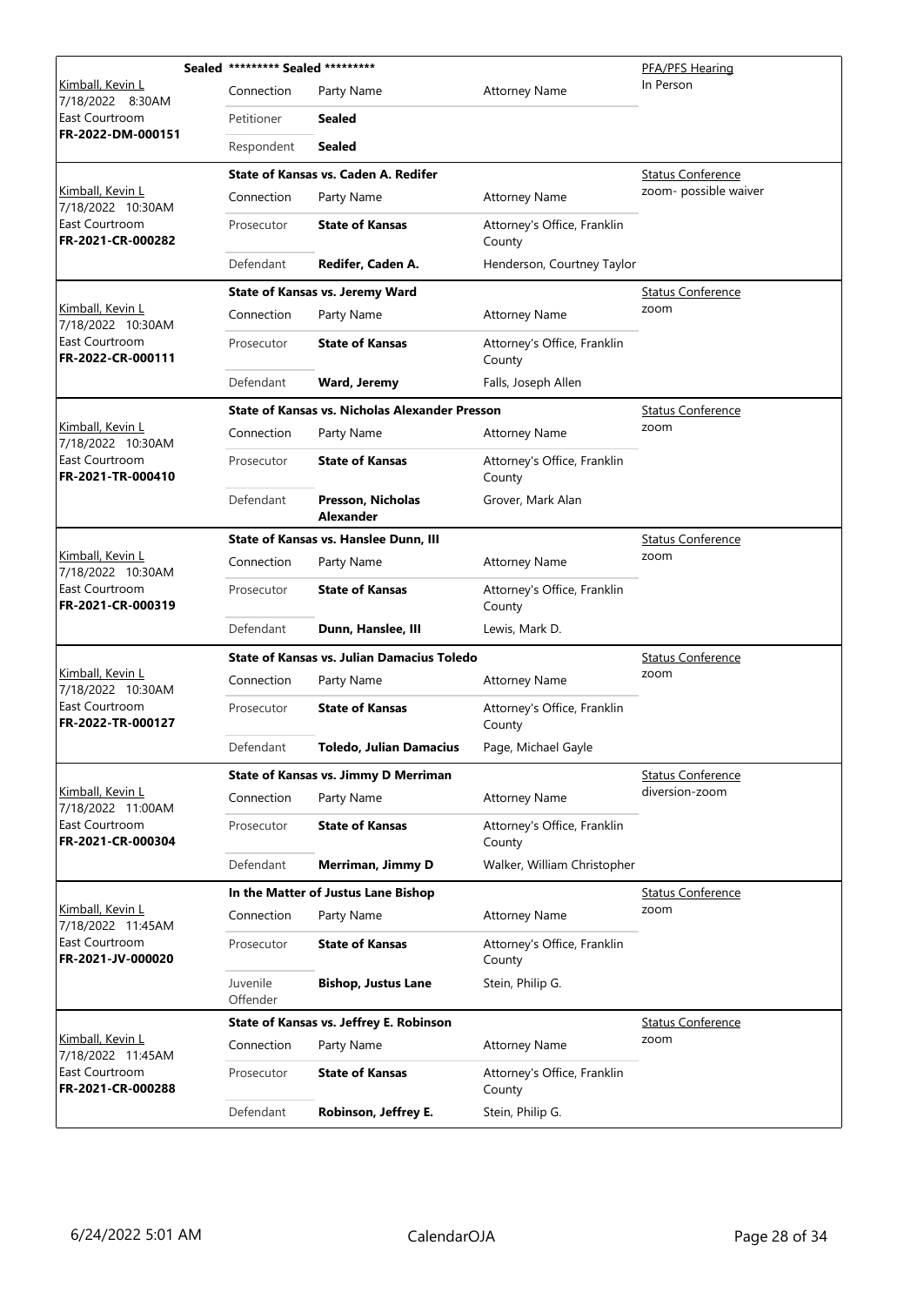| Judge / Date / Location / Case | Case Title | Connection | Party Name | Attorney Name | Hearing Type / Notes |
|---|---|---|---|---|---|
| Kimball, Kevin L<br>7/18/2022 8:30AM<br>East Courtroom<br>**FR-2022-DM-000151** | Sealed ********* Sealed ********* | Connection | Party Name | Attorney Name | PFA/PFS Hearing<br>In Person |
| | | Petitioner | **Sealed** | | |
| | | Respondent | **Sealed** | | |
| Kimball, Kevin L<br>7/18/2022 10:30AM<br>East Courtroom<br>**FR-2021-CR-000282** | **State of Kansas vs. Caden A. Redifer** | Connection | Party Name | Attorney Name | Status Conference<br>zoom- possible waiver |
| | | Prosecutor | **State of Kansas** | Attorney's Office, Franklin County | |
| | | Defendant | **Redifer, Caden A.** | Henderson, Courtney Taylor | |
| Kimball, Kevin L<br>7/18/2022 10:30AM<br>East Courtroom<br>**FR-2022-CR-000111** | **State of Kansas vs. Jeremy Ward** | Connection | Party Name | Attorney Name | Status Conference<br>zoom |
| | | Prosecutor | **State of Kansas** | Attorney's Office, Franklin County | |
| | | Defendant | **Ward, Jeremy** | Falls, Joseph Allen | |
| Kimball, Kevin L<br>7/18/2022 10:30AM<br>East Courtroom<br>**FR-2021-TR-000410** | **State of Kansas vs. Nicholas Alexander Presson** | Connection | Party Name | Attorney Name | Status Conference<br>zoom |
| | | Prosecutor | **State of Kansas** | Attorney's Office, Franklin County | |
| | | Defendant | **Presson, Nicholas Alexander** | Grover, Mark Alan | |
| Kimball, Kevin L<br>7/18/2022 10:30AM<br>East Courtroom<br>**FR-2021-CR-000319** | **State of Kansas vs. Hanslee Dunn, III** | Connection | Party Name | Attorney Name | Status Conference<br>zoom |
| | | Prosecutor | **State of Kansas** | Attorney's Office, Franklin County | |
| | | Defendant | **Dunn, Hanslee, III** | Lewis, Mark D. | |
| Kimball, Kevin L<br>7/18/2022 10:30AM<br>East Courtroom<br>**FR-2022-TR-000127** | **State of Kansas vs. Julian Damacius Toledo** | Connection | Party Name | Attorney Name | Status Conference<br>zoom |
| | | Prosecutor | **State of Kansas** | Attorney's Office, Franklin County | |
| | | Defendant | **Toledo, Julian Damacius** | Page, Michael Gayle | |
| Kimball, Kevin L<br>7/18/2022 11:00AM<br>East Courtroom<br>**FR-2021-CR-000304** | **State of Kansas vs. Jimmy D Merriman** | Connection | Party Name | Attorney Name | Status Conference<br>diversion-zoom |
| | | Prosecutor | **State of Kansas** | Attorney's Office, Franklin County | |
| | | Defendant | **Merriman, Jimmy D** | Walker, William Christopher | |
| Kimball, Kevin L<br>7/18/2022 11:45AM<br>East Courtroom<br>**FR-2021-JV-000020** | **In the Matter of Justus Lane Bishop** | Connection | Party Name | Attorney Name | Status Conference<br>zoom |
| | | Prosecutor | **State of Kansas** | Attorney's Office, Franklin County | |
| | | Juvenile Offender | **Bishop, Justus Lane** | Stein, Philip G. | |
| Kimball, Kevin L<br>7/18/2022 11:45AM<br>East Courtroom<br>**FR-2021-CR-000288** | **State of Kansas vs. Jeffrey E. Robinson** | Connection | Party Name | Attorney Name | Status Conference<br>zoom |
| | | Prosecutor | **State of Kansas** | Attorney's Office, Franklin County | |
| | | Defendant | **Robinson, Jeffrey E.** | Stein, Philip G. | |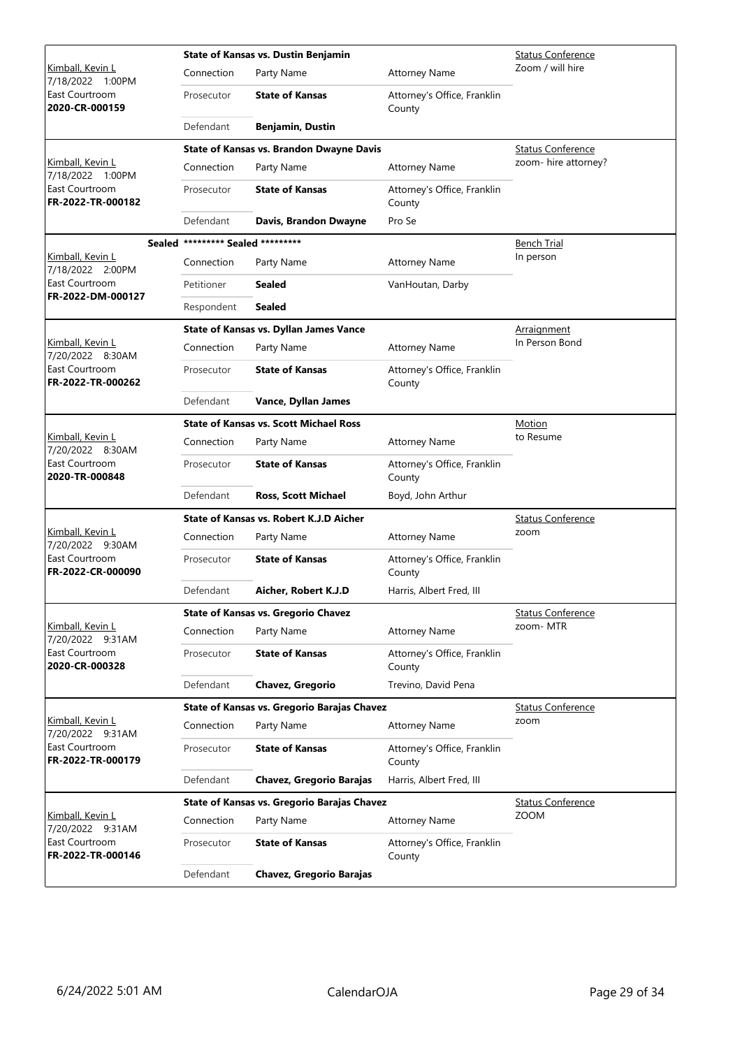| Judge / Date / Location / Case | Case Title | | | Hearing |
|---|---|---|---|---|
| Kimball, Kevin L<br>7/18/2022 1:00PM<br>East Courtroom<br>**2020-CR-000159** | **State of Kansas vs. Dustin Benjamin** | | | Status Conference<br>Zoom / will hire |
| | Connection | Party Name | Attorney Name | |
| | Prosecutor | **State of Kansas** | Attorney's Office, Franklin County | |
| | Defendant | **Benjamin, Dustin** | | |
| Kimball, Kevin L<br>7/18/2022 1:00PM<br>East Courtroom<br>**FR-2022-TR-000182** | **State of Kansas vs. Brandon Dwayne Davis** | | | Status Conference<br>zoom- hire attorney? |
| | Connection | Party Name | Attorney Name | |
| | Prosecutor | **State of Kansas** | Attorney's Office, Franklin County | |
| | Defendant | **Davis, Brandon Dwayne** | Pro Se | |
| Kimball, Kevin L<br>7/18/2022 2:00PM<br>East Courtroom<br>**FR-2022-DM-000127** | **Sealed \*\*\*\*\*\*\*\*\* Sealed \*\*\*\*\*\*\*\*\*** | | | Bench Trial<br>In person |
| | Connection | Party Name | Attorney Name | |
| | Petitioner | **Sealed** | VanHoutan, Darby | |
| | Respondent | **Sealed** | | |
| Kimball, Kevin L<br>7/20/2022 8:30AM<br>East Courtroom<br>**FR-2022-TR-000262** | **State of Kansas vs. Dyllan James Vance** | | | Arraignment<br>In Person Bond |
| | Connection | Party Name | Attorney Name | |
| | Prosecutor | **State of Kansas** | Attorney's Office, Franklin County | |
| | Defendant | **Vance, Dyllan James** | | |
| Kimball, Kevin L<br>7/20/2022 8:30AM<br>East Courtroom<br>**2020-TR-000848** | **State of Kansas vs. Scott Michael Ross** | | | Motion<br>to Resume |
| | Connection | Party Name | Attorney Name | |
| | Prosecutor | **State of Kansas** | Attorney's Office, Franklin County | |
| | Defendant | **Ross, Scott Michael** | Boyd, John Arthur | |
| Kimball, Kevin L<br>7/20/2022 9:30AM<br>East Courtroom<br>**FR-2022-CR-000090** | **State of Kansas vs. Robert K.J.D Aicher** | | | Status Conference<br>zoom |
| | Connection | Party Name | Attorney Name | |
| | Prosecutor | **State of Kansas** | Attorney's Office, Franklin County | |
| | Defendant | **Aicher, Robert K.J.D** | Harris, Albert Fred, III | |
| Kimball, Kevin L<br>7/20/2022 9:31AM<br>East Courtroom<br>**2020-CR-000328** | **State of Kansas vs. Gregorio Chavez** | | | Status Conference<br>zoom- MTR |
| | Connection | Party Name | Attorney Name | |
| | Prosecutor | **State of Kansas** | Attorney's Office, Franklin County | |
| | Defendant | **Chavez, Gregorio** | Trevino, David Pena | |
| Kimball, Kevin L<br>7/20/2022 9:31AM<br>East Courtroom<br>**FR-2022-TR-000179** | **State of Kansas vs. Gregorio Barajas Chavez** | | | Status Conference<br>zoom |
| | Connection | Party Name | Attorney Name | |
| | Prosecutor | **State of Kansas** | Attorney's Office, Franklin County | |
| | Defendant | **Chavez, Gregorio Barajas** | Harris, Albert Fred, III | |
| Kimball, Kevin L<br>7/20/2022 9:31AM<br>East Courtroom<br>**FR-2022-TR-000146** | **State of Kansas vs. Gregorio Barajas Chavez** | | | Status Conference<br>ZOOM |
| | Connection | Party Name | Attorney Name | |
| | Prosecutor | **State of Kansas** | Attorney's Office, Franklin County | |
| | Defendant | **Chavez, Gregorio Barajas** | | |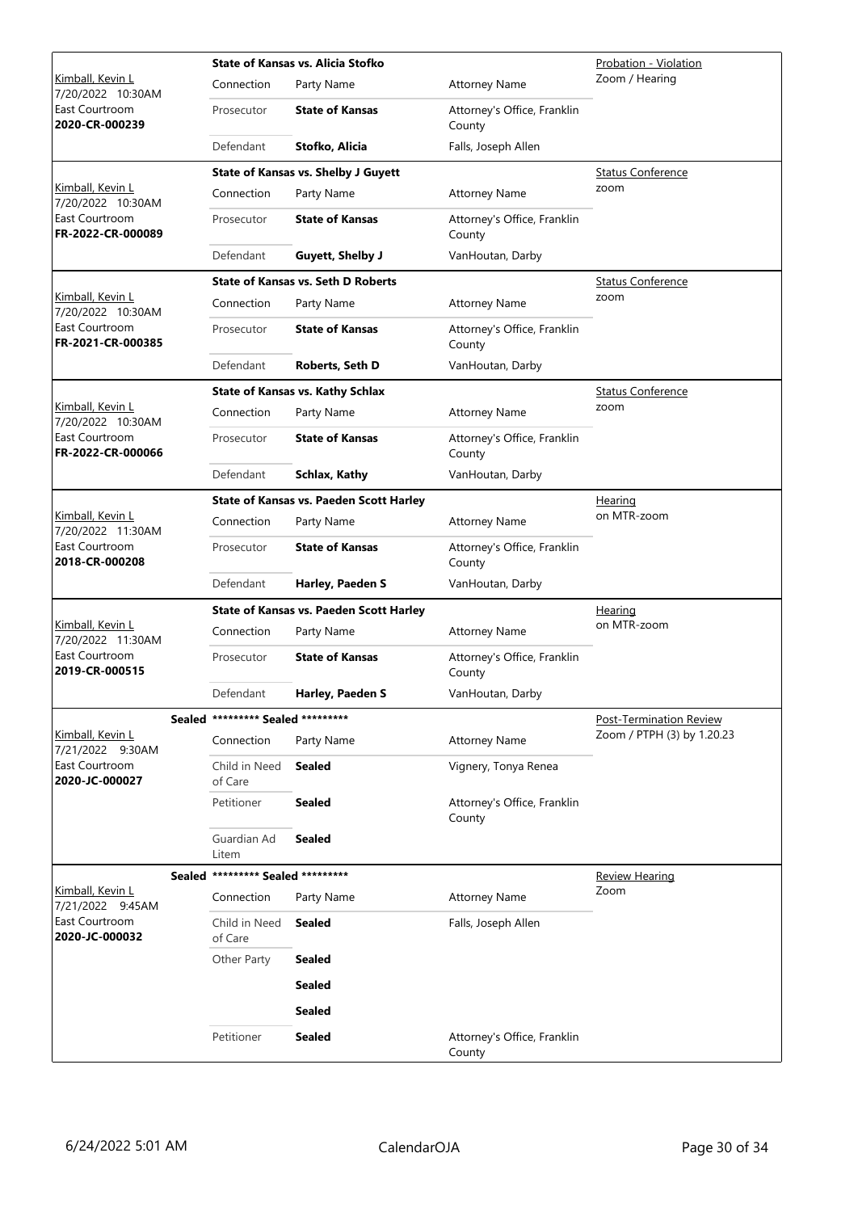| Judge / Date / Location / Case | Case Title / Connection | Party Name | Attorney Name | Hearing Type |
|---|---|---|---|---|
| Kimball, Kevin L<br>7/20/2022 10:30AM<br>East Courtroom<br>**2020-CR-000239** | **State of Kansas vs. Alicia Stofko** | | | Probation - Violation<br>Zoom / Hearing |
| | Connection | Party Name | Attorney Name | |
| | Prosecutor | **State of Kansas** | Attorney's Office, Franklin County | |
| | Defendant | **Stofko, Alicia** | Falls, Joseph Allen | |
| Kimball, Kevin L<br>7/20/2022 10:30AM<br>East Courtroom<br>**FR-2022-CR-000089** | **State of Kansas vs. Shelby J Guyett** | | | Status Conference<br>zoom |
| | Connection | Party Name | Attorney Name | |
| | Prosecutor | **State of Kansas** | Attorney's Office, Franklin County | |
| | Defendant | **Guyett, Shelby J** | VanHoutan, Darby | |
| Kimball, Kevin L<br>7/20/2022 10:30AM<br>East Courtroom<br>**FR-2021-CR-000385** | **State of Kansas vs. Seth D Roberts** | | | Status Conference<br>zoom |
| | Connection | Party Name | Attorney Name | |
| | Prosecutor | **State of Kansas** | Attorney's Office, Franklin County | |
| | Defendant | **Roberts, Seth D** | VanHoutan, Darby | |
| Kimball, Kevin L<br>7/20/2022 10:30AM<br>East Courtroom<br>**FR-2022-CR-000066** | **State of Kansas vs. Kathy Schlax** | | | Status Conference<br>zoom |
| | Connection | Party Name | Attorney Name | |
| | Prosecutor | **State of Kansas** | Attorney's Office, Franklin County | |
| | Defendant | **Schlax, Kathy** | VanHoutan, Darby | |
| Kimball, Kevin L<br>7/20/2022 11:30AM<br>East Courtroom<br>**2018-CR-000208** | **State of Kansas vs. Paeden Scott Harley** | | | Hearing<br>on MTR-zoom |
| | Connection | Party Name | Attorney Name | |
| | Prosecutor | **State of Kansas** | Attorney's Office, Franklin County | |
| | Defendant | **Harley, Paeden S** | VanHoutan, Darby | |
| Kimball, Kevin L<br>7/20/2022 11:30AM<br>East Courtroom<br>**2019-CR-000515** | **State of Kansas vs. Paeden Scott Harley** | | | Hearing<br>on MTR-zoom |
| | Connection | Party Name | Attorney Name | |
| | Prosecutor | **State of Kansas** | Attorney's Office, Franklin County | |
| | Defendant | **Harley, Paeden S** | VanHoutan, Darby | |
| **Sealed**<br>Kimball, Kevin L<br>7/21/2022 9:30AM<br>East Courtroom<br>**2020-JC-000027** | **\*\*\*\*\*\*\*\*\* Sealed \*\*\*\*\*\*\*\*\*** | | | Post-Termination Review<br>Zoom / PTPH (3) by 1.20.23 |
| | Connection | Party Name | Attorney Name | |
| | Child in Need of Care | **Sealed** | Vignery, Tonya Renea | |
| | Petitioner | **Sealed** | Attorney's Office, Franklin County | |
| | Guardian Ad Litem | **Sealed** | | |
| **Sealed**<br>Kimball, Kevin L<br>7/21/2022 9:45AM<br>East Courtroom<br>**2020-JC-000032** | **\*\*\*\*\*\*\*\*\* Sealed \*\*\*\*\*\*\*\*\*** | | | Review Hearing<br>Zoom |
| | Connection | Party Name | Attorney Name | |
| | Child in Need of Care | **Sealed** | Falls, Joseph Allen | |
| | Other Party | **Sealed** | | |
| | | **Sealed** | | |
| | | **Sealed** | | |
| | Petitioner | **Sealed** | Attorney's Office, Franklin County | |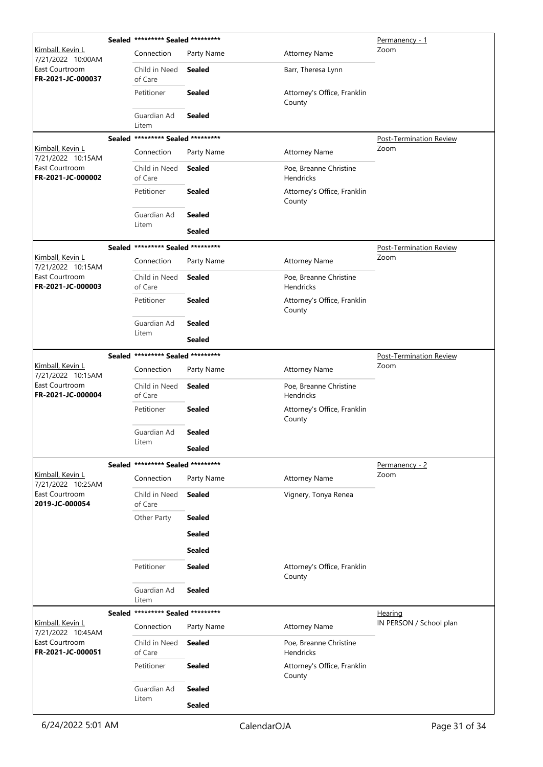| | | | | |
|---|---|---|---|---|
| | **Sealed** | ********* **Sealed** ********* | | Permanency - 1 |
| Kimball, Kevin L<br>7/21/2022 10:00AM<br>East Courtroom<br>**FR-2021-JC-000037** | Connection | Party Name | Attorney Name | Zoom |
| | Child in Need of Care | **Sealed** | Barr, Theresa Lynn | |
| | Petitioner | **Sealed** | Attorney's Office, Franklin County | |
| | Guardian Ad Litem | **Sealed** | | |

| | | | | |
|---|---|---|---|---|
| | **Sealed** | ********* **Sealed** ********* | | Post-Termination Review |
| Kimball, Kevin L<br>7/21/2022 10:15AM<br>East Courtroom<br>**FR-2021-JC-000002** | Connection | Party Name | Attorney Name | Zoom |
| | Child in Need of Care | **Sealed** | Poe, Breanne Christine Hendricks | |
| | Petitioner | **Sealed** | Attorney's Office, Franklin County | |
| | Guardian Ad Litem | **Sealed** | | |
| | | **Sealed** | | |

| | | | | |
|---|---|---|---|---|
| | **Sealed** | ********* **Sealed** ********* | | Post-Termination Review |
| Kimball, Kevin L<br>7/21/2022 10:15AM<br>East Courtroom<br>**FR-2021-JC-000003** | Connection | Party Name | Attorney Name | Zoom |
| | Child in Need of Care | **Sealed** | Poe, Breanne Christine Hendricks | |
| | Petitioner | **Sealed** | Attorney's Office, Franklin County | |
| | Guardian Ad Litem | **Sealed** | | |
| | | **Sealed** | | |

| | | | | |
|---|---|---|---|---|
| | **Sealed** | ********* **Sealed** ********* | | Post-Termination Review |
| Kimball, Kevin L<br>7/21/2022 10:15AM<br>East Courtroom<br>**FR-2021-JC-000004** | Connection | Party Name | Attorney Name | Zoom |
| | Child in Need of Care | **Sealed** | Poe, Breanne Christine Hendricks | |
| | Petitioner | **Sealed** | Attorney's Office, Franklin County | |
| | Guardian Ad Litem | **Sealed** | | |
| | | **Sealed** | | |

| | | | | |
|---|---|---|---|---|
| | **Sealed** | ********* **Sealed** ********* | | Permanency - 2 |
| Kimball, Kevin L<br>7/21/2022 10:25AM<br>East Courtroom<br>**2019-JC-000054** | Connection | Party Name | Attorney Name | Zoom |
| | Child in Need of Care | **Sealed** | Vignery, Tonya Renea | |
| | Other Party | **Sealed** | | |
| | | **Sealed** | | |
| | | **Sealed** | | |
| | Petitioner | **Sealed** | Attorney's Office, Franklin County | |
| | Guardian Ad Litem | **Sealed** | | |

| | | | | |
|---|---|---|---|---|
| | **Sealed** | ********* **Sealed** ********* | | Hearing |
| Kimball, Kevin L<br>7/21/2022 10:45AM<br>East Courtroom<br>**FR-2021-JC-000051** | Connection | Party Name | Attorney Name | IN PERSON / School plan |
| | Child in Need of Care | **Sealed** | Poe, Breanne Christine Hendricks | |
| | Petitioner | **Sealed** | Attorney's Office, Franklin County | |
| | Guardian Ad Litem | **Sealed** | | |
| | | **Sealed** | | |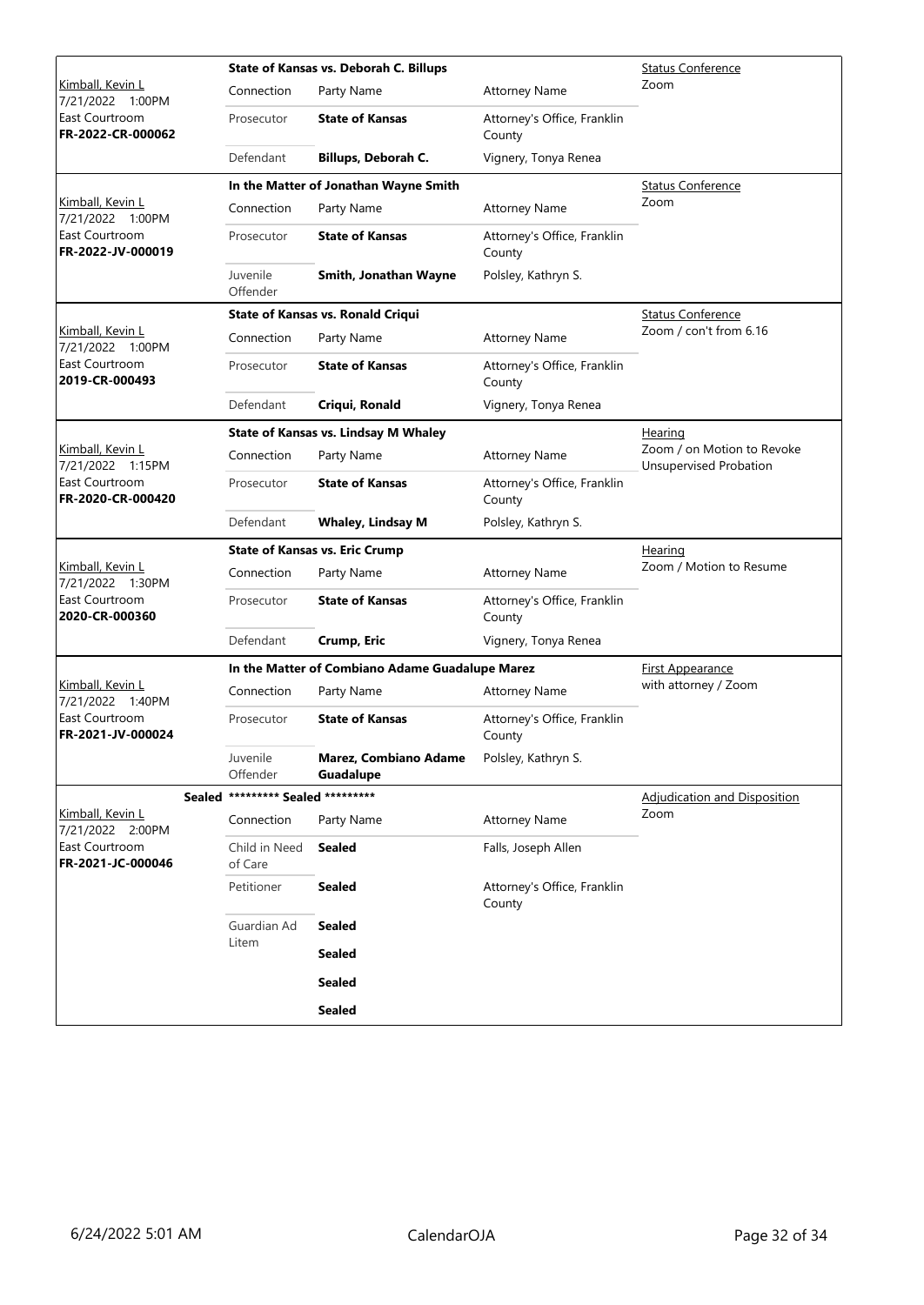| | State of Kansas vs. Deborah C. Billups | | | Status Conference |
|---|---|---|---|---|
| Kimball, Kevin L<br>7/21/2022 1:00PM<br>East Courtroom<br>**FR-2022-CR-000062** | Connection | Party Name | Attorney Name | Zoom |
| | Prosecutor | **State of Kansas** | Attorney's Office, Franklin County | |
| | Defendant | **Billups, Deborah C.** | Vignery, Tonya Renea | |

| | In the Matter of Jonathan Wayne Smith | | | Status Conference |
|---|---|---|---|---|
| Kimball, Kevin L<br>7/21/2022 1:00PM<br>East Courtroom<br>**FR-2022-JV-000019** | Connection | Party Name | Attorney Name | Zoom |
| | Prosecutor | **State of Kansas** | Attorney's Office, Franklin County | |
| | Juvenile Offender | **Smith, Jonathan Wayne** | Polsley, Kathryn S. | |

| | State of Kansas vs. Ronald Criqui | | | Status Conference |
|---|---|---|---|---|
| Kimball, Kevin L<br>7/21/2022 1:00PM<br>East Courtroom<br>**2019-CR-000493** | Connection | Party Name | Attorney Name | Zoom / con't from 6.16 |
| | Prosecutor | **State of Kansas** | Attorney's Office, Franklin County | |
| | Defendant | **Criqui, Ronald** | Vignery, Tonya Renea | |

| | State of Kansas vs. Lindsay M Whaley | | | Hearing |
|---|---|---|---|---|
| Kimball, Kevin L<br>7/21/2022 1:15PM<br>East Courtroom<br>**FR-2020-CR-000420** | Connection | Party Name | Attorney Name | Zoom / on Motion to Revoke Unsupervised Probation |
| | Prosecutor | **State of Kansas** | Attorney's Office, Franklin County | |
| | Defendant | **Whaley, Lindsay M** | Polsley, Kathryn S. | |

| | State of Kansas vs. Eric Crump | | | Hearing |
|---|---|---|---|---|
| Kimball, Kevin L<br>7/21/2022 1:30PM<br>East Courtroom<br>**2020-CR-000360** | Connection | Party Name | Attorney Name | Zoom / Motion to Resume |
| | Prosecutor | **State of Kansas** | Attorney's Office, Franklin County | |
| | Defendant | **Crump, Eric** | Vignery, Tonya Renea | |

| | In the Matter of Combiano Adame Guadalupe Marez | | | First Appearance |
|---|---|---|---|---|
| Kimball, Kevin L<br>7/21/2022 1:40PM<br>East Courtroom<br>**FR-2021-JV-000024** | Connection | Party Name | Attorney Name | with attorney / Zoom |
| | Prosecutor | **State of Kansas** | Attorney's Office, Franklin County | |
| | Juvenile Offender | **Marez, Combiano Adame Guadalupe** | Polsley, Kathryn S. | |

| Sealed | ********* Sealed ********* | | | Adjudication and Disposition |
|---|---|---|---|---|
| Kimball, Kevin L<br>7/21/2022 2:00PM<br>East Courtroom<br>**FR-2021-JC-000046** | Connection | Party Name | Attorney Name | Zoom |
| | Child in Need of Care | **Sealed** | Falls, Joseph Allen | |
| | Petitioner | **Sealed** | Attorney's Office, Franklin County | |
| | Guardian Ad Litem | **Sealed** | | |
| | | **Sealed** | | |
| | | **Sealed** | | |
| | | **Sealed** | | |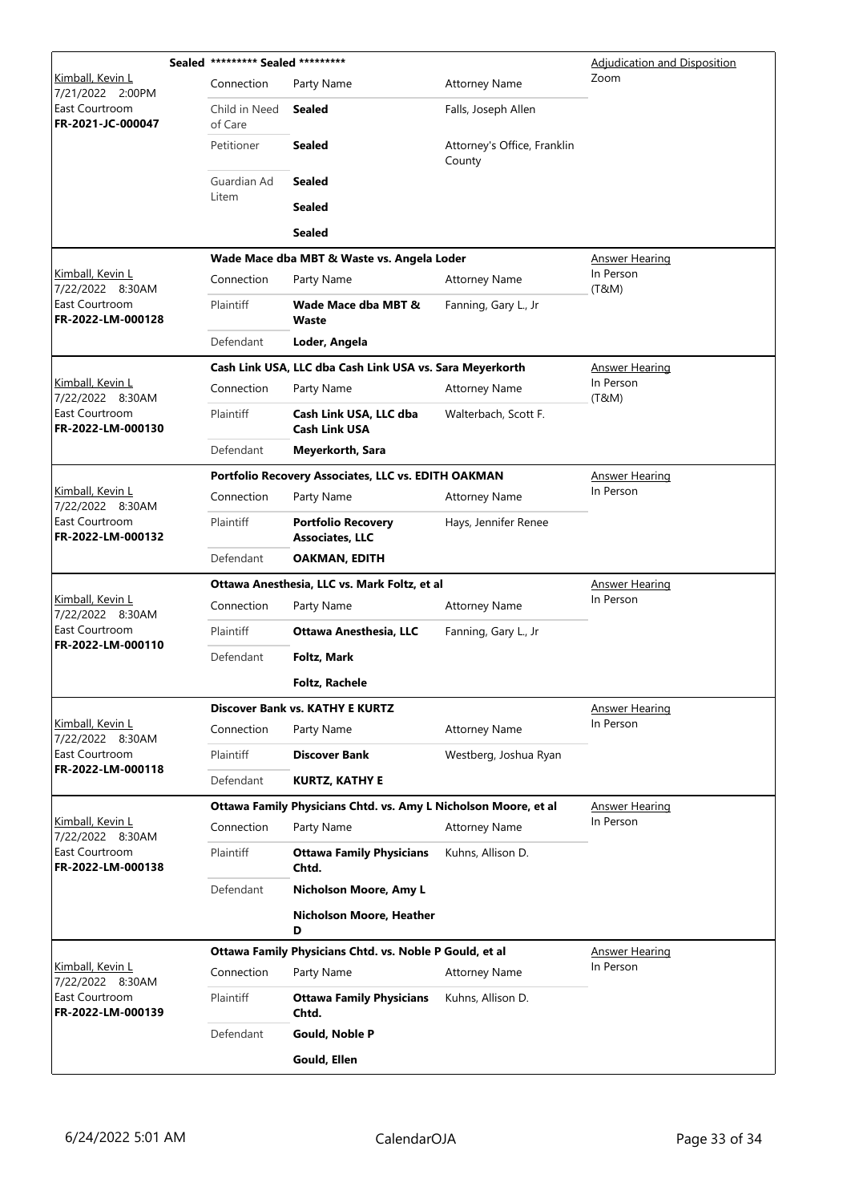| Judge / Date / Location / Case | Case Title | | | Hearing Type |
|---|---|---|---|---|
| | **Sealed** ********* Sealed ********* | | | Adjudication and Disposition |
| Kimball, Kevin L<br>7/21/2022 2:00PM<br>East Courtroom<br>**FR-2021-JC-000047** | Connection | Party Name | Attorney Name | Zoom |
| | Child in Need of Care | **Sealed** | Falls, Joseph Allen | |
| | Petitioner | **Sealed** | Attorney's Office, Franklin County | |
| | Guardian Ad Litem | **Sealed** | | |
| | | **Sealed** | | |
| | | **Sealed** | | |
| | **Wade Mace dba MBT & Waste vs. Angela Loder** | | | Answer Hearing |
| Kimball, Kevin L<br>7/22/2022 8:30AM<br>East Courtroom<br>**FR-2022-LM-000128** | Connection | Party Name | Attorney Name | In Person (T&M) |
| | Plaintiff | **Wade Mace dba MBT & Waste** | Fanning, Gary L., Jr | |
| | Defendant | **Loder, Angela** | | |
| | **Cash Link USA, LLC dba Cash Link USA vs. Sara Meyerkorth** | | | Answer Hearing |
| Kimball, Kevin L<br>7/22/2022 8:30AM<br>East Courtroom<br>**FR-2022-LM-000130** | Connection | Party Name | Attorney Name | In Person (T&M) |
| | Plaintiff | **Cash Link USA, LLC dba Cash Link USA** | Walterbach, Scott F. | |
| | Defendant | **Meyerkorth, Sara** | | |
| | **Portfolio Recovery Associates, LLC vs. EDITH OAKMAN** | | | Answer Hearing |
| Kimball, Kevin L<br>7/22/2022 8:30AM<br>East Courtroom<br>**FR-2022-LM-000132** | Connection | Party Name | Attorney Name | In Person |
| | Plaintiff | **Portfolio Recovery Associates, LLC** | Hays, Jennifer Renee | |
| | Defendant | **OAKMAN, EDITH** | | |
| | **Ottawa Anesthesia, LLC vs. Mark Foltz, et al** | | | Answer Hearing |
| Kimball, Kevin L<br>7/22/2022 8:30AM<br>East Courtroom<br>**FR-2022-LM-000110** | Connection | Party Name | Attorney Name | In Person |
| | Plaintiff | **Ottawa Anesthesia, LLC** | Fanning, Gary L., Jr | |
| | Defendant | **Foltz, Mark** | | |
| | | **Foltz, Rachele** | | |
| | **Discover Bank vs. KATHY E KURTZ** | | | Answer Hearing |
| Kimball, Kevin L<br>7/22/2022 8:30AM<br>East Courtroom<br>**FR-2022-LM-000118** | Connection | Party Name | Attorney Name | In Person |
| | Plaintiff | **Discover Bank** | Westberg, Joshua Ryan | |
| | Defendant | **KURTZ, KATHY E** | | |
| | **Ottawa Family Physicians Chtd. vs. Amy L Nicholson Moore, et al** | | | Answer Hearing |
| Kimball, Kevin L<br>7/22/2022 8:30AM<br>East Courtroom<br>**FR-2022-LM-000138** | Connection | Party Name | Attorney Name | In Person |
| | Plaintiff | **Ottawa Family Physicians Chtd.** | Kuhns, Allison D. | |
| | Defendant | **Nicholson Moore, Amy L** | | |
| | | **Nicholson Moore, Heather D** | | |
| | **Ottawa Family Physicians Chtd. vs. Noble P Gould, et al** | | | Answer Hearing |
| Kimball, Kevin L<br>7/22/2022 8:30AM<br>East Courtroom<br>**FR-2022-LM-000139** | Connection | Party Name | Attorney Name | In Person |
| | Plaintiff | **Ottawa Family Physicians Chtd.** | Kuhns, Allison D. | |
| | Defendant | **Gould, Noble P** | | |
| | | **Gould, Ellen** | | |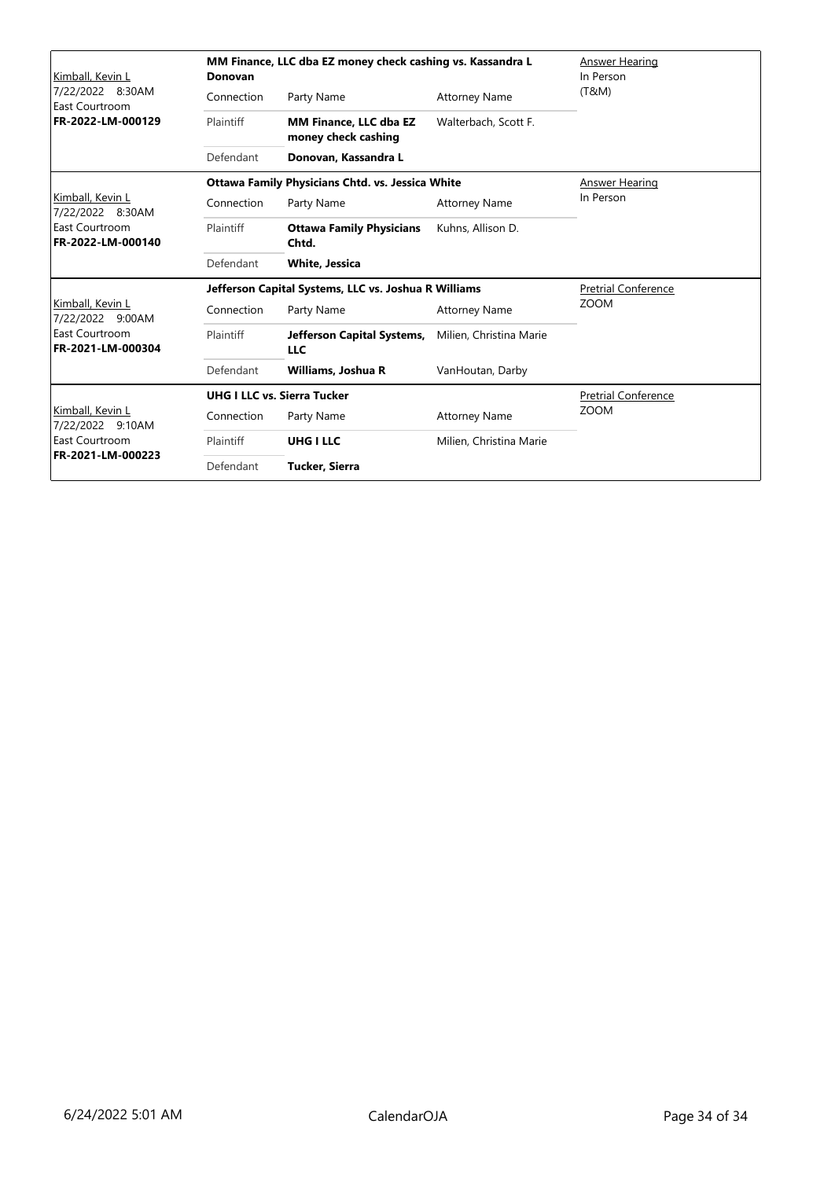| Judge / Date / Location / Case | Case Title | | | Hearing Type |
| --- | --- | --- | --- | --- |
| Kimball, Kevin L<br>7/22/2022 8:30AM<br>East Courtroom<br>**FR-2022-LM-000129** | **MM Finance, LLC dba EZ money check cashing vs. Kassandra L Donovan** | | | Answer Hearing<br>In Person<br>(T&M) |
| | Connection | Party Name | Attorney Name | |
| | Plaintiff | **MM Finance, LLC dba EZ money check cashing** | Walterbach, Scott F. | |
| | Defendant | **Donovan, Kassandra L** | | |
| Kimball, Kevin L<br>7/22/2022 8:30AM<br>East Courtroom<br>**FR-2022-LM-000140** | **Ottawa Family Physicians Chtd. vs. Jessica White** | | | Answer Hearing<br>In Person |
| | Connection | Party Name | Attorney Name | |
| | Plaintiff | **Ottawa Family Physicians Chtd.** | Kuhns, Allison D. | |
| | Defendant | **White, Jessica** | | |
| Kimball, Kevin L<br>7/22/2022 9:00AM<br>East Courtroom<br>**FR-2021-LM-000304** | **Jefferson Capital Systems, LLC vs. Joshua R Williams** | | | Pretrial Conference<br>ZOOM |
| | Connection | Party Name | Attorney Name | |
| | Plaintiff | **Jefferson Capital Systems, LLC** | Milien, Christina Marie | |
| | Defendant | **Williams, Joshua R** | VanHoutan, Darby | |
| Kimball, Kevin L<br>7/22/2022 9:10AM<br>East Courtroom<br>**FR-2021-LM-000223** | **UHG I LLC vs. Sierra Tucker** | | | Pretrial Conference<br>ZOOM |
| | Connection | Party Name | Attorney Name | |
| | Plaintiff | **UHG I LLC** | Milien, Christina Marie | |
| | Defendant | **Tucker, Sierra** | | |